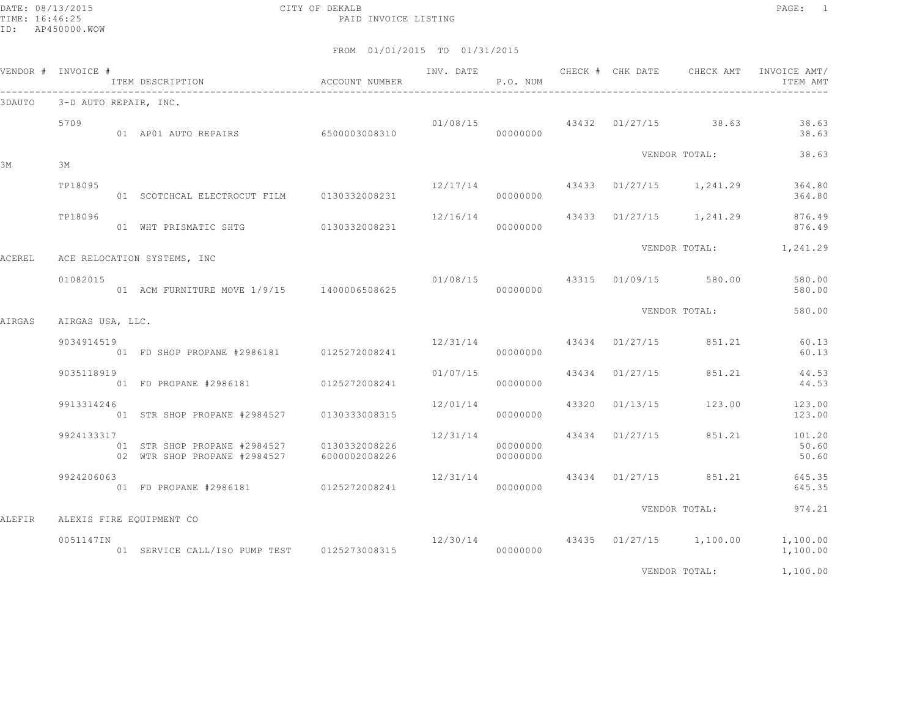DATE: 08/13/2015
TIME: 16:46:25
ID: AP450000.WOW

CITY OF DEKALB
PAID INVOICE LISTING

FROM 01/01/2015 TO 01/31/2015

| VENDOR # | INVOICE # | ITEM DESCRIPTION | ACCOUNT NUMBER | INV. DATE | P.O. NUM | CHECK # | CHK DATE | CHECK AMT | INVOICE AMT/ ITEM AMT |
|---|---|---|---|---|---|---|---|---|---|
| 3DAUTO | 3-D AUTO REPAIR, INC. | | | | | | | | |
| | 5709 | | | 01/08/15 | | 43432 | 01/27/15 | 38.63 | 38.63 |
| | | 01 AP01 AUTO REPAIRS | 6500003008310 | | 00000000 | | | | 38.63 |
| | | | | | | | | VENDOR TOTAL: | 38.63 |
| 3M | 3M | | | | | | | | |
| | TP18095 | | | 12/17/14 | | 43433 | 01/27/15 | 1,241.29 | 364.80 |
| | | 01 SCOTCHCAL ELECTROCUT FILM | 0130332008231 | | 00000000 | | | | 364.80 |
| | TP18096 | | | 12/16/14 | | 43433 | 01/27/15 | 1,241.29 | 876.49 |
| | | 01 WHT PRISMATIC SHTG | 0130332008231 | | 00000000 | | | | 876.49 |
| | | | | | | | | VENDOR TOTAL: | 1,241.29 |
| ACEREL | ACE RELOCATION SYSTEMS, INC | | | | | | | | |
| | 01082015 | | | 01/08/15 | | 43315 | 01/09/15 | 580.00 | 580.00 |
| | | 01 ACM FURNITURE MOVE 1/9/15 | 1400006508625 | | 00000000 | | | | 580.00 |
| | | | | | | | | VENDOR TOTAL: | 580.00 |
| AIRGAS | AIRGAS USA, LLC. | | | | | | | | |
| | 9034914519 | | | 12/31/14 | | 43434 | 01/27/15 | 851.21 | 60.13 |
| | | 01 FD SHOP PROPANE #2986181 | 0125272008241 | | 00000000 | | | | 60.13 |
| | 9035118919 | | | 01/07/15 | | 43434 | 01/27/15 | 851.21 | 44.53 |
| | | 01 FD PROPANE #2986181 | 0125272008241 | | 00000000 | | | | 44.53 |
| | 9913314246 | | | 12/01/14 | | 43320 | 01/13/15 | 123.00 | 123.00 |
| | | 01 STR SHOP PROPANE #2984527 | 0130333008315 | | 00000000 | | | | 123.00 |
| | 9924133317 | | | 12/31/14 | | 43434 | 01/27/15 | 851.21 | 101.20 |
| | | 01 STR SHOP PROPANE #2984527 | 0130332008226 | | 00000000 | | | | 50.60 |
| | | 02 WTR SHOP PROPANE #2984527 | 6000002008226 | | 00000000 | | | | 50.60 |
| | 9924206063 | | | 12/31/14 | | 43434 | 01/27/15 | 851.21 | 645.35 |
| | | 01 FD PROPANE #2986181 | 0125272008241 | | 00000000 | | | | 645.35 |
| | | | | | | | | VENDOR TOTAL: | 974.21 |
| ALEFIR | ALEXIS FIRE EQUIPMENT CO | | | | | | | | |
| | 0051147IN | | | 12/30/14 | | 43435 | 01/27/15 | 1,100.00 | 1,100.00 |
| | | 01 SERVICE CALL/ISO PUMP TEST | 0125273008315 | | 00000000 | | | | 1,100.00 |
| | | | | | | | | VENDOR TOTAL: | 1,100.00 |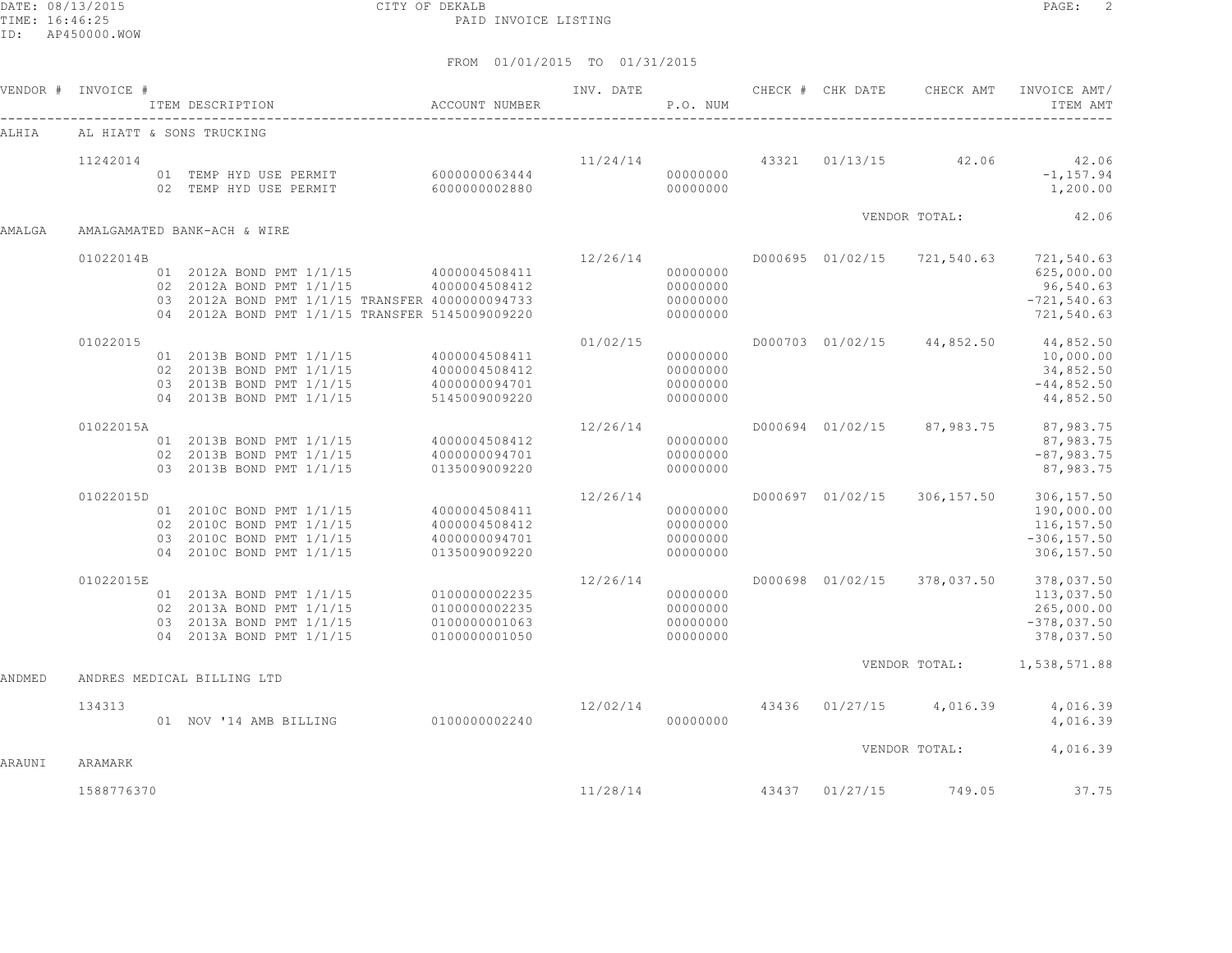CITY OF DEKALB

PAID INVOICE LISTING

FROM 01/01/2015 TO 01/31/2015

| VENDOR # | INVOICE # | ITEM DESCRIPTION | ACCOUNT NUMBER | INV. DATE | P.O. NUM | CHECK # | CHK DATE | CHECK AMT | INVOICE AMT/ ITEM AMT |
|---|---|---|---|---|---|---|---|---|---|
| ALHIA | AL HIATT & SONS TRUCKING | | | | | | | | |
| | 11242014 | | | 11/24/14 | | 43321 | 01/13/15 | 42.06 | 42.06 |
| | | 01 TEMP HYD USE PERMIT | 6000000063444 | | 00000000 | | | | -1,157.94 |
| | | 02 TEMP HYD USE PERMIT | 6000000002880 | | 00000000 | | | | 1,200.00 |
| | | | | | | | VENDOR TOTAL: | | 42.06 |
| AMALGA | AMALGAMATED BANK-ACH & WIRE | | | | | | | | |
| | 01022014B | | | 12/26/14 | | D000695 | 01/02/15 | 721,540.63 | 721,540.63 |
| | | 01 2012A BOND PMT 1/1/15 | 4000004508411 | | 00000000 | | | | 625,000.00 |
| | | 02 2012A BOND PMT 1/1/15 | 4000004508412 | | 00000000 | | | | 96,540.63 |
| | | 03 2012A BOND PMT 1/1/15 TRANSFER | 4000000094733 | | 00000000 | | | | -721,540.63 |
| | | 04 2012A BOND PMT 1/1/15 TRANSFER | 5145009009220 | | 00000000 | | | | 721,540.63 |
| | 01022015 | | | 01/02/15 | | D000703 | 01/02/15 | 44,852.50 | 44,852.50 |
| | | 01 2013B BOND PMT 1/1/15 | 4000004508411 | | 00000000 | | | | 10,000.00 |
| | | 02 2013B BOND PMT 1/1/15 | 4000004508412 | | 00000000 | | | | 34,852.50 |
| | | 03 2013B BOND PMT 1/1/15 | 4000000094701 | | 00000000 | | | | -44,852.50 |
| | | 04 2013B BOND PMT 1/1/15 | 5145009009220 | | 00000000 | | | | 44,852.50 |
| | 01022015A | | | 12/26/14 | | D000694 | 01/02/15 | 87,983.75 | 87,983.75 |
| | | 01 2013B BOND PMT 1/1/15 | 4000004508412 | | 00000000 | | | | 87,983.75 |
| | | 02 2013B BOND PMT 1/1/15 | 4000000094701 | | 00000000 | | | | -87,983.75 |
| | | 03 2013B BOND PMT 1/1/15 | 0135009009220 | | 00000000 | | | | 87,983.75 |
| | 01022015D | | | 12/26/14 | | D000697 | 01/02/15 | 306,157.50 | 306,157.50 |
| | | 01 2010C BOND PMT 1/1/15 | 4000004508411 | | 00000000 | | | | 190,000.00 |
| | | 02 2010C BOND PMT 1/1/15 | 4000004508412 | | 00000000 | | | | 116,157.50 |
| | | 03 2010C BOND PMT 1/1/15 | 4000000094701 | | 00000000 | | | | -306,157.50 |
| | | 04 2010C BOND PMT 1/1/15 | 0135009009220 | | 00000000 | | | | 306,157.50 |
| | 01022015E | | | 12/26/14 | | D000698 | 01/02/15 | 378,037.50 | 378,037.50 |
| | | 01 2013A BOND PMT 1/1/15 | 0100000002235 | | 00000000 | | | | 113,037.50 |
| | | 02 2013A BOND PMT 1/1/15 | 0100000002235 | | 00000000 | | | | 265,000.00 |
| | | 03 2013A BOND PMT 1/1/15 | 0100000001063 | | 00000000 | | | | -378,037.50 |
| | | 04 2013A BOND PMT 1/1/15 | 0100000001050 | | 00000000 | | | | 378,037.50 |
| | | | | | | | VENDOR TOTAL: | | 1,538,571.88 |
| ANDMED | ANDRES MEDICAL BILLING LTD | | | | | | | | |
| | 134313 | | | 12/02/14 | | 43436 | 01/27/15 | 4,016.39 | 4,016.39 |
| | | 01 NOV '14 AMB BILLING | 0100000002240 | | 00000000 | | | | 4,016.39 |
| | | | | | | | VENDOR TOTAL: | | 4,016.39 |
| ARAUNI | ARAMARK | | | | | | | | |
| | 1588776370 | | | 11/28/14 | | 43437 | 01/27/15 | 749.05 | 37.75 |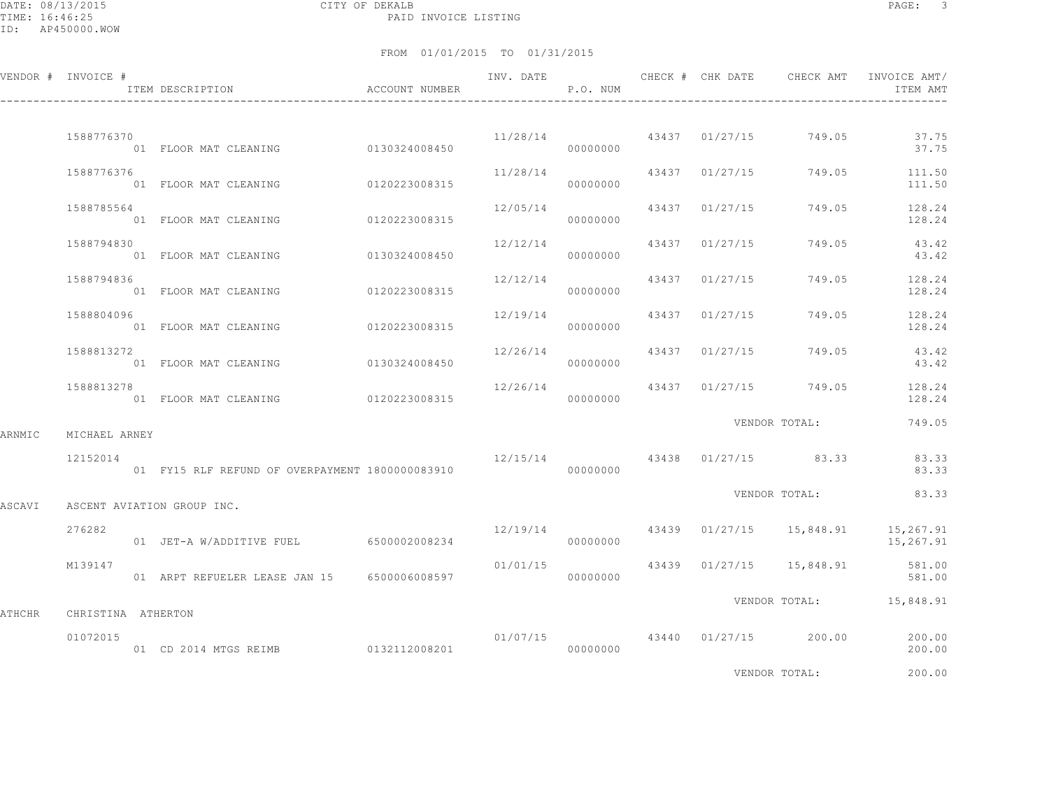CITY OF DEKALB
PAID INVOICE LISTING

FROM 01/01/2015 TO 01/31/2015

| VENDOR # | INVOICE # / ITEM DESCRIPTION | ACCOUNT NUMBER | INV. DATE | P.O. NUM | CHECK # | CHK DATE | CHECK AMT | INVOICE AMT/ ITEM AMT |
|---|---|---|---|---|---|---|---|---|
| | 1588776370 | | 11/28/14 | | 43437 | 01/27/15 | 749.05 | 37.75 |
| | 01 FLOOR MAT CLEANING | 0130324008450 | | 00000000 | | | | 37.75 |
| | 1588776376 | | 11/28/14 | | 43437 | 01/27/15 | 749.05 | 111.50 |
| | 01 FLOOR MAT CLEANING | 0120223008315 | | 00000000 | | | | 111.50 |
| | 1588785564 | | 12/05/14 | | 43437 | 01/27/15 | 749.05 | 128.24 |
| | 01 FLOOR MAT CLEANING | 0120223008315 | | 00000000 | | | | 128.24 |
| | 1588794830 | | 12/12/14 | | 43437 | 01/27/15 | 749.05 | 43.42 |
| | 01 FLOOR MAT CLEANING | 0130324008450 | | 00000000 | | | | 43.42 |
| | 1588794836 | | 12/12/14 | | 43437 | 01/27/15 | 749.05 | 128.24 |
| | 01 FLOOR MAT CLEANING | 0120223008315 | | 00000000 | | | | 128.24 |
| | 1588804096 | | 12/19/14 | | 43437 | 01/27/15 | 749.05 | 128.24 |
| | 01 FLOOR MAT CLEANING | 0120223008315 | | 00000000 | | | | 128.24 |
| | 1588813272 | | 12/26/14 | | 43437 | 01/27/15 | 749.05 | 43.42 |
| | 01 FLOOR MAT CLEANING | 0130324008450 | | 00000000 | | | | 43.42 |
| | 1588813278 | | 12/26/14 | | 43437 | 01/27/15 | 749.05 | 128.24 |
| | 01 FLOOR MAT CLEANING | 0120223008315 | | 00000000 | | | | 128.24 |
| | | | | | | | VENDOR TOTAL: | 749.05 |
| ARNMIC | MICHAEL ARNEY | | | | | | | |
| | 12152014 | | 12/15/14 | | 43438 | 01/27/15 | 83.33 | 83.33 |
| | 01 FY15 RLF REFUND OF OVERPAYMENT | 1800000083910 | | 00000000 | | | | 83.33 |
| | | | | | | | VENDOR TOTAL: | 83.33 |
| ASCAVI | ASCENT AVIATION GROUP INC. | | | | | | | |
| | 276282 | | 12/19/14 | | 43439 | 01/27/15 | 15,848.91 | 15,267.91 |
| | 01 JET-A W/ADDITIVE FUEL | 6500002008234 | | 00000000 | | | | 15,267.91 |
| | M139147 | | 01/01/15 | | 43439 | 01/27/15 | 15,848.91 | 581.00 |
| | 01 ARPT REFUELER LEASE JAN 15 | 6500006008597 | | 00000000 | | | | 581.00 |
| | | | | | | | VENDOR TOTAL: | 15,848.91 |
| ATHCHR | CHRISTINA ATHERTON | | | | | | | |
| | 01072015 | | 01/07/15 | | 43440 | 01/27/15 | 200.00 | 200.00 |
| | 01 CD 2014 MTGS REIMB | 0132112008201 | | 00000000 | | | | 200.00 |
| | | | | | | | VENDOR TOTAL: | 200.00 |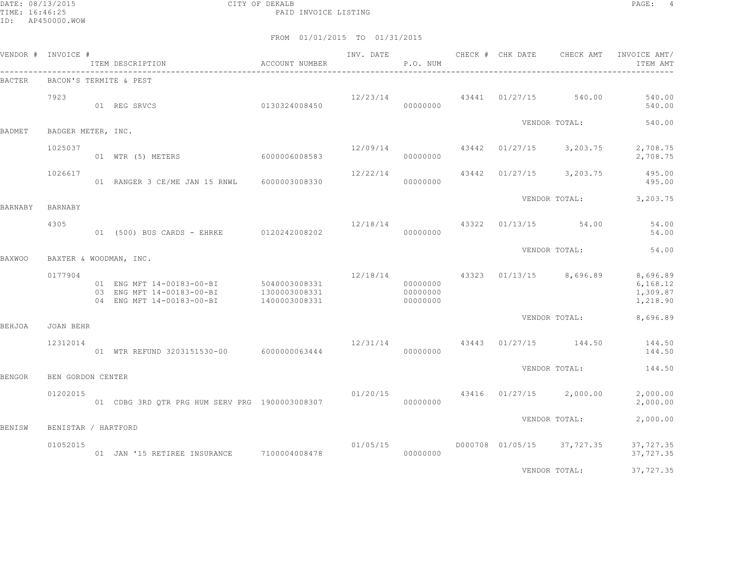CITY OF DEKALB
PAID INVOICE LISTING

FROM 01/01/2015 TO 01/31/2015

| VENDOR # | INVOICE # | ITEM DESCRIPTION | ACCOUNT NUMBER | INV. DATE | P.O. NUM | CHECK # | CHK DATE | CHECK AMT | INVOICE AMT/ ITEM AMT |
|---|---|---|---|---|---|---|---|---|---|
| BACTER | BACON'S TERMITE & PEST | | | | | | | | |
| | 7923 | | | 12/23/14 | | 43441 | 01/27/15 | 540.00 | 540.00 |
| | | 01 REG SRVCS | 0130324008450 | | 00000000 | | | | 540.00 |
| | | | | | | | | VENDOR TOTAL: | 540.00 |
| BADMET | BADGER METER, INC. | | | | | | | | |
| | 1025037 | | | 12/09/14 | | 43442 | 01/27/15 | 3,203.75 | 2,708.75 |
| | | 01 WTR (5) METERS | 6000006008583 | | 00000000 | | | | 2,708.75 |
| | 1026617 | | | 12/22/14 | | 43442 | 01/27/15 | 3,203.75 | 495.00 |
| | | 01 RANGER 3 CE/ME JAN 15 RNWL | 6000003008330 | | 00000000 | | | | 495.00 |
| | | | | | | | | VENDOR TOTAL: | 3,203.75 |
| BARNABY | BARNABY | | | | | | | | |
| | 4305 | | | 12/18/14 | | 43322 | 01/13/15 | 54.00 | 54.00 |
| | | 01 (500) BUS CARDS - EHRKE | 0120242008202 | | 00000000 | | | | 54.00 |
| | | | | | | | | VENDOR TOTAL: | 54.00 |
| BAXWOO | BAXTER & WOODMAN, INC. | | | | | | | | |
| | 0177904 | | | 12/18/14 | | 43323 | 01/13/15 | 8,696.89 | 8,696.89 |
| | | 01 ENG MFT 14-00183-00-BI | 5040003008331 | | 00000000 | | | | 6,168.12 |
| | | 03 ENG MFT 14-00183-00-BI | 1300003008331 | | 00000000 | | | | 1,309.87 |
| | | 04 ENG MFT 14-00183-00-BI | 1400003008331 | | 00000000 | | | | 1,218.90 |
| | | | | | | | | VENDOR TOTAL: | 8,696.89 |
| BEHJOA | JOAN BEHR | | | | | | | | |
| | 12312014 | | | 12/31/14 | | 43443 | 01/27/15 | 144.50 | 144.50 |
| | | 01 WTR REFUND 3203151530-00 | 6000000063444 | | 00000000 | | | | 144.50 |
| | | | | | | | | VENDOR TOTAL: | 144.50 |
| BENGOR | BEN GORDON CENTER | | | | | | | | |
| | 01202015 | | | 01/20/15 | | 43416 | 01/27/15 | 2,000.00 | 2,000.00 |
| | | 01 CDBG 3RD QTR PRG HUM SERV PRG | 1900003008307 | | 00000000 | | | | 2,000.00 |
| | | | | | | | | VENDOR TOTAL: | 2,000.00 |
| BENISW | BENISTAR / HARTFORD | | | | | | | | |
| | 01052015 | | | 01/05/15 | | D000708 | 01/05/15 | 37,727.35 | 37,727.35 |
| | | 01 JAN '15 RETIREE INSURANCE | 7100004008478 | | 00000000 | | | | 37,727.35 |
| | | | | | | | | VENDOR TOTAL: | 37,727.35 |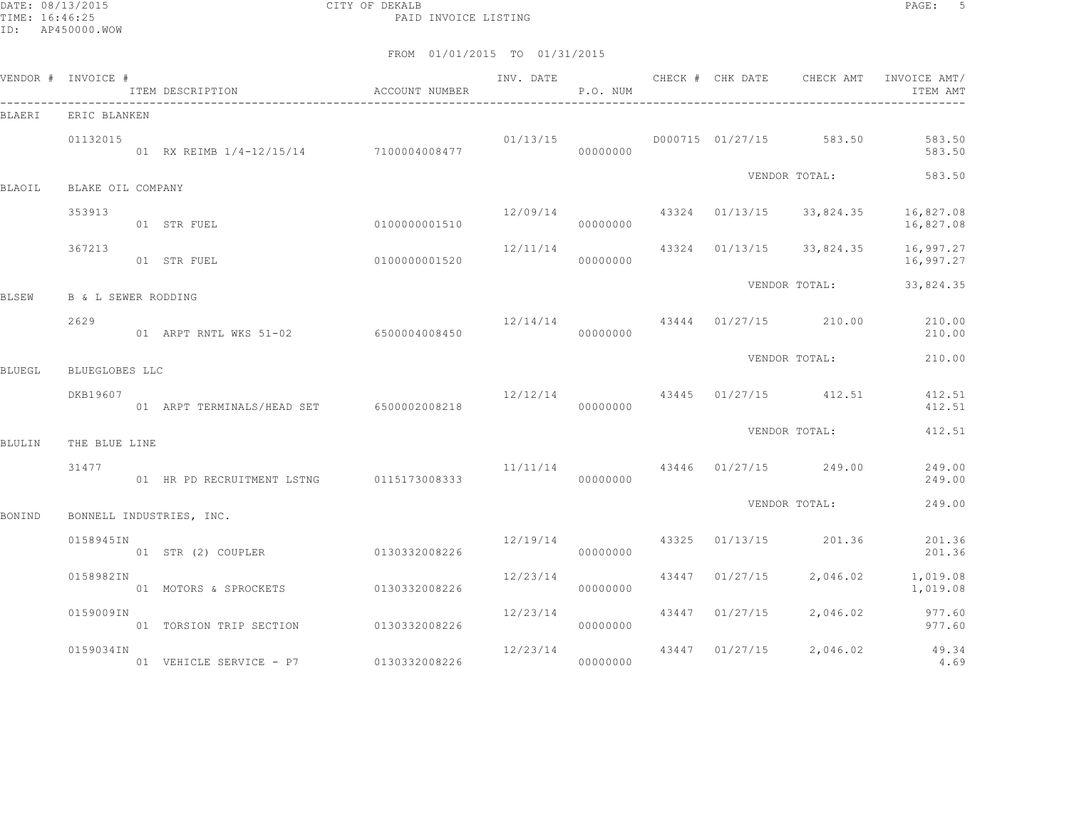CITY OF DEKALB

PAID INVOICE LISTING

FROM 01/01/2015 TO 01/31/2015

| VENDOR # | INVOICE # | ITEM DESCRIPTION | ACCOUNT NUMBER | INV. DATE | P.O. NUM | CHECK # | CHK DATE | CHECK AMT | INVOICE AMT/ ITEM AMT |
|---|---|---|---|---|---|---|---|---|---|
| BLAERI | ERIC BLANKEN | | | | | | | | |
| | 01132015 | | | 01/13/15 | | D000715 | 01/27/15 | 583.50 | 583.50 |
| | | 01 RX REIMB 1/4-12/15/14 | 7100004008477 | | 00000000 | | | | 583.50 |
| | | | | | | | | VENDOR TOTAL: | 583.50 |
| BLAOIL | BLAKE OIL COMPANY | | | | | | | | |
| | 353913 | | | 12/09/14 | | 43324 | 01/13/15 | 33,824.35 | 16,827.08 |
| | | 01 STR FUEL | 0100000001510 | | 00000000 | | | | 16,827.08 |
| | 367213 | | | 12/11/14 | | 43324 | 01/13/15 | 33,824.35 | 16,997.27 |
| | | 01 STR FUEL | 0100000001520 | | 00000000 | | | | 16,997.27 |
| | | | | | | | | VENDOR TOTAL: | 33,824.35 |
| BLSEW | B & L SEWER RODDING | | | | | | | | |
| | 2629 | | | 12/14/14 | | 43444 | 01/27/15 | 210.00 | 210.00 |
| | | 01 ARPT RNTL WKS 51-02 | 6500004008450 | | 00000000 | | | | 210.00 |
| | | | | | | | | VENDOR TOTAL: | 210.00 |
| BLUEGL | BLUEGLOBES LLC | | | | | | | | |
| | DKB19607 | | | 12/12/14 | | 43445 | 01/27/15 | 412.51 | 412.51 |
| | | 01 ARPT TERMINALS/HEAD SET | 6500002008218 | | 00000000 | | | | 412.51 |
| | | | | | | | | VENDOR TOTAL: | 412.51 |
| BLULIN | THE BLUE LINE | | | | | | | | |
| | 31477 | | | 11/11/14 | | 43446 | 01/27/15 | 249.00 | 249.00 |
| | | 01 HR PD RECRUITMENT LSTNG | 0115173008333 | | 00000000 | | | | 249.00 |
| | | | | | | | | VENDOR TOTAL: | 249.00 |
| BONIND | BONNELL INDUSTRIES, INC. | | | | | | | | |
| | 0158945IN | | | 12/19/14 | | 43325 | 01/13/15 | 201.36 | 201.36 |
| | | 01 STR (2) COUPLER | 0130332008226 | | 00000000 | | | | 201.36 |
| | 0158982IN | | | 12/23/14 | | 43447 | 01/27/15 | 2,046.02 | 1,019.08 |
| | | 01 MOTORS & SPROCKETS | 0130332008226 | | 00000000 | | | | 1,019.08 |
| | 0159009IN | | | 12/23/14 | | 43447 | 01/27/15 | 2,046.02 | 977.60 |
| | | 01 TORSION TRIP SECTION | 0130332008226 | | 00000000 | | | | 977.60 |
| | 0159034IN | | | 12/23/14 | | 43447 | 01/27/15 | 2,046.02 | 49.34 |
| | | 01 VEHICLE SERVICE - P7 | 0130332008226 | | 00000000 | | | | 4.69 |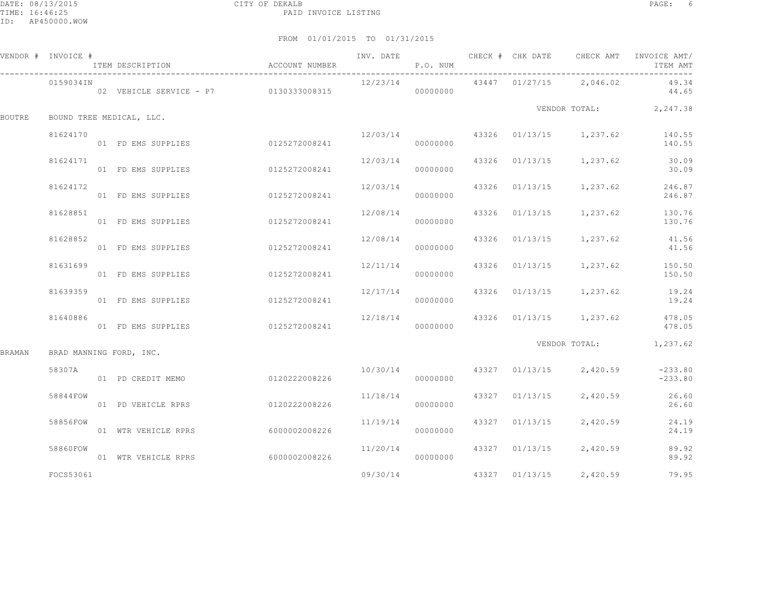CITY OF DEKALB

PAID INVOICE LISTING

DATE: 08/13/2015
TIME: 16:46:25
ID: AP450000.WOW

FROM 01/01/2015 TO 01/31/2015

| VENDOR # | INVOICE # / ITEM DESCRIPTION | ACCOUNT NUMBER | INV. DATE | P.O. NUM | CHECK # | CHK DATE | CHECK AMT | INVOICE AMT/ ITEM AMT |
|---|---|---|---|---|---|---|---|---|
| | 0159034IN | | 12/23/14 | | 43447 | 01/27/15 | 2,046.02 | 49.34 |
| | 02 VEHICLE SERVICE - P7 | 0130333008315 | | 00000000 | | | | 44.65 |
| | | | | | | | VENDOR TOTAL: | 2,247.38 |
| BOUTRE | BOUND TREE MEDICAL, LLC. | | | | | | | |
| | 81624170 | | 12/03/14 | | 43326 | 01/13/15 | 1,237.62 | 140.55 |
| | 01 FD EMS SUPPLIES | 0125272008241 | | 00000000 | | | | 140.55 |
| | 81624171 | | 12/03/14 | | 43326 | 01/13/15 | 1,237.62 | 30.09 |
| | 01 FD EMS SUPPLIES | 0125272008241 | | 00000000 | | | | 30.09 |
| | 81624172 | | 12/03/14 | | 43326 | 01/13/15 | 1,237.62 | 246.87 |
| | 01 FD EMS SUPPLIES | 0125272008241 | | 00000000 | | | | 246.87 |
| | 81628851 | | 12/08/14 | | 43326 | 01/13/15 | 1,237.62 | 130.76 |
| | 01 FD EMS SUPPLIES | 0125272008241 | | 00000000 | | | | 130.76 |
| | 81628852 | | 12/08/14 | | 43326 | 01/13/15 | 1,237.62 | 41.56 |
| | 01 FD EMS SUPPLIES | 0125272008241 | | 00000000 | | | | 41.56 |
| | 81631699 | | 12/11/14 | | 43326 | 01/13/15 | 1,237.62 | 150.50 |
| | 01 FD EMS SUPPLIES | 0125272008241 | | 00000000 | | | | 150.50 |
| | 81639359 | | 12/17/14 | | 43326 | 01/13/15 | 1,237.62 | 19.24 |
| | 01 FD EMS SUPPLIES | 0125272008241 | | 00000000 | | | | 19.24 |
| | 81640886 | | 12/18/14 | | 43326 | 01/13/15 | 1,237.62 | 478.05 |
| | 01 FD EMS SUPPLIES | 0125272008241 | | 00000000 | | | | 478.05 |
| | | | | | | | VENDOR TOTAL: | 1,237.62 |
| BRAMAN | BRAD MANNING FORD, INC. | | | | | | | |
| | 58307A | | 10/30/14 | | 43327 | 01/13/15 | 2,420.59 | -233.80 |
| | 01 PD CREDIT MEMO | 0120222008226 | | 00000000 | | | | -233.80 |
| | 58844FOW | | 11/18/14 | | 43327 | 01/13/15 | 2,420.59 | 26.60 |
| | 01 PD VEHICLE RPRS | 0120222008226 | | 00000000 | | | | 26.60 |
| | 58856FOW | | 11/19/14 | | 43327 | 01/13/15 | 2,420.59 | 24.19 |
| | 01 WTR VEHICLE RPRS | 6000002008226 | | 00000000 | | | | 24.19 |
| | 58860FOW | | 11/20/14 | | 43327 | 01/13/15 | 2,420.59 | 89.92 |
| | 01 WTR VEHICLE RPRS | 6000002008226 | | 00000000 | | | | 89.92 |
| | FOCS53061 | | 09/30/14 | | 43327 | 01/13/15 | 2,420.59 | 79.95 |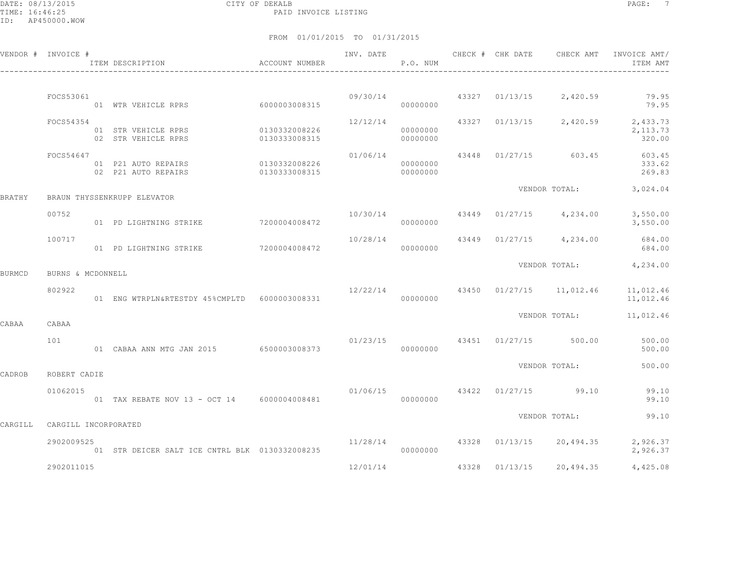CITY OF DEKALB
PAID INVOICE LISTING

DATE: 08/13/2015
TIME: 16:46:25
ID: AP450000.WOW

FROM 01/01/2015 TO 01/31/2015

| VENDOR # | INVOICE # | ITEM DESCRIPTION | ACCOUNT NUMBER | INV. DATE | P.O. NUM | CHECK # | CHK DATE | CHECK AMT | INVOICE AMT/ ITEM AMT |
|---|---|---|---|---|---|---|---|---|---|
| | FOCS53061 | | | 09/30/14 | | 43327 | 01/13/15 | 2,420.59 | 79.95 |
| | | 01 WTR VEHICLE RPRS | 6000003008315 | | 00000000 | | | | 79.95 |
| | FOCS54354 | | | 12/12/14 | | 43327 | 01/13/15 | 2,420.59 | 2,433.73 |
| | | 01 STR VEHICLE RPRS | 0130332008226 | | 00000000 | | | | 2,113.73 |
| | | 02 STR VEHICLE RPRS | 0130333008315 | | 00000000 | | | | 320.00 |
| | FOCS54647 | | | 01/06/14 | | 43448 | 01/27/15 | 603.45 | 603.45 |
| | | 01 P21 AUTO REPAIRS | 0130332008226 | | 00000000 | | | | 333.62 |
| | | 02 P21 AUTO REPAIRS | 0130333008315 | | 00000000 | | | | 269.83 |
| | | | | | | | | VENDOR TOTAL: | 3,024.04 |
| BRATHY | BRAUN THYSSENKRUPP ELEVATOR | | | | | | | | |
| | 00752 | | | 10/30/14 | | 43449 | 01/27/15 | 4,234.00 | 3,550.00 |
| | | 01 PD LIGHTNING STRIKE | 7200004008472 | | 00000000 | | | | 3,550.00 |
| | 100717 | | | 10/28/14 | | 43449 | 01/27/15 | 4,234.00 | 684.00 |
| | | 01 PD LIGHTNING STRIKE | 7200004008472 | | 00000000 | | | | 684.00 |
| | | | | | | | | VENDOR TOTAL: | 4,234.00 |
| BURMCD | BURNS & MCDONNELL | | | | | | | | |
| | 802922 | | | 12/22/14 | | 43450 | 01/27/15 | 11,012.46 | 11,012.46 |
| | | 01 ENG WTRPLN&RTESTDY 45%CMPLTD | 6000003008331 | | 00000000 | | | | 11,012.46 |
| | | | | | | | | VENDOR TOTAL: | 11,012.46 |
| CABAA | CABAA | | | | | | | | |
| | 101 | | | 01/23/15 | | 43451 | 01/27/15 | 500.00 | 500.00 |
| | | 01 CABAA ANN MTG JAN 2015 | 6500003008373 | | 00000000 | | | | 500.00 |
| | | | | | | | | VENDOR TOTAL: | 500.00 |
| CADROB | ROBERT CADIE | | | | | | | | |
| | 01062015 | | | 01/06/15 | | 43422 | 01/27/15 | 99.10 | 99.10 |
| | | 01 TAX REBATE NOV 13 - OCT 14 | 6000004008481 | | 00000000 | | | | 99.10 |
| | | | | | | | | VENDOR TOTAL: | 99.10 |
| CARGILL | CARGILL INCORPORATED | | | | | | | | |
| | 2902009525 | | | 11/28/14 | | 43328 | 01/13/15 | 20,494.35 | 2,926.37 |
| | | 01 STR DEICER SALT ICE CNTRL BLK | 0130332008235 | | 00000000 | | | | 2,926.37 |
| | 2902011015 | | | 12/01/14 | | 43328 | 01/13/15 | 20,494.35 | 4,425.08 |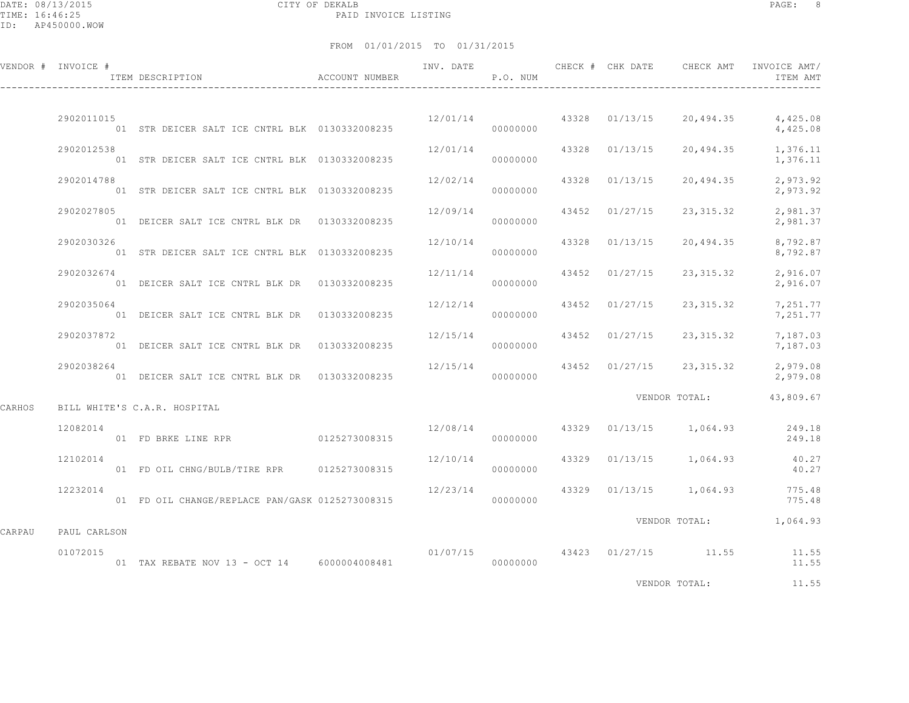FROM 01/01/2015 TO 01/31/2015

| VENDOR # | INVOICE # / ITEM DESCRIPTION | ACCOUNT NUMBER | INV. DATE | P.O. NUM | CHECK # | CHK DATE | CHECK AMT | INVOICE AMT/ ITEM AMT |
|---|---|---|---|---|---|---|---|---|
| | 2902011015 | | 12/01/14 | | 43328 | 01/13/15 | 20,494.35 | 4,425.08 |
| | 01 STR DEICER SALT ICE CNTRL BLK | 0130332008235 | | 00000000 | | | | 4,425.08 |
| | 2902012538 | | 12/01/14 | | 43328 | 01/13/15 | 20,494.35 | 1,376.11 |
| | 01 STR DEICER SALT ICE CNTRL BLK | 0130332008235 | | 00000000 | | | | 1,376.11 |
| | 2902014788 | | 12/02/14 | | 43328 | 01/13/15 | 20,494.35 | 2,973.92 |
| | 01 STR DEICER SALT ICE CNTRL BLK | 0130332008235 | | 00000000 | | | | 2,973.92 |
| | 2902027805 | | 12/09/14 | | 43452 | 01/27/15 | 23,315.32 | 2,981.37 |
| | 01 DEICER SALT ICE CNTRL BLK DR | 0130332008235 | | 00000000 | | | | 2,981.37 |
| | 2902030326 | | 12/10/14 | | 43328 | 01/13/15 | 20,494.35 | 8,792.87 |
| | 01 STR DEICER SALT ICE CNTRL BLK | 0130332008235 | | 00000000 | | | | 8,792.87 |
| | 2902032674 | | 12/11/14 | | 43452 | 01/27/15 | 23,315.32 | 2,916.07 |
| | 01 DEICER SALT ICE CNTRL BLK DR | 0130332008235 | | 00000000 | | | | 2,916.07 |
| | 2902035064 | | 12/12/14 | | 43452 | 01/27/15 | 23,315.32 | 7,251.77 |
| | 01 DEICER SALT ICE CNTRL BLK DR | 0130332008235 | | 00000000 | | | | 7,251.77 |
| | 2902037872 | | 12/15/14 | | 43452 | 01/27/15 | 23,315.32 | 7,187.03 |
| | 01 DEICER SALT ICE CNTRL BLK DR | 0130332008235 | | 00000000 | | | | 7,187.03 |
| | 2902038264 | | 12/15/14 | | 43452 | 01/27/15 | 23,315.32 | 2,979.08 |
| | 01 DEICER SALT ICE CNTRL BLK DR | 0130332008235 | | 00000000 | | | | 2,979.08 |
| | | | | | | | VENDOR TOTAL: | 43,809.67 |
| CARHOS | BILL WHITE'S C.A.R. HOSPITAL | | | | | | | |
| | 12082014 | | 12/08/14 | | 43329 | 01/13/15 | 1,064.93 | 249.18 |
| | 01 FD BRKE LINE RPR | 0125273008315 | | 00000000 | | | | 249.18 |
| | 12102014 | | 12/10/14 | | 43329 | 01/13/15 | 1,064.93 | 40.27 |
| | 01 FD OIL CHNG/BULB/TIRE RPR | 0125273008315 | | 00000000 | | | | 40.27 |
| | 12232014 | | 12/23/14 | | 43329 | 01/13/15 | 1,064.93 | 775.48 |
| | 01 FD OIL CHANGE/REPLACE PAN/GASK | 0125273008315 | | 00000000 | | | | 775.48 |
| | | | | | | | VENDOR TOTAL: | 1,064.93 |
| CARPAU | PAUL CARLSON | | | | | | | |
| | 01072015 | | 01/07/15 | | 43423 | 01/27/15 | 11.55 | 11.55 |
| | 01 TAX REBATE NOV 13 - OCT 14 | 6000004008481 | | 00000000 | | | | 11.55 |
| | | | | | | | VENDOR TOTAL: | 11.55 |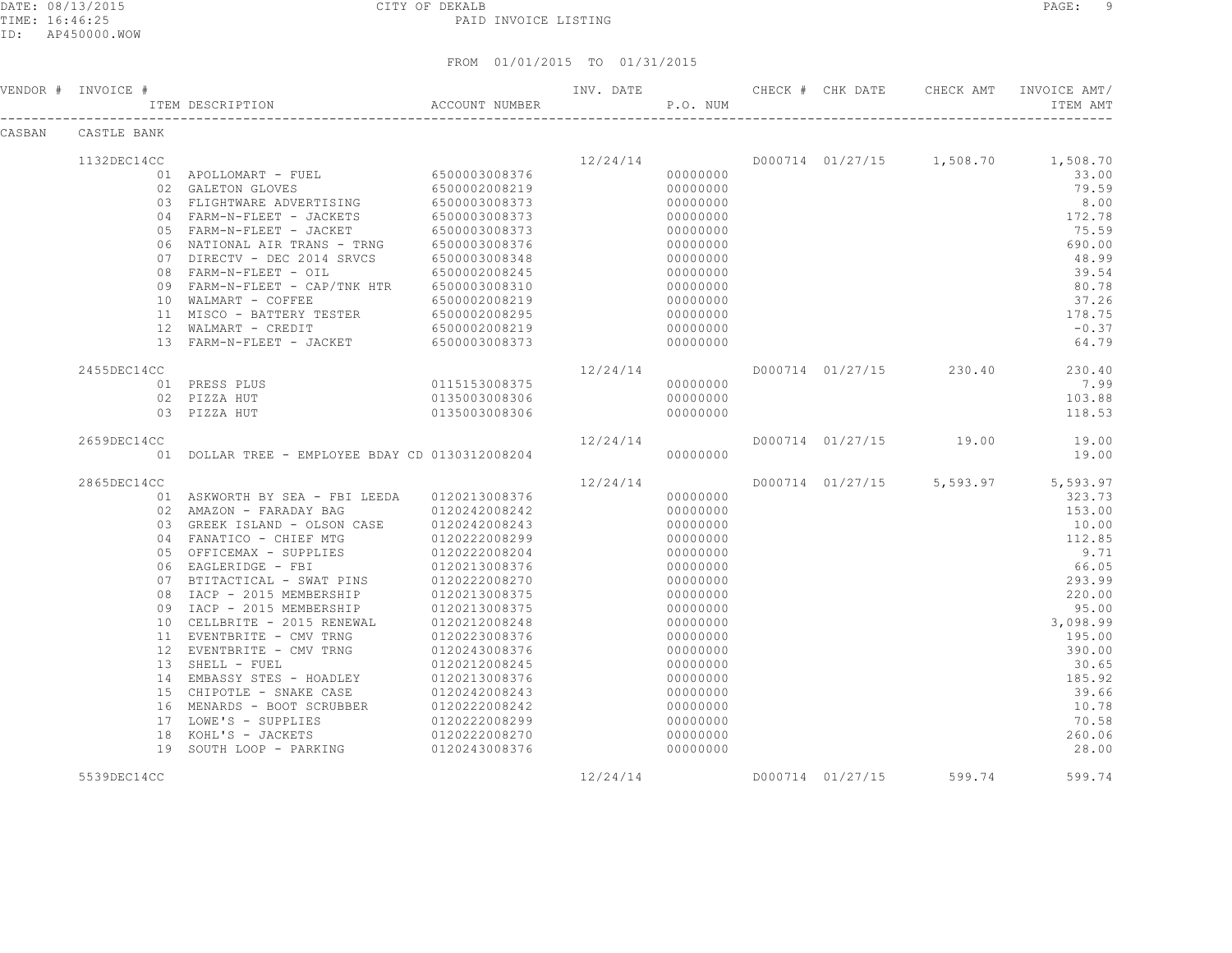CITY OF DEKALB

PAID INVOICE LISTING

DATE: 08/13/2015
TIME: 16:46:25
ID: AP450000.WOW

FROM 01/01/2015 TO 01/31/2015

| VENDOR # | INVOICE # | ITEM DESCRIPTION | ACCOUNT NUMBER | INV. DATE | P.O. NUM | CHECK # | CHK DATE | CHECK AMT | INVOICE AMT/ ITEM AMT |
|---|---|---|---|---|---|---|---|---|---|
| CASBAN | CASTLE BANK | | | | | | | | |
| | 1132DEC14CC | | | 12/24/14 | | D000714 | 01/27/15 | 1,508.70 | 1,508.70 |
| | | 01 APOLLOMART - FUEL | 6500003008376 | | 00000000 | | | | 33.00 |
| | | 02 GALETON GLOVES | 6500002008219 | | 00000000 | | | | 79.59 |
| | | 03 FLIGHTWARE ADVERTISING | 6500003008373 | | 00000000 | | | | 8.00 |
| | | 04 FARM-N-FLEET - JACKETS | 6500003008373 | | 00000000 | | | | 172.78 |
| | | 05 FARM-N-FLEET - JACKET | 6500003008373 | | 00000000 | | | | 75.59 |
| | | 06 NATIONAL AIR TRANS - TRNG | 6500003008376 | | 00000000 | | | | 690.00 |
| | | 07 DIRECTV - DEC 2014 SRVCS | 6500003008348 | | 00000000 | | | | 48.99 |
| | | 08 FARM-N-FLEET - OIL | 6500002008245 | | 00000000 | | | | 39.54 |
| | | 09 FARM-N-FLEET - CAP/TNK HTR | 6500003008310 | | 00000000 | | | | 80.78 |
| | | 10 WALMART - COFFEE | 6500002008219 | | 00000000 | | | | 37.26 |
| | | 11 MISCO - BATTERY TESTER | 6500002008295 | | 00000000 | | | | 178.75 |
| | | 12 WALMART - CREDIT | 6500002008219 | | 00000000 | | | | -0.37 |
| | | 13 FARM-N-FLEET - JACKET | 6500003008373 | | 00000000 | | | | 64.79 |
| | 2455DEC14CC | | | 12/24/14 | | D000714 | 01/27/15 | 230.40 | 230.40 |
| | | 01 PRESS PLUS | 0115153008375 | | 00000000 | | | | 7.99 |
| | | 02 PIZZA HUT | 0135003008306 | | 00000000 | | | | 103.88 |
| | | 03 PIZZA HUT | 0135003008306 | | 00000000 | | | | 118.53 |
| | 2659DEC14CC | | | 12/24/14 | | D000714 | 01/27/15 | 19.00 | 19.00 |
| | | 01 DOLLAR TREE - EMPLOYEE BDAY CD | 0130312008204 | | 00000000 | | | | 19.00 |
| | 2865DEC14CC | | | 12/24/14 | | D000714 | 01/27/15 | 5,593.97 | 5,593.97 |
| | | 01 ASKWORTH BY SEA - FBI LEEDA | 0120213008376 | | 00000000 | | | | 323.73 |
| | | 02 AMAZON - FARADAY BAG | 0120242008242 | | 00000000 | | | | 153.00 |
| | | 03 GREEK ISLAND - OLSON CASE | 0120242008243 | | 00000000 | | | | 10.00 |
| | | 04 FANATICO - CHIEF MTG | 0120222008299 | | 00000000 | | | | 112.85 |
| | | 05 OFFICEMAX - SUPPLIES | 0120222008204 | | 00000000 | | | | 9.71 |
| | | 06 EAGLERIDGE - FBI | 0120213008376 | | 00000000 | | | | 66.05 |
| | | 07 BTITACTICAL - SWAT PINS | 0120222008270 | | 00000000 | | | | 293.99 |
| | | 08 IACP - 2015 MEMBERSHIP | 0120213008375 | | 00000000 | | | | 220.00 |
| | | 09 IACP - 2015 MEMBERSHIP | 0120213008375 | | 00000000 | | | | 95.00 |
| | | 10 CELLBRITE - 2015 RENEWAL | 0120212008248 | | 00000000 | | | | 3,098.99 |
| | | 11 EVENTBRITE - CMV TRNG | 0120223008376 | | 00000000 | | | | 195.00 |
| | | 12 EVENTBRITE - CMV TRNG | 0120243008376 | | 00000000 | | | | 390.00 |
| | | 13 SHELL - FUEL | 0120212008245 | | 00000000 | | | | 30.65 |
| | | 14 EMBASSY STES - HOADLEY | 0120213008376 | | 00000000 | | | | 185.92 |
| | | 15 CHIPOTLE - SNAKE CASE | 0120242008243 | | 00000000 | | | | 39.66 |
| | | 16 MENARDS - BOOT SCRUBBER | 0120222008242 | | 00000000 | | | | 10.78 |
| | | 17 LOWE'S - SUPPLIES | 0120222008299 | | 00000000 | | | | 70.58 |
| | | 18 KOHL'S - JACKETS | 0120222008270 | | 00000000 | | | | 260.06 |
| | | 19 SOUTH LOOP - PARKING | 0120243008376 | | 00000000 | | | | 28.00 |
| | 5539DEC14CC | | | 12/24/14 | | D000714 | 01/27/15 | 599.74 | 599.74 |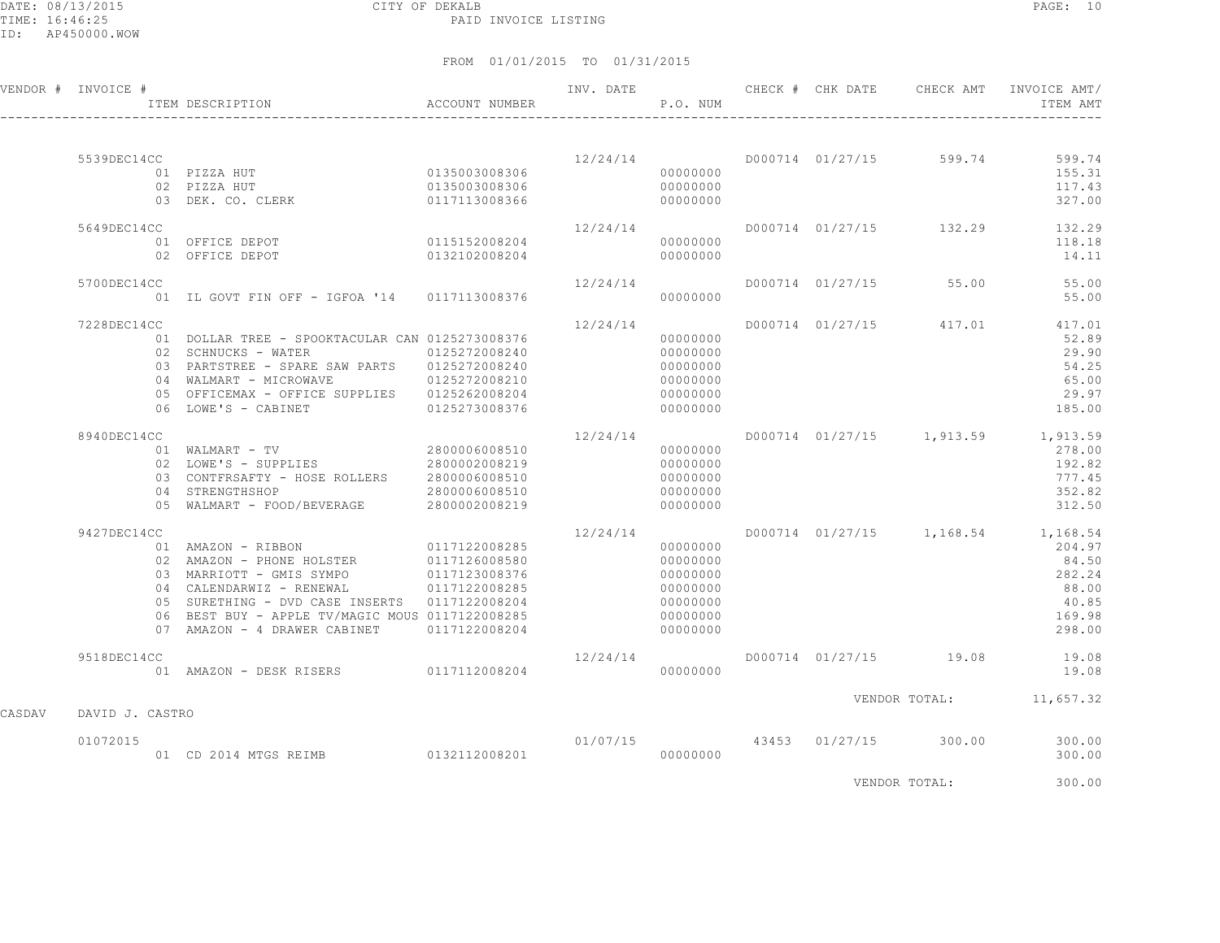CITY OF DEKALB

PAID INVOICE LISTING

DATE: 08/13/2015
TIME: 16:46:25
ID: AP450000.WOW

FROM 01/01/2015 TO 01/31/2015

| VENDOR # | INVOICE # | ITEM DESCRIPTION | ACCOUNT NUMBER | INV. DATE | P.O. NUM | CHECK # | CHK DATE | CHECK AMT | INVOICE AMT/ ITEM AMT |
|---|---|---|---|---|---|---|---|---|---|
| | 5539DEC14CC | | | 12/24/14 | | D000714 | 01/27/15 | 599.74 | 599.74 |
| | | 01 PIZZA HUT | 0135003008306 | | 00000000 | | | | 155.31 |
| | | 02 PIZZA HUT | 0135003008306 | | 00000000 | | | | 117.43 |
| | | 03 DEK. CO. CLERK | 0117113008366 | | 00000000 | | | | 327.00 |
| | 5649DEC14CC | | | 12/24/14 | | D000714 | 01/27/15 | 132.29 | 132.29 |
| | | 01 OFFICE DEPOT | 0115152008204 | | 00000000 | | | | 118.18 |
| | | 02 OFFICE DEPOT | 0132102008204 | | 00000000 | | | | 14.11 |
| | 5700DEC14CC | | | 12/24/14 | | D000714 | 01/27/15 | 55.00 | 55.00 |
| | | 01 IL GOVT FIN OFF - IGFOA '14 | 0117113008376 | | 00000000 | | | | 55.00 |
| | 7228DEC14CC | | | 12/24/14 | | D000714 | 01/27/15 | 417.01 | 417.01 |
| | | 01 DOLLAR TREE - SPOOKTACULAR CAN | 0125273008376 | | 00000000 | | | | 52.89 |
| | | 02 SCHNUCKS - WATER | 0125272008240 | | 00000000 | | | | 29.90 |
| | | 03 PARTSTREE - SPARE SAW PARTS | 0125272008240 | | 00000000 | | | | 54.25 |
| | | 04 WALMART - MICROWAVE | 0125272008210 | | 00000000 | | | | 65.00 |
| | | 05 OFFICEMAX - OFFICE SUPPLIES | 0125262008204 | | 00000000 | | | | 29.97 |
| | | 06 LOWE'S - CABINET | 0125273008376 | | 00000000 | | | | 185.00 |
| | 8940DEC14CC | | | 12/24/14 | | D000714 | 01/27/15 | 1,913.59 | 1,913.59 |
| | | 01 WALMART - TV | 2800006008510 | | 00000000 | | | | 278.00 |
| | | 02 LOWE'S - SUPPLIES | 2800002008219 | | 00000000 | | | | 192.82 |
| | | 03 CONTFRSAFTY - HOSE ROLLERS | 2800006008510 | | 00000000 | | | | 777.45 |
| | | 04 STRENGTHSHOP | 2800006008510 | | 00000000 | | | | 352.82 |
| | | 05 WALMART - FOOD/BEVERAGE | 2800002008219 | | 00000000 | | | | 312.50 |
| | 9427DEC14CC | | | 12/24/14 | | D000714 | 01/27/15 | 1,168.54 | 1,168.54 |
| | | 01 AMAZON - RIBBON | 0117122008285 | | 00000000 | | | | 204.97 |
| | | 02 AMAZON - PHONE HOLSTER | 0117126008580 | | 00000000 | | | | 84.50 |
| | | 03 MARRIOTT - GMIS SYMPO | 0117123008376 | | 00000000 | | | | 282.24 |
| | | 04 CALENDARWIZ - RENEWAL | 0117122008285 | | 00000000 | | | | 88.00 |
| | | 05 SURETHING - DVD CASE INSERTS | 0117122008204 | | 00000000 | | | | 40.85 |
| | | 06 BEST BUY - APPLE TV/MAGIC MOUS | 0117122008285 | | 00000000 | | | | 169.98 |
| | | 07 AMAZON - 4 DRAWER CABINET | 0117122008204 | | 00000000 | | | | 298.00 |
| | 9518DEC14CC | | | 12/24/14 | | D000714 | 01/27/15 | 19.08 | 19.08 |
| | | 01 AMAZON - DESK RISERS | 0117112008204 | | 00000000 | | | | 19.08 |
| | | | | | | | | VENDOR TOTAL: | 11,657.32 |
| CASDAV | DAVID J. CASTRO | | | | | | | | |
| | 01072015 | | | 01/07/15 | | 43453 | 01/27/15 | 300.00 | 300.00 |
| | | 01 CD 2014 MTGS REIMB | 0132112008201 | | 00000000 | | | | 300.00 |
| | | | | | | | | VENDOR TOTAL: | 300.00 |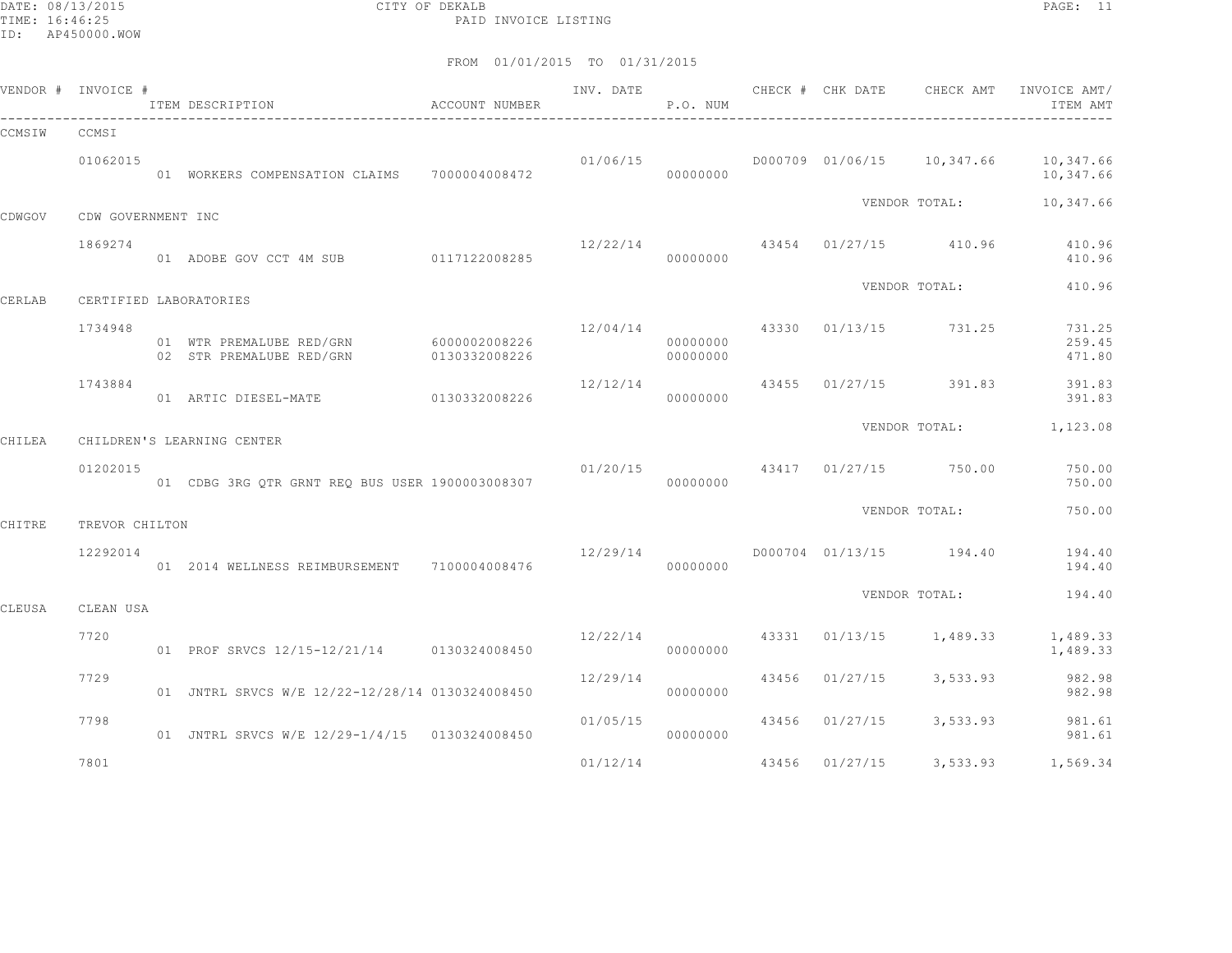CITY OF DEKALB

PAID INVOICE LISTING

DATE: 08/13/2015
TIME: 16:46:25
ID: AP450000.WOW

FROM 01/01/2015 TO 01/31/2015

| VENDOR # | INVOICE # | ITEM DESCRIPTION | ACCOUNT NUMBER | INV. DATE | P.O. NUM | CHECK # | CHK DATE | CHECK AMT | INVOICE AMT/ ITEM AMT |
|---|---|---|---|---|---|---|---|---|---|
| CCMSIW | CCMSI | | | | | | | | |
| | 01062015 | | | 01/06/15 | | D000709 | 01/06/15 | 10,347.66 | 10,347.66 |
| | | 01 WORKERS COMPENSATION CLAIMS | 7000004008472 | | 00000000 | | | | 10,347.66 |
| | | | | | | | | VENDOR TOTAL: | 10,347.66 |
| CDWGOV | CDW GOVERNMENT INC | | | | | | | | |
| | 1869274 | | | 12/22/14 | | 43454 | 01/27/15 | 410.96 | 410.96 |
| | | 01 ADOBE GOV CCT 4M SUB | 0117122008285 | | 00000000 | | | | 410.96 |
| | | | | | | | | VENDOR TOTAL: | 410.96 |
| CERLAB | CERTIFIED LABORATORIES | | | | | | | | |
| | 1734948 | | | 12/04/14 | | 43330 | 01/13/15 | 731.25 | 731.25 |
| | | 01 WTR PREMALUBE RED/GRN | 6000002008226 | | 00000000 | | | | 259.45 |
| | | 02 STR PREMALUBE RED/GRN | 0130332008226 | | 00000000 | | | | 471.80 |
| | 1743884 | | | 12/12/14 | | 43455 | 01/27/15 | 391.83 | 391.83 |
| | | 01 ARTIC DIESEL-MATE | 0130332008226 | | 00000000 | | | | 391.83 |
| | | | | | | | | VENDOR TOTAL: | 1,123.08 |
| CHILEA | CHILDREN'S LEARNING CENTER | | | | | | | | |
| | 01202015 | | | 01/20/15 | | 43417 | 01/27/15 | 750.00 | 750.00 |
| | | 01 CDBG 3RG QTR GRNT REQ BUS USER | 1900003008307 | | 00000000 | | | | 750.00 |
| | | | | | | | | VENDOR TOTAL: | 750.00 |
| CHITRE | TREVOR CHILTON | | | | | | | | |
| | 12292014 | | | 12/29/14 | | D000704 | 01/13/15 | 194.40 | 194.40 |
| | | 01 2014 WELLNESS REIMBURSEMENT | 7100004008476 | | 00000000 | | | | 194.40 |
| | | | | | | | | VENDOR TOTAL: | 194.40 |
| CLEUSA | CLEAN USA | | | | | | | | |
| | 7720 | | | 12/22/14 | | 43331 | 01/13/15 | 1,489.33 | 1,489.33 |
| | | 01 PROF SRVCS 12/15-12/21/14 | 0130324008450 | | 00000000 | | | | 1,489.33 |
| | 7729 | | | 12/29/14 | | 43456 | 01/27/15 | 3,533.93 | 982.98 |
| | | 01 JNTRL SRVCS W/E 12/22-12/28/14 | 0130324008450 | | 00000000 | | | | 982.98 |
| | 7798 | | | 01/05/15 | | 43456 | 01/27/15 | 3,533.93 | 981.61 |
| | | 01 JNTRL SRVCS W/E 12/29-1/4/15 | 0130324008450 | | 00000000 | | | | 981.61 |
| | 7801 | | | 01/12/14 | | 43456 | 01/27/15 | 3,533.93 | 1,569.34 |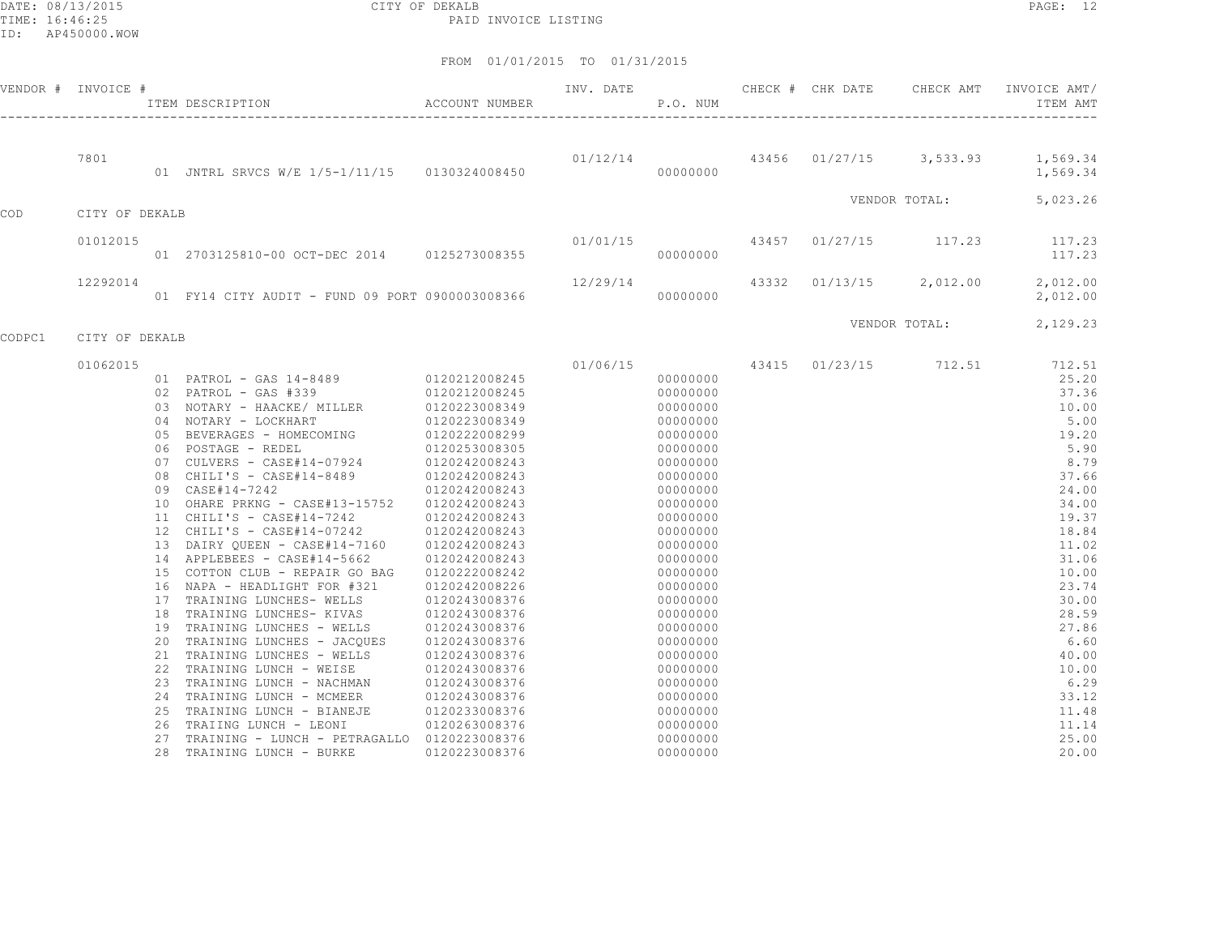CITY OF DEKALB

PAID INVOICE LISTING

FROM 01/01/2015 TO 01/31/2015

| VENDOR # | INVOICE # | ITEM DESCRIPTION | ACCOUNT NUMBER | INV. DATE | P.O. NUM | CHECK # | CHK DATE | CHECK AMT | INVOICE AMT/ ITEM AMT |
|---|---|---|---|---|---|---|---|---|---|
| | 7801 | | | 01/12/14 | | 43456 | 01/27/15 | 3,533.93 | 1,569.34 |
| | | 01 JNTRL SRVCS W/E 1/5-1/11/15 | 0130324008450 | | 00000000 | | | | 1,569.34 |
| | | | | | | | VENDOR TOTAL: | | 5,023.26 |
| COD | CITY OF DEKALB | | | | | | | | |
| | 01012015 | | | 01/01/15 | | 43457 | 01/27/15 | 117.23 | 117.23 |
| | | 01 2703125810-00 OCT-DEC 2014 | 0125273008355 | | 00000000 | | | | 117.23 |
| | 12292014 | | | 12/29/14 | | 43332 | 01/13/15 | 2,012.00 | 2,012.00 |
| | | 01 FY14 CITY AUDIT - FUND 09 PORT | 0900003008366 | | 00000000 | | | | 2,012.00 |
| | | | | | | | VENDOR TOTAL: | | 2,129.23 |
| CODPC1 | CITY OF DEKALB | | | | | | | | |
| | 01062015 | | | 01/06/15 | | 43415 | 01/23/15 | 712.51 | 712.51 |
| | | 01 PATROL - GAS 14-8489 | 0120212008245 | | 00000000 | | | | 25.20 |
| | | 02 PATROL - GAS #339 | 0120212008245 | | 00000000 | | | | 37.36 |
| | | 03 NOTARY - HAACKE/ MILLER | 0120223008349 | | 00000000 | | | | 10.00 |
| | | 04 NOTARY - LOCKHART | 0120223008349 | | 00000000 | | | | 5.00 |
| | | 05 BEVERAGES - HOMECOMING | 0120222008299 | | 00000000 | | | | 19.20 |
| | | 06 POSTAGE - REDEL | 0120253008305 | | 00000000 | | | | 5.90 |
| | | 07 CULVERS - CASE#14-07924 | 0120242008243 | | 00000000 | | | | 8.79 |
| | | 08 CHILI'S - CASE#14-8489 | 0120242008243 | | 00000000 | | | | 37.66 |
| | | 09 CASE#14-7242 | 0120242008243 | | 00000000 | | | | 24.00 |
| | | 10 OHARE PRKNG - CASE#13-15752 | 0120242008243 | | 00000000 | | | | 34.00 |
| | | 11 CHILI'S - CASE#14-7242 | 0120242008243 | | 00000000 | | | | 19.37 |
| | | 12 CHILI'S - CASE#14-07242 | 0120242008243 | | 00000000 | | | | 18.84 |
| | | 13 DAIRY QUEEN - CASE#14-7160 | 0120242008243 | | 00000000 | | | | 11.02 |
| | | 14 APPLEBEES - CASE#14-5662 | 0120242008243 | | 00000000 | | | | 31.06 |
| | | 15 COTTON CLUB - REPAIR GO BAG | 0120222008242 | | 00000000 | | | | 10.00 |
| | | 16 NAPA - HEADLIGHT FOR #321 | 0120242008226 | | 00000000 | | | | 23.74 |
| | | 17 TRAINING LUNCHES- WELLS | 0120243008376 | | 00000000 | | | | 30.00 |
| | | 18 TRAINING LUNCHES- KIVAS | 0120243008376 | | 00000000 | | | | 28.59 |
| | | 19 TRAINING LUNCHES - WELLS | 0120243008376 | | 00000000 | | | | 27.86 |
| | | 20 TRAINING LUNCHES - JACQUES | 0120243008376 | | 00000000 | | | | 6.60 |
| | | 21 TRAINING LUNCHES - WELLS | 0120243008376 | | 00000000 | | | | 40.00 |
| | | 22 TRAINING LUNCH - WEISE | 0120243008376 | | 00000000 | | | | 10.00 |
| | | 23 TRAINING LUNCH - NACHMAN | 0120243008376 | | 00000000 | | | | 6.29 |
| | | 24 TRAINING LUNCH - MCMEER | 0120243008376 | | 00000000 | | | | 33.12 |
| | | 25 TRAINING LUNCH - BIANEJE | 0120233008376 | | 00000000 | | | | 11.48 |
| | | 26 TRAIING LUNCH - LEONI | 0120263008376 | | 00000000 | | | | 11.14 |
| | | 27 TRAINING - LUNCH - PETRAGALLO | 0120223008376 | | 00000000 | | | | 25.00 |
| | | 28 TRAINING LUNCH - BURKE | 0120223008376 | | 00000000 | | | | 20.00 |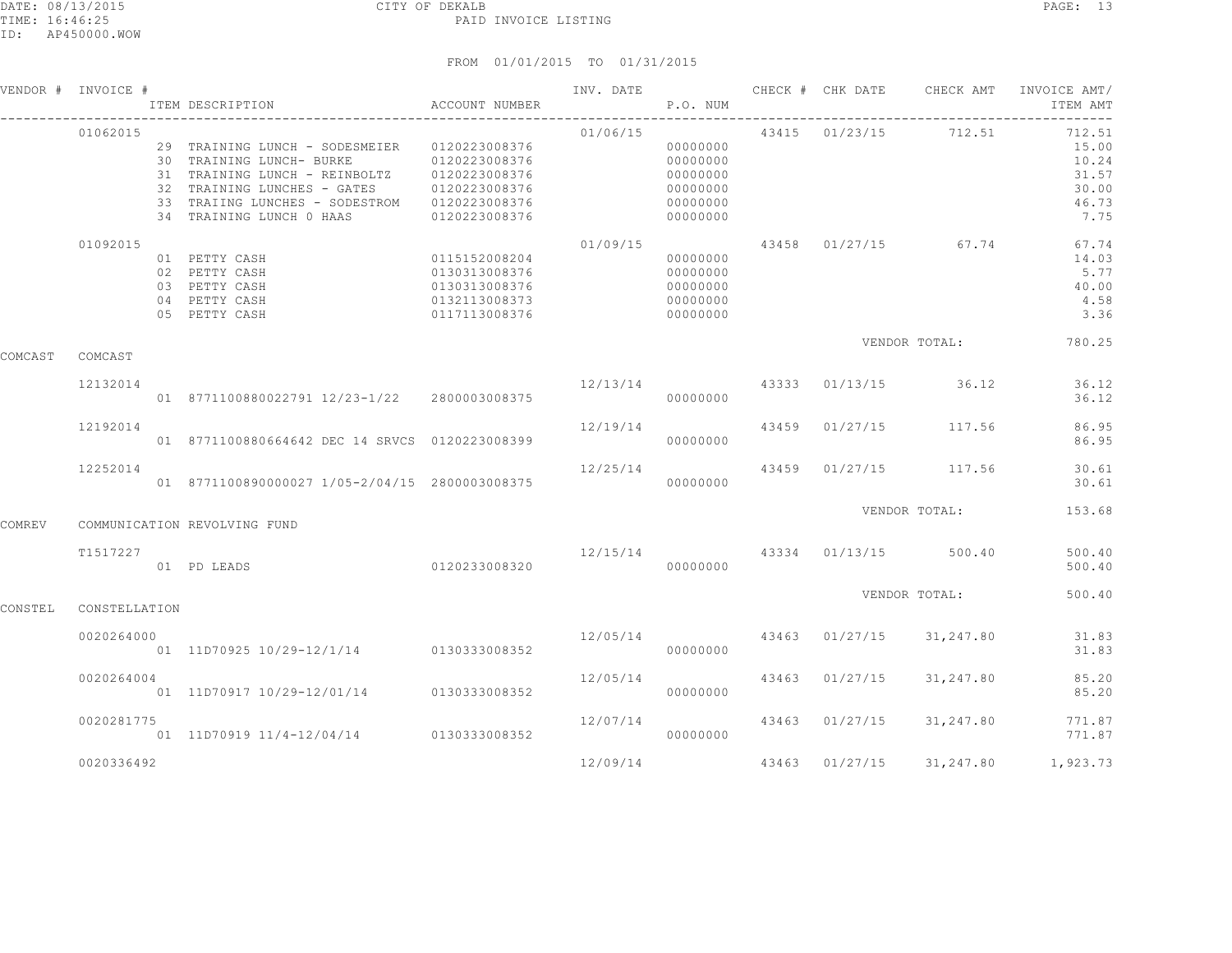CITY OF DEKALB
PAID INVOICE LISTING

DATE: 08/13/2015
TIME: 16:46:25
ID: AP450000.WOW

FROM 01/01/2015 TO 01/31/2015

| VENDOR # | INVOICE # | ITEM DESCRIPTION | ACCOUNT NUMBER | INV. DATE | P.O. NUM | CHECK # | CHK DATE | CHECK AMT | INVOICE AMT/ ITEM AMT |
|---|---|---|---|---|---|---|---|---|---|
| | 01062015 | | | 01/06/15 | | 43415 | 01/23/15 | 712.51 | 712.51 |
| | | 29 TRAINING LUNCH - SODESMEIER | 0120223008376 | | 00000000 | | | | 15.00 |
| | | 30 TRAINING LUNCH- BURKE | 0120223008376 | | 00000000 | | | | 10.24 |
| | | 31 TRAINING LUNCH - REINBOLTZ | 0120223008376 | | 00000000 | | | | 31.57 |
| | | 32 TRAINING LUNCHES - GATES | 0120223008376 | | 00000000 | | | | 30.00 |
| | | 33 TRAIING LUNCHES - SODESTROM | 0120223008376 | | 00000000 | | | | 46.73 |
| | | 34 TRAINING LUNCH 0 HAAS | 0120223008376 | | 00000000 | | | | 7.75 |
| | 01092015 | | | 01/09/15 | | 43458 | 01/27/15 | 67.74 | 67.74 |
| | | 01 PETTY CASH | 0115152008204 | | 00000000 | | | | 14.03 |
| | | 02 PETTY CASH | 0130313008376 | | 00000000 | | | | 5.77 |
| | | 03 PETTY CASH | 0130313008376 | | 00000000 | | | | 40.00 |
| | | 04 PETTY CASH | 0132113008373 | | 00000000 | | | | 4.58 |
| | | 05 PETTY CASH | 0117113008376 | | 00000000 | | | | 3.36 |
| | | | | | | | VENDOR TOTAL: | | 780.25 |
| COMCAST | COMCAST | | | | | | | | |
| | 12132014 | | | 12/13/14 | | 43333 | 01/13/15 | 36.12 | 36.12 |
| | | 01 8771100880022791 12/23-1/22 | 2800003008375 | | 00000000 | | | | 36.12 |
| | 12192014 | | | 12/19/14 | | 43459 | 01/27/15 | 117.56 | 86.95 |
| | | 01 8771100880664642 DEC 14 SRVCS | 0120223008399 | | 00000000 | | | | 86.95 |
| | 12252014 | | | 12/25/14 | | 43459 | 01/27/15 | 117.56 | 30.61 |
| | | 01 8771100890000027 1/05-2/04/15 | 2800003008375 | | 00000000 | | | | 30.61 |
| | | | | | | | VENDOR TOTAL: | | 153.68 |
| COMREV | COMMUNICATION REVOLVING FUND | | | | | | | | |
| | T1517227 | | | 12/15/14 | | 43334 | 01/13/15 | 500.40 | 500.40 |
| | | 01 PD LEADS | 0120233008320 | | 00000000 | | | | 500.40 |
| | | | | | | | VENDOR TOTAL: | | 500.40 |
| CONSTEL | CONSTELLATION | | | | | | | | |
| | 0020264000 | | | 12/05/14 | | 43463 | 01/27/15 | 31,247.80 | 31.83 |
| | | 01 11D70925 10/29-12/1/14 | 0130333008352 | | 00000000 | | | | 31.83 |
| | 0020264004 | | | 12/05/14 | | 43463 | 01/27/15 | 31,247.80 | 85.20 |
| | | 01 11D70917 10/29-12/01/14 | 0130333008352 | | 00000000 | | | | 85.20 |
| | 0020281775 | | | 12/07/14 | | 43463 | 01/27/15 | 31,247.80 | 771.87 |
| | | 01 11D70919 11/4-12/04/14 | 0130333008352 | | 00000000 | | | | 771.87 |
| | 0020336492 | | | 12/09/14 | | 43463 | 01/27/15 | 31,247.80 | 1,923.73 |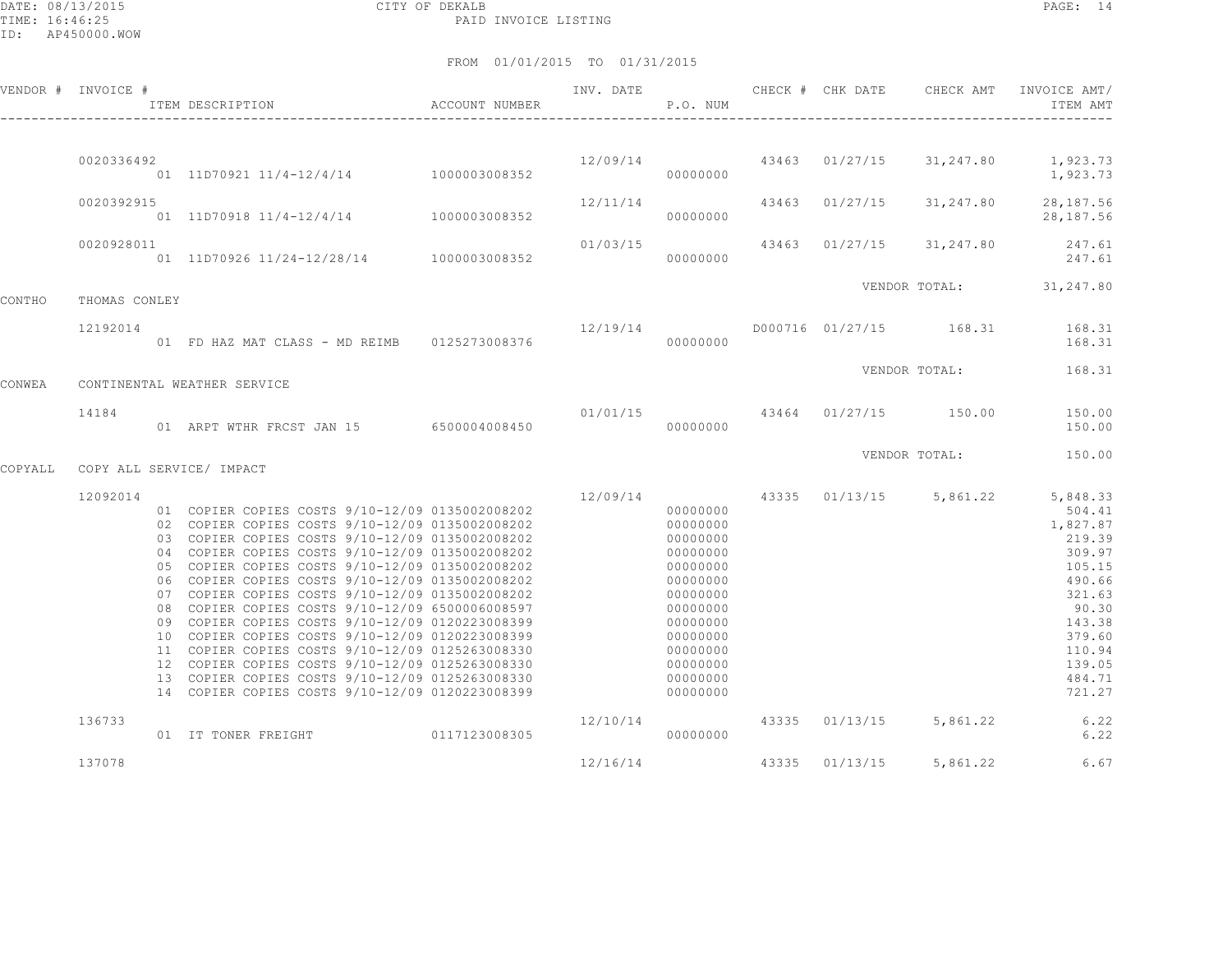CITY OF DEKALB
PAID INVOICE LISTING

FROM 01/01/2015 TO 01/31/2015

| VENDOR # | INVOICE # | ITEM DESCRIPTION | ACCOUNT NUMBER | INV. DATE | P.O. NUM | CHECK # | CHK DATE | CHECK AMT | INVOICE AMT/ ITEM AMT |
|---|---|---|---|---|---|---|---|---|---|
| | 0020336492 | | | 12/09/14 | | 43463 | 01/27/15 | 31,247.80 | 1,923.73 |
| | | 01 11D70921 11/4-12/4/14 | 1000003008352 | | 00000000 | | | | 1,923.73 |
| | 0020392915 | | | 12/11/14 | | 43463 | 01/27/15 | 31,247.80 | 28,187.56 |
| | | 01 11D70918 11/4-12/4/14 | 1000003008352 | | 00000000 | | | | 28,187.56 |
| | 0020928011 | | | 01/03/15 | | 43463 | 01/27/15 | 31,247.80 | 247.61 |
| | | 01 11D70926 11/24-12/28/14 | 1000003008352 | | 00000000 | | | | 247.61 |
| | | | | | | | VENDOR TOTAL: | | 31,247.80 |
| CONTHO | THOMAS CONLEY | | | | | | | | |
| | 12192014 | | | 12/19/14 | | D000716 | 01/27/15 | 168.31 | 168.31 |
| | | 01 FD HAZ MAT CLASS - MD REIMB | 0125273008376 | | 00000000 | | | | 168.31 |
| | | | | | | | VENDOR TOTAL: | | 168.31 |
| CONWEA | CONTINENTAL WEATHER SERVICE | | | | | | | | |
| | 14184 | | | 01/01/15 | | 43464 | 01/27/15 | 150.00 | 150.00 |
| | | 01 ARPT WTHR FRCST JAN 15 | 6500004008450 | | 00000000 | | | | 150.00 |
| | | | | | | | VENDOR TOTAL: | | 150.00 |
| COPYALL | COPY ALL SERVICE/ IMPACT | | | | | | | | |
| | 12092014 | | | 12/09/14 | | 43335 | 01/13/15 | 5,861.22 | 5,848.33 |
| | | 01 COPIER COPIES COSTS 9/10-12/09 | 0135002008202 | | 00000000 | | | | 504.41 |
| | | 02 COPIER COPIES COSTS 9/10-12/09 | 0135002008202 | | 00000000 | | | | 1,827.87 |
| | | 03 COPIER COPIES COSTS 9/10-12/09 | 0135002008202 | | 00000000 | | | | 219.39 |
| | | 04 COPIER COPIES COSTS 9/10-12/09 | 0135002008202 | | 00000000 | | | | 309.97 |
| | | 05 COPIER COPIES COSTS 9/10-12/09 | 0135002008202 | | 00000000 | | | | 105.15 |
| | | 06 COPIER COPIES COSTS 9/10-12/09 | 0135002008202 | | 00000000 | | | | 490.66 |
| | | 07 COPIER COPIES COSTS 9/10-12/09 | 0135002008202 | | 00000000 | | | | 321.63 |
| | | 08 COPIER COPIES COSTS 9/10-12/09 | 6500006008597 | | 00000000 | | | | 90.30 |
| | | 09 COPIER COPIES COSTS 9/10-12/09 | 0120223008399 | | 00000000 | | | | 143.38 |
| | | 10 COPIER COPIES COSTS 9/10-12/09 | 0120223008399 | | 00000000 | | | | 379.60 |
| | | 11 COPIER COPIES COSTS 9/10-12/09 | 0125263008330 | | 00000000 | | | | 110.94 |
| | | 12 COPIER COPIES COSTS 9/10-12/09 | 0125263008330 | | 00000000 | | | | 139.05 |
| | | 13 COPIER COPIES COSTS 9/10-12/09 | 0125263008330 | | 00000000 | | | | 484.71 |
| | | 14 COPIER COPIES COSTS 9/10-12/09 | 0120223008399 | | 00000000 | | | | 721.27 |
| | 136733 | | | 12/10/14 | | 43335 | 01/13/15 | 5,861.22 | 6.22 |
| | | 01 IT TONER FREIGHT | 0117123008305 | | 00000000 | | | | 6.22 |
| | 137078 | | | 12/16/14 | | 43335 | 01/13/15 | 5,861.22 | 6.67 |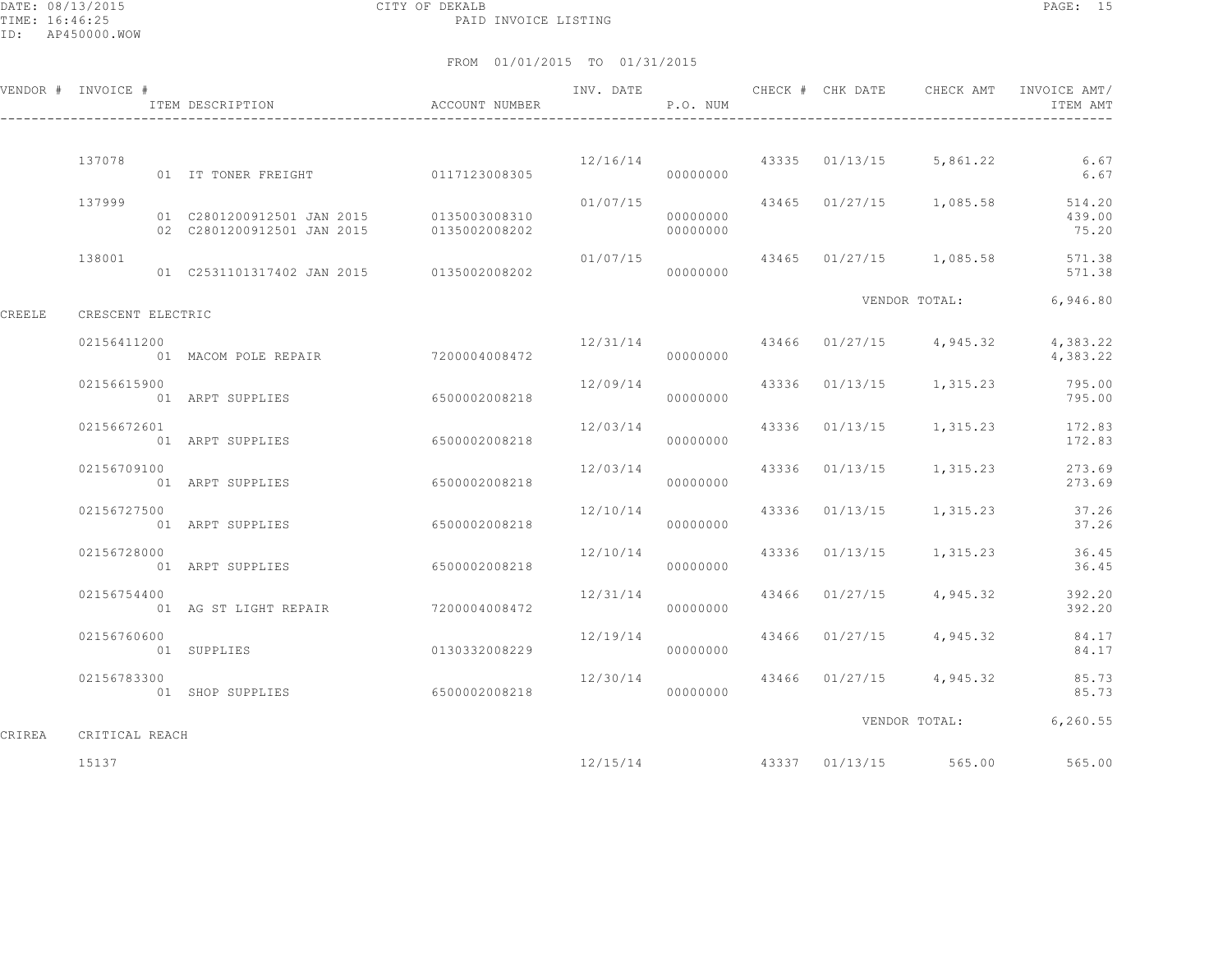CITY OF DEKALB
PAID INVOICE LISTING

DATE: 08/13/2015
TIME: 16:46:25
ID: AP450000.WOW

FROM 01/01/2015 TO 01/31/2015

| VENDOR # | INVOICE # | ITEM DESCRIPTION | ACCOUNT NUMBER | INV. DATE | P.O. NUM | CHECK # | CHK DATE | CHECK AMT | INVOICE AMT/ ITEM AMT |
|---|---|---|---|---|---|---|---|---|---|
| | 137078 | | | 12/16/14 | | 43335 | 01/13/15 | 5,861.22 | 6.67 |
| | | 01 IT TONER FREIGHT | 0117123008305 | | 00000000 | | | | 6.67 |
| | 137999 | | | 01/07/15 | | 43465 | 01/27/15 | 1,085.58 | 514.20 |
| | | 01 C2801200912501 JAN 2015 | 0135003008310 | | 00000000 | | | | 439.00 |
| | | 02 C2801200912501 JAN 2015 | 0135002008202 | | 00000000 | | | | 75.20 |
| | 138001 | | | 01/07/15 | | 43465 | 01/27/15 | 1,085.58 | 571.38 |
| | | 01 C2531101317402 JAN 2015 | 0135002008202 | | 00000000 | | | | 571.38 |
| | | | | | | | VENDOR TOTAL: | | 6,946.80 |
| CREELE | CRESCENT ELECTRIC | | | | | | | | |
| | 02156411200 | | | 12/31/14 | | 43466 | 01/27/15 | 4,945.32 | 4,383.22 |
| | | 01 MACOM POLE REPAIR | 7200004008472 | | 00000000 | | | | 4,383.22 |
| | 02156615900 | | | 12/09/14 | | 43336 | 01/13/15 | 1,315.23 | 795.00 |
| | | 01 ARPT SUPPLIES | 6500002008218 | | 00000000 | | | | 795.00 |
| | 02156672601 | | | 12/03/14 | | 43336 | 01/13/15 | 1,315.23 | 172.83 |
| | | 01 ARPT SUPPLIES | 6500002008218 | | 00000000 | | | | 172.83 |
| | 02156709100 | | | 12/03/14 | | 43336 | 01/13/15 | 1,315.23 | 273.69 |
| | | 01 ARPT SUPPLIES | 6500002008218 | | 00000000 | | | | 273.69 |
| | 02156727500 | | | 12/10/14 | | 43336 | 01/13/15 | 1,315.23 | 37.26 |
| | | 01 ARPT SUPPLIES | 6500002008218 | | 00000000 | | | | 37.26 |
| | 02156728000 | | | 12/10/14 | | 43336 | 01/13/15 | 1,315.23 | 36.45 |
| | | 01 ARPT SUPPLIES | 6500002008218 | | 00000000 | | | | 36.45 |
| | 02156754400 | | | 12/31/14 | | 43466 | 01/27/15 | 4,945.32 | 392.20 |
| | | 01 AG ST LIGHT REPAIR | 7200004008472 | | 00000000 | | | | 392.20 |
| | 02156760600 | | | 12/19/14 | | 43466 | 01/27/15 | 4,945.32 | 84.17 |
| | | 01 SUPPLIES | 0130332008229 | | 00000000 | | | | 84.17 |
| | 02156783300 | | | 12/30/14 | | 43466 | 01/27/15 | 4,945.32 | 85.73 |
| | | 01 SHOP SUPPLIES | 6500002008218 | | 00000000 | | | | 85.73 |
| | | | | | | | VENDOR TOTAL: | | 6,260.55 |
| CRIREA | CRITICAL REACH | | | | | | | | |
| | 15137 | | | 12/15/14 | | 43337 | 01/13/15 | 565.00 | 565.00 |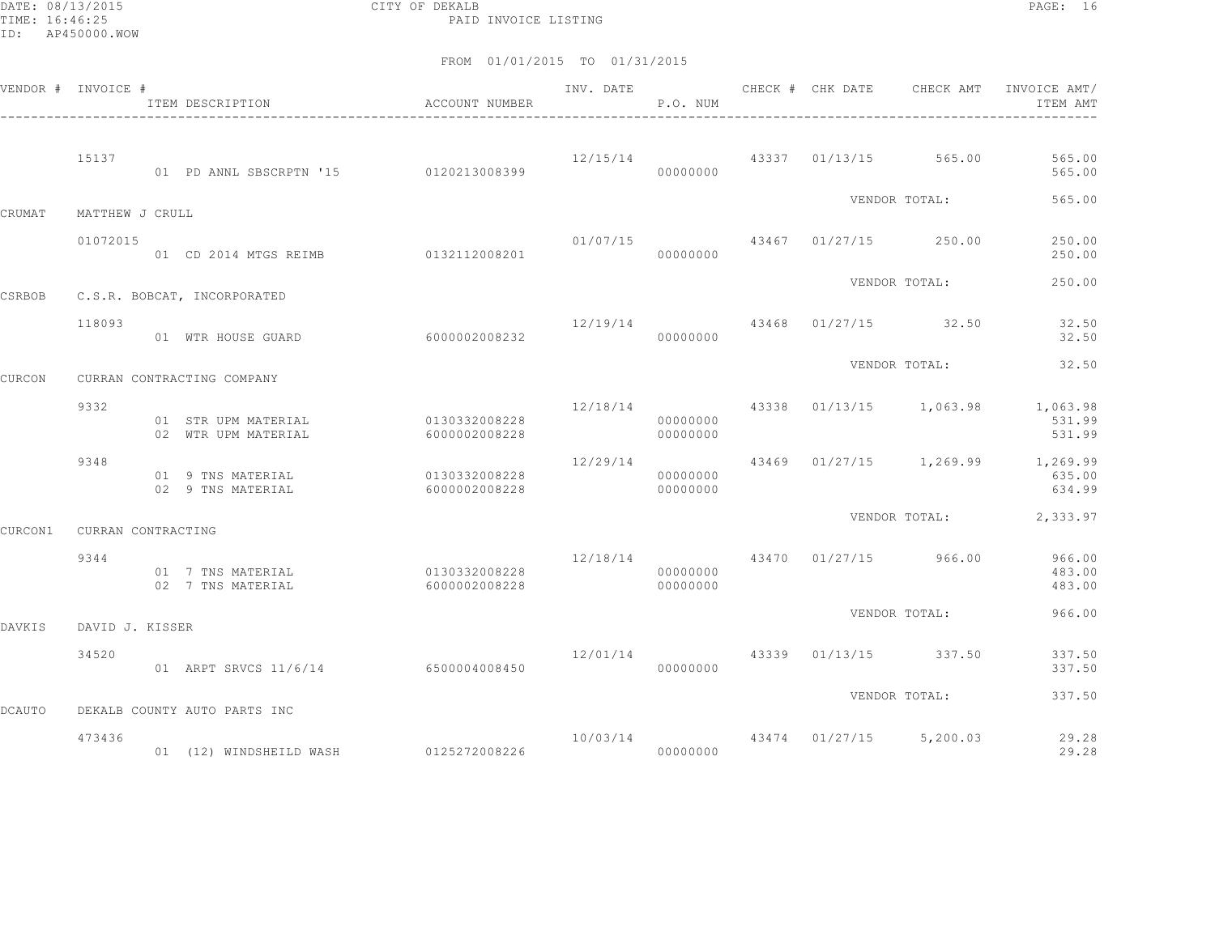CITY OF DEKALB
PAID INVOICE LISTING

DATE: 08/13/2015
TIME: 16:46:25
ID: AP450000.WOW

FROM 01/01/2015 TO 01/31/2015

| VENDOR # | INVOICE # | ITEM DESCRIPTION | ACCOUNT NUMBER | INV. DATE | P.O. NUM | CHECK # | CHK DATE | CHECK AMT | INVOICE AMT/ ITEM AMT |
|---|---|---|---|---|---|---|---|---|---|
| | 15137 | | | 12/15/14 | | 43337 | 01/13/15 | 565.00 | 565.00 |
| | | 01 PD ANNL SBSCRPTN '15 | 0120213008399 | | 00000000 | | | | 565.00 |
| | | | | | | | | VENDOR TOTAL: | 565.00 |
| CRUMAT | MATTHEW J CRULL | | | | | | | | |
| | 01072015 | | | 01/07/15 | | 43467 | 01/27/15 | 250.00 | 250.00 |
| | | 01 CD 2014 MTGS REIMB | 0132112008201 | | 00000000 | | | | 250.00 |
| | | | | | | | | VENDOR TOTAL: | 250.00 |
| CSRBOB | C.S.R. BOBCAT, INCORPORATED | | | | | | | | |
| | 118093 | | | 12/19/14 | | 43468 | 01/27/15 | 32.50 | 32.50 |
| | | 01 WTR HOUSE GUARD | 6000002008232 | | 00000000 | | | | 32.50 |
| | | | | | | | | VENDOR TOTAL: | 32.50 |
| CURCON | CURRAN CONTRACTING COMPANY | | | | | | | | |
| | 9332 | | | 12/18/14 | | 43338 | 01/13/15 | 1,063.98 | 1,063.98 |
| | | 01 STR UPM MATERIAL | 0130332008228 | | 00000000 | | | | 531.99 |
| | | 02 WTR UPM MATERIAL | 6000002008228 | | 00000000 | | | | 531.99 |
| | 9348 | | | 12/29/14 | | 43469 | 01/27/15 | 1,269.99 | 1,269.99 |
| | | 01 9 TNS MATERIAL | 0130332008228 | | 00000000 | | | | 635.00 |
| | | 02 9 TNS MATERIAL | 6000002008228 | | 00000000 | | | | 634.99 |
| | | | | | | | | VENDOR TOTAL: | 2,333.97 |
| CURCON1 | CURRAN CONTRACTING | | | | | | | | |
| | 9344 | | | 12/18/14 | | 43470 | 01/27/15 | 966.00 | 966.00 |
| | | 01 7 TNS MATERIAL | 0130332008228 | | 00000000 | | | | 483.00 |
| | | 02 7 TNS MATERIAL | 6000002008228 | | 00000000 | | | | 483.00 |
| | | | | | | | | VENDOR TOTAL: | 966.00 |
| DAVKIS | DAVID J. KISSER | | | | | | | | |
| | 34520 | | | 12/01/14 | | 43339 | 01/13/15 | 337.50 | 337.50 |
| | | 01 ARPT SRVCS 11/6/14 | 6500004008450 | | 00000000 | | | | 337.50 |
| | | | | | | | | VENDOR TOTAL: | 337.50 |
| DCAUTO | DEKALB COUNTY AUTO PARTS INC | | | | | | | | |
| | 473436 | | | 10/03/14 | | 43474 | 01/27/15 | 5,200.03 | 29.28 |
| | | 01 (12) WINDSHEILD WASH | 0125272008226 | | 00000000 | | | | 29.28 |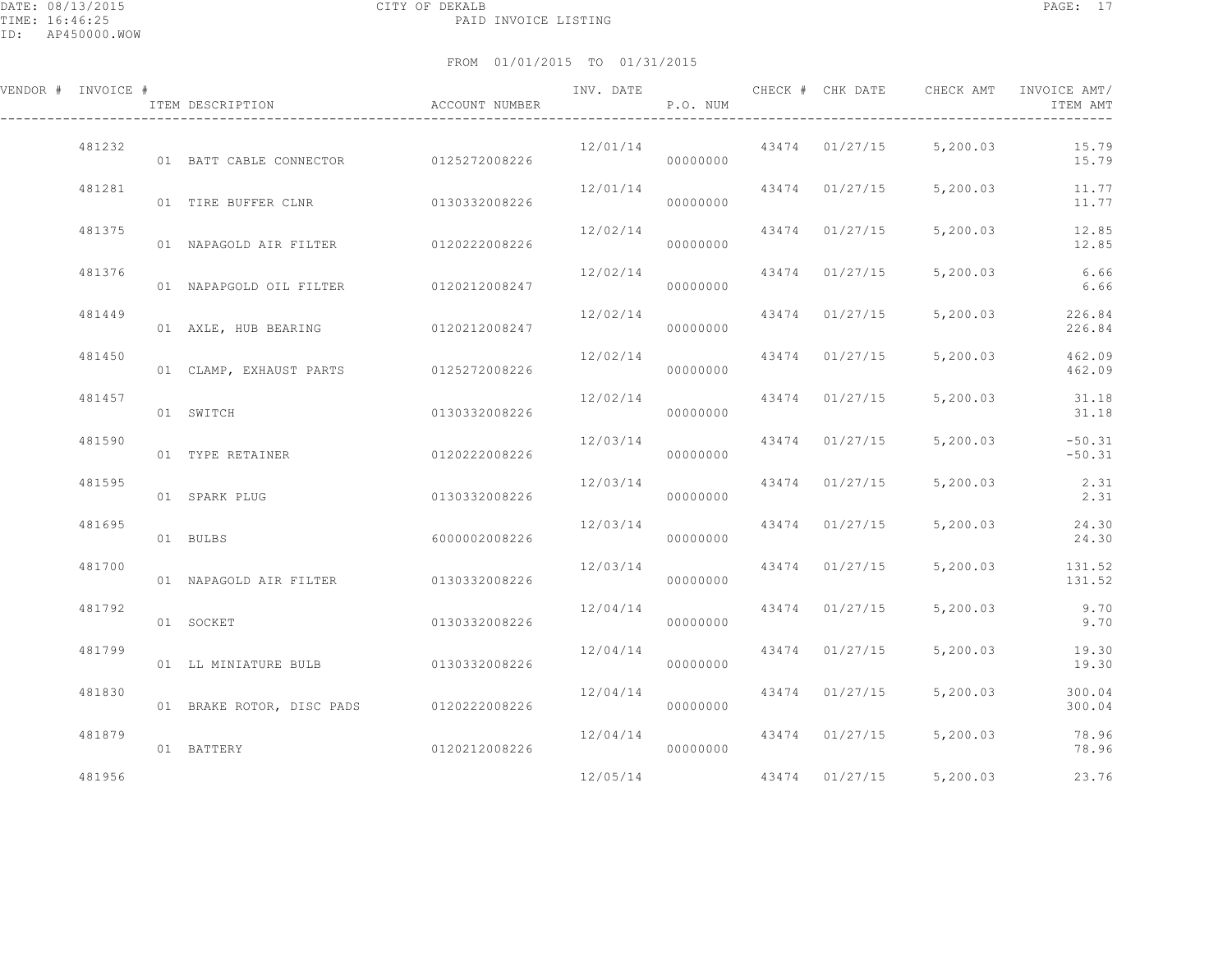CITY OF DEKALB

PAID INVOICE LISTING

DATE: 08/13/2015
TIME: 16:46:25
ID: AP450000.WOW

FROM 01/01/2015 TO 01/31/2015

| VENDOR # | INVOICE # | ITEM DESCRIPTION | ACCOUNT NUMBER | INV. DATE | P.O. NUM | CHECK # | CHK DATE | CHECK AMT | INVOICE AMT/ ITEM AMT |
|---|---|---|---|---|---|---|---|---|---|
| | 481232 | | | 12/01/14 | | 43474 | 01/27/15 | 5,200.03 | 15.79 |
| | | 01 BATT CABLE CONNECTOR | 0125272008226 | | 00000000 | | | | 15.79 |
| | 481281 | | | 12/01/14 | | 43474 | 01/27/15 | 5,200.03 | 11.77 |
| | | 01 TIRE BUFFER CLNR | 0130332008226 | | 00000000 | | | | 11.77 |
| | 481375 | | | 12/02/14 | | 43474 | 01/27/15 | 5,200.03 | 12.85 |
| | | 01 NAPAGOLD AIR FILTER | 0120222008226 | | 00000000 | | | | 12.85 |
| | 481376 | | | 12/02/14 | | 43474 | 01/27/15 | 5,200.03 | 6.66 |
| | | 01 NAPAPGOLD OIL FILTER | 0120212008247 | | 00000000 | | | | 6.66 |
| | 481449 | | | 12/02/14 | | 43474 | 01/27/15 | 5,200.03 | 226.84 |
| | | 01 AXLE, HUB BEARING | 0120212008247 | | 00000000 | | | | 226.84 |
| | 481450 | | | 12/02/14 | | 43474 | 01/27/15 | 5,200.03 | 462.09 |
| | | 01 CLAMP, EXHAUST PARTS | 0125272008226 | | 00000000 | | | | 462.09 |
| | 481457 | | | 12/02/14 | | 43474 | 01/27/15 | 5,200.03 | 31.18 |
| | | 01 SWITCH | 0130332008226 | | 00000000 | | | | 31.18 |
| | 481590 | | | 12/03/14 | | 43474 | 01/27/15 | 5,200.03 | -50.31 |
| | | 01 TYPE RETAINER | 0120222008226 | | 00000000 | | | | -50.31 |
| | 481595 | | | 12/03/14 | | 43474 | 01/27/15 | 5,200.03 | 2.31 |
| | | 01 SPARK PLUG | 0130332008226 | | 00000000 | | | | 2.31 |
| | 481695 | | | 12/03/14 | | 43474 | 01/27/15 | 5,200.03 | 24.30 |
| | | 01 BULBS | 6000002008226 | | 00000000 | | | | 24.30 |
| | 481700 | | | 12/03/14 | | 43474 | 01/27/15 | 5,200.03 | 131.52 |
| | | 01 NAPAGOLD AIR FILTER | 0130332008226 | | 00000000 | | | | 131.52 |
| | 481792 | | | 12/04/14 | | 43474 | 01/27/15 | 5,200.03 | 9.70 |
| | | 01 SOCKET | 0130332008226 | | 00000000 | | | | 9.70 |
| | 481799 | | | 12/04/14 | | 43474 | 01/27/15 | 5,200.03 | 19.30 |
| | | 01 LL MINIATURE BULB | 0130332008226 | | 00000000 | | | | 19.30 |
| | 481830 | | | 12/04/14 | | 43474 | 01/27/15 | 5,200.03 | 300.04 |
| | | 01 BRAKE ROTOR, DISC PADS | 0120222008226 | | 00000000 | | | | 300.04 |
| | 481879 | | | 12/04/14 | | 43474 | 01/27/15 | 5,200.03 | 78.96 |
| | | 01 BATTERY | 0120212008226 | | 00000000 | | | | 78.96 |
| | 481956 | | | 12/05/14 | | 43474 | 01/27/15 | 5,200.03 | 23.76 |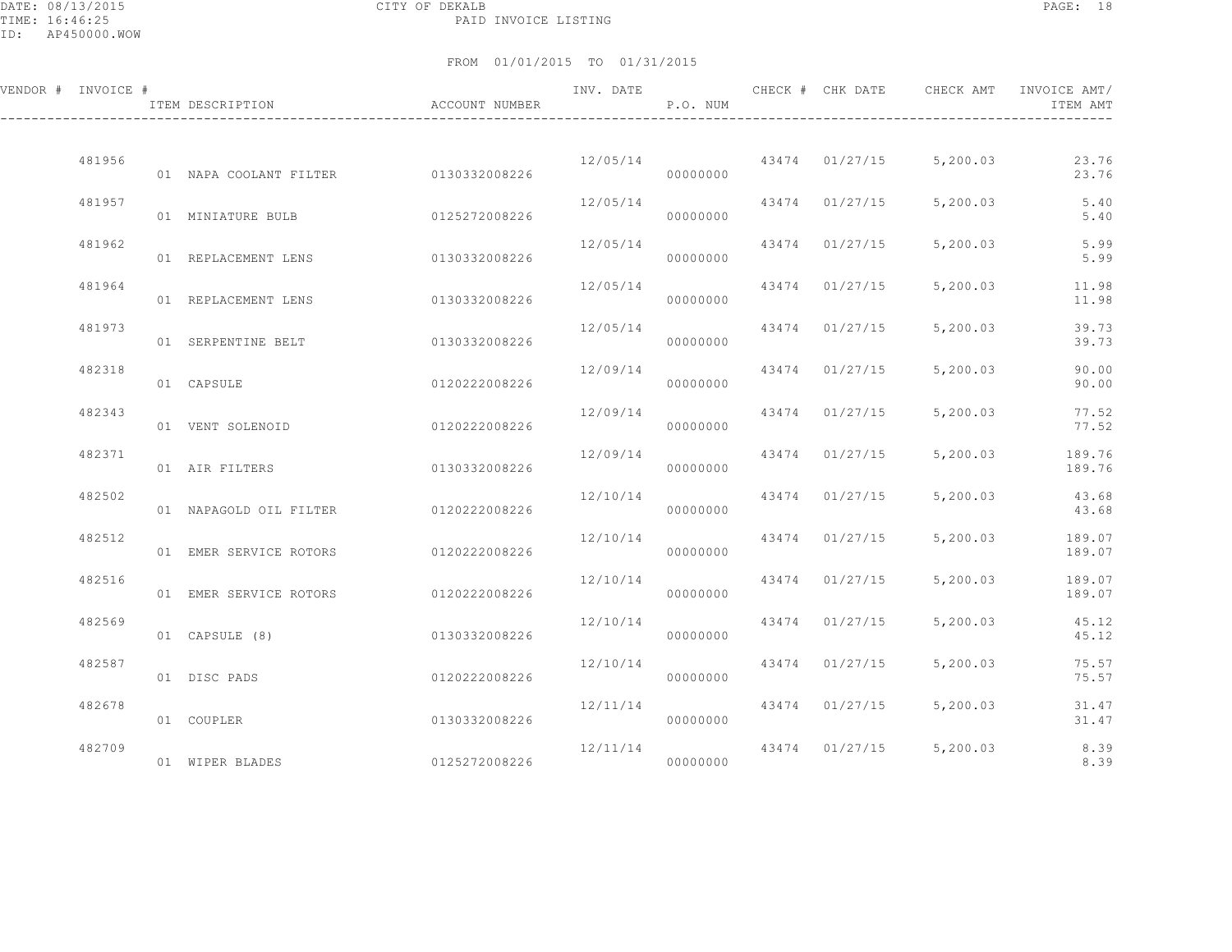DATE: 08/13/2015 CITY OF DEKALB
TIME: 16:46:25 PAID INVOICE LISTING
ID: AP450000.WOW

FROM 01/01/2015 TO 01/31/2015

| VENDOR # | INVOICE # | ITEM DESCRIPTION | ACCOUNT NUMBER | INV. DATE | P.O. NUM | CHECK # | CHK DATE | CHECK AMT | INVOICE AMT/ ITEM AMT |
|---|---|---|---|---|---|---|---|---|---|
| | 481956 | | | 12/05/14 | | 43474 | 01/27/15 | 5,200.03 | 23.76 |
| | | 01 NAPA COOLANT FILTER | 0130332008226 | | 00000000 | | | | 23.76 |
| | 481957 | | | 12/05/14 | | 43474 | 01/27/15 | 5,200.03 | 5.40 |
| | | 01 MINIATURE BULB | 0125272008226 | | 00000000 | | | | 5.40 |
| | 481962 | | | 12/05/14 | | 43474 | 01/27/15 | 5,200.03 | 5.99 |
| | | 01 REPLACEMENT LENS | 0130332008226 | | 00000000 | | | | 5.99 |
| | 481964 | | | 12/05/14 | | 43474 | 01/27/15 | 5,200.03 | 11.98 |
| | | 01 REPLACEMENT LENS | 0130332008226 | | 00000000 | | | | 11.98 |
| | 481973 | | | 12/05/14 | | 43474 | 01/27/15 | 5,200.03 | 39.73 |
| | | 01 SERPENTINE BELT | 0130332008226 | | 00000000 | | | | 39.73 |
| | 482318 | | | 12/09/14 | | 43474 | 01/27/15 | 5,200.03 | 90.00 |
| | | 01 CAPSULE | 0120222008226 | | 00000000 | | | | 90.00 |
| | 482343 | | | 12/09/14 | | 43474 | 01/27/15 | 5,200.03 | 77.52 |
| | | 01 VENT SOLENOID | 0120222008226 | | 00000000 | | | | 77.52 |
| | 482371 | | | 12/09/14 | | 43474 | 01/27/15 | 5,200.03 | 189.76 |
| | | 01 AIR FILTERS | 0130332008226 | | 00000000 | | | | 189.76 |
| | 482502 | | | 12/10/14 | | 43474 | 01/27/15 | 5,200.03 | 43.68 |
| | | 01 NAPAGOLD OIL FILTER | 0120222008226 | | 00000000 | | | | 43.68 |
| | 482512 | | | 12/10/14 | | 43474 | 01/27/15 | 5,200.03 | 189.07 |
| | | 01 EMER SERVICE ROTORS | 0120222008226 | | 00000000 | | | | 189.07 |
| | 482516 | | | 12/10/14 | | 43474 | 01/27/15 | 5,200.03 | 189.07 |
| | | 01 EMER SERVICE ROTORS | 0120222008226 | | 00000000 | | | | 189.07 |
| | 482569 | | | 12/10/14 | | 43474 | 01/27/15 | 5,200.03 | 45.12 |
| | | 01 CAPSULE (8) | 0130332008226 | | 00000000 | | | | 45.12 |
| | 482587 | | | 12/10/14 | | 43474 | 01/27/15 | 5,200.03 | 75.57 |
| | | 01 DISC PADS | 0120222008226 | | 00000000 | | | | 75.57 |
| | 482678 | | | 12/11/14 | | 43474 | 01/27/15 | 5,200.03 | 31.47 |
| | | 01 COUPLER | 0130332008226 | | 00000000 | | | | 31.47 |
| | 482709 | | | 12/11/14 | | 43474 | 01/27/15 | 5,200.03 | 8.39 |
| | | 01 WIPER BLADES | 0125272008226 | | 00000000 | | | | 8.39 |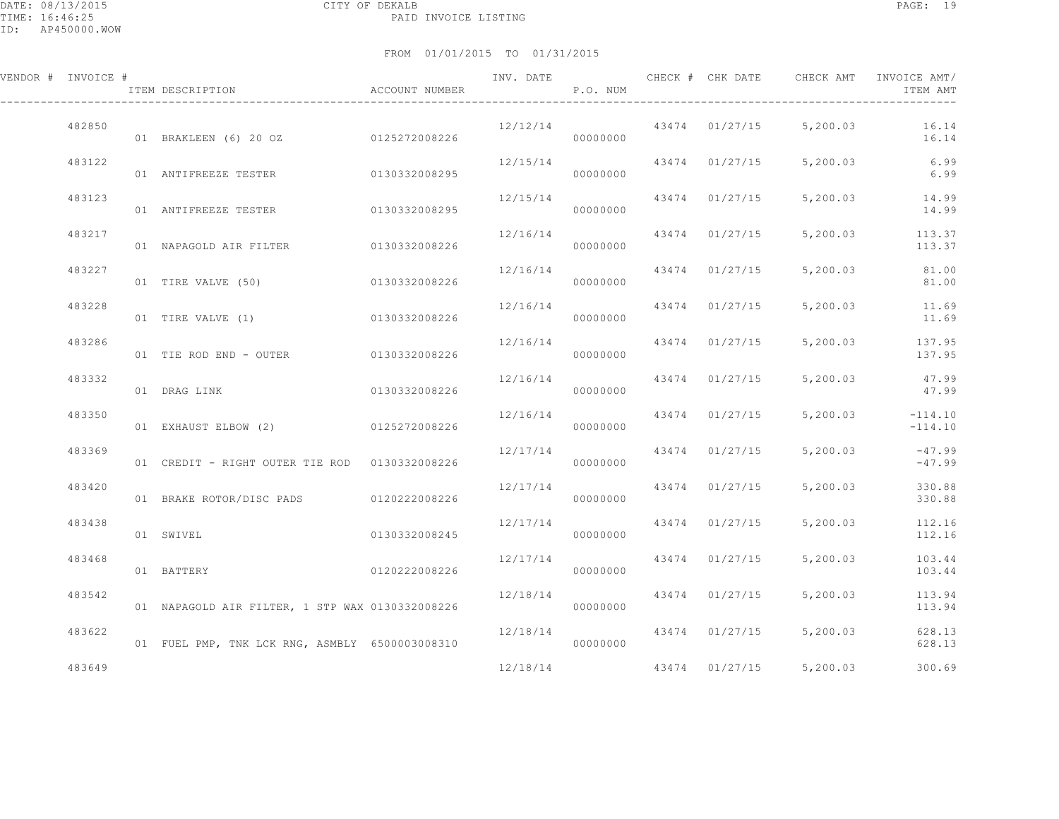FROM 01/01/2015 TO 01/31/2015

| VENDOR # | INVOICE # | ITEM DESCRIPTION | ACCOUNT NUMBER | INV. DATE | P.O. NUM | CHECK # | CHK DATE | CHECK AMT | INVOICE AMT/ ITEM AMT |
|---|---|---|---|---|---|---|---|---|---|
| | 482850 | | | 12/12/14 | | 43474 | 01/27/15 | 5,200.03 | 16.14 |
| | | 01 BRAKLEEN (6) 20 OZ | 0125272008226 | | 00000000 | | | | 16.14 |
| | 483122 | | | 12/15/14 | | 43474 | 01/27/15 | 5,200.03 | 6.99 |
| | | 01 ANTIFREEZE TESTER | 0130332008295 | | 00000000 | | | | 6.99 |
| | 483123 | | | 12/15/14 | | 43474 | 01/27/15 | 5,200.03 | 14.99 |
| | | 01 ANTIFREEZE TESTER | 0130332008295 | | 00000000 | | | | 14.99 |
| | 483217 | | | 12/16/14 | | 43474 | 01/27/15 | 5,200.03 | 113.37 |
| | | 01 NAPAGOLD AIR FILTER | 0130332008226 | | 00000000 | | | | 113.37 |
| | 483227 | | | 12/16/14 | | 43474 | 01/27/15 | 5,200.03 | 81.00 |
| | | 01 TIRE VALVE (50) | 0130332008226 | | 00000000 | | | | 81.00 |
| | 483228 | | | 12/16/14 | | 43474 | 01/27/15 | 5,200.03 | 11.69 |
| | | 01 TIRE VALVE (1) | 0130332008226 | | 00000000 | | | | 11.69 |
| | 483286 | | | 12/16/14 | | 43474 | 01/27/15 | 5,200.03 | 137.95 |
| | | 01 TIE ROD END - OUTER | 0130332008226 | | 00000000 | | | | 137.95 |
| | 483332 | | | 12/16/14 | | 43474 | 01/27/15 | 5,200.03 | 47.99 |
| | | 01 DRAG LINK | 0130332008226 | | 00000000 | | | | 47.99 |
| | 483350 | | | 12/16/14 | | 43474 | 01/27/15 | 5,200.03 | -114.10 |
| | | 01 EXHAUST ELBOW (2) | 0125272008226 | | 00000000 | | | | -114.10 |
| | 483369 | | | 12/17/14 | | 43474 | 01/27/15 | 5,200.03 | -47.99 |
| | | 01 CREDIT - RIGHT OUTER TIE ROD | 0130332008226 | | 00000000 | | | | -47.99 |
| | 483420 | | | 12/17/14 | | 43474 | 01/27/15 | 5,200.03 | 330.88 |
| | | 01 BRAKE ROTOR/DISC PADS | 0120222008226 | | 00000000 | | | | 330.88 |
| | 483438 | | | 12/17/14 | | 43474 | 01/27/15 | 5,200.03 | 112.16 |
| | | 01 SWIVEL | 0130332008245 | | 00000000 | | | | 112.16 |
| | 483468 | | | 12/17/14 | | 43474 | 01/27/15 | 5,200.03 | 103.44 |
| | | 01 BATTERY | 0120222008226 | | 00000000 | | | | 103.44 |
| | 483542 | | | 12/18/14 | | 43474 | 01/27/15 | 5,200.03 | 113.94 |
| | | 01 NAPAGOLD AIR FILTER, 1 STP WAX | 0130332008226 | | 00000000 | | | | 113.94 |
| | 483622 | | | 12/18/14 | | 43474 | 01/27/15 | 5,200.03 | 628.13 |
| | | 01 FUEL PMP, TNK LCK RNG, ASMBLY | 6500003008310 | | 00000000 | | | | 628.13 |
| | 483649 | | | 12/18/14 | | 43474 | 01/27/15 | 5,200.03 | 300.69 |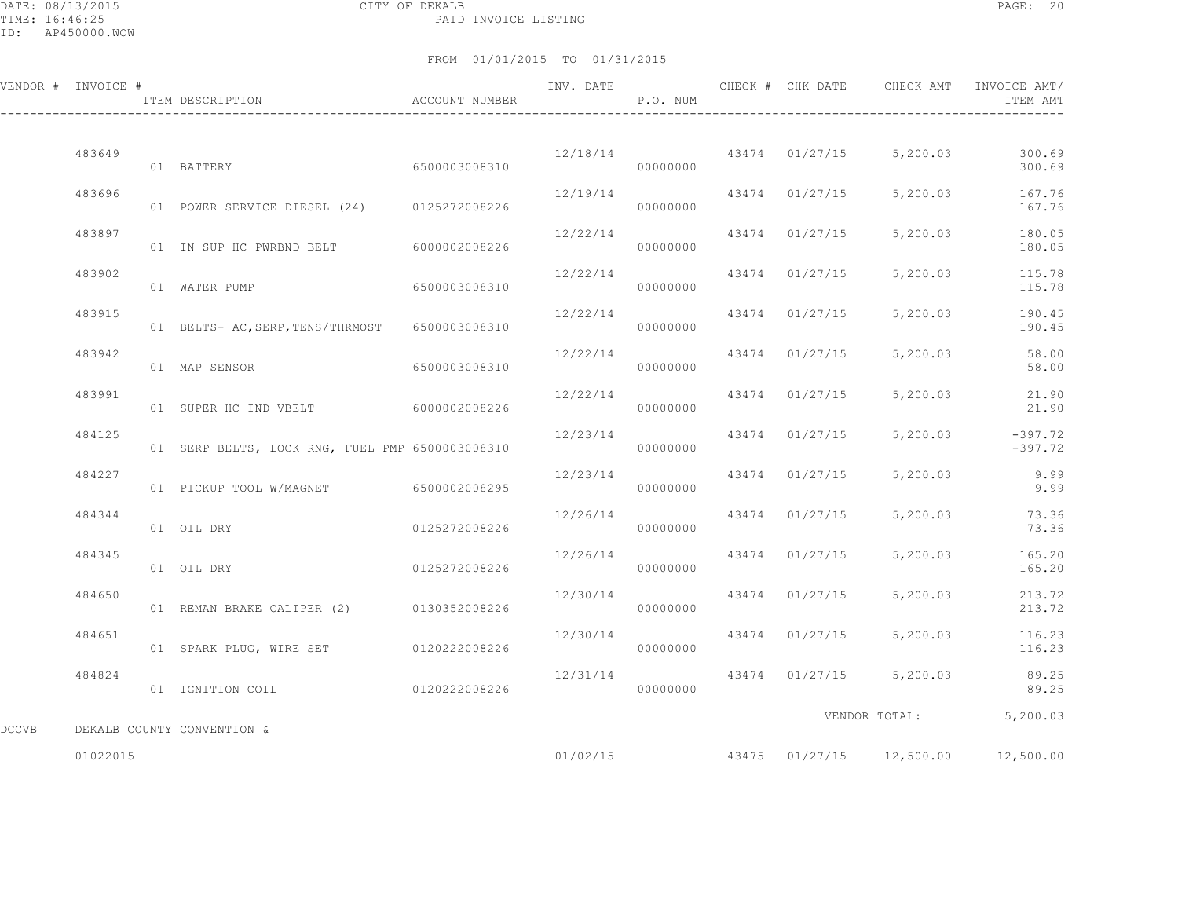CITY OF DEKALB
PAID INVOICE LISTING

FROM 01/01/2015 TO 01/31/2015

| VENDOR # | INVOICE # | ITEM DESCRIPTION | ACCOUNT NUMBER | INV. DATE | P.O. NUM | CHECK # | CHK DATE | CHECK AMT | INVOICE AMT/ ITEM AMT |
|---|---|---|---|---|---|---|---|---|---|
| | 483649 | | | 12/18/14 | | 43474 | 01/27/15 | 5,200.03 | 300.69 |
| | | 01 BATTERY | 6500003008310 | | 00000000 | | | | 300.69 |
| | 483696 | | | 12/19/14 | | 43474 | 01/27/15 | 5,200.03 | 167.76 |
| | | 01 POWER SERVICE DIESEL (24) | 0125272008226 | | 00000000 | | | | 167.76 |
| | 483897 | | | 12/22/14 | | 43474 | 01/27/15 | 5,200.03 | 180.05 |
| | | 01 IN SUP HC PWRBND BELT | 6000002008226 | | 00000000 | | | | 180.05 |
| | 483902 | | | 12/22/14 | | 43474 | 01/27/15 | 5,200.03 | 115.78 |
| | | 01 WATER PUMP | 6500003008310 | | 00000000 | | | | 115.78 |
| | 483915 | | | 12/22/14 | | 43474 | 01/27/15 | 5,200.03 | 190.45 |
| | | 01 BELTS- AC,SERP,TENS/THRMOST | 6500003008310 | | 00000000 | | | | 190.45 |
| | 483942 | | | 12/22/14 | | 43474 | 01/27/15 | 5,200.03 | 58.00 |
| | | 01 MAP SENSOR | 6500003008310 | | 00000000 | | | | 58.00 |
| | 483991 | | | 12/22/14 | | 43474 | 01/27/15 | 5,200.03 | 21.90 |
| | | 01 SUPER HC IND VBELT | 6000002008226 | | 00000000 | | | | 21.90 |
| | 484125 | | | 12/23/14 | | 43474 | 01/27/15 | 5,200.03 | -397.72 |
| | | 01 SERP BELTS, LOCK RNG, FUEL PMP | 6500003008310 | | 00000000 | | | | -397.72 |
| | 484227 | | | 12/23/14 | | 43474 | 01/27/15 | 5,200.03 | 9.99 |
| | | 01 PICKUP TOOL W/MAGNET | 6500002008295 | | 00000000 | | | | 9.99 |
| | 484344 | | | 12/26/14 | | 43474 | 01/27/15 | 5,200.03 | 73.36 |
| | | 01 OIL DRY | 0125272008226 | | 00000000 | | | | 73.36 |
| | 484345 | | | 12/26/14 | | 43474 | 01/27/15 | 5,200.03 | 165.20 |
| | | 01 OIL DRY | 0125272008226 | | 00000000 | | | | 165.20 |
| | 484650 | | | 12/30/14 | | 43474 | 01/27/15 | 5,200.03 | 213.72 |
| | | 01 REMAN BRAKE CALIPER (2) | 0130352008226 | | 00000000 | | | | 213.72 |
| | 484651 | | | 12/30/14 | | 43474 | 01/27/15 | 5,200.03 | 116.23 |
| | | 01 SPARK PLUG, WIRE SET | 0120222008226 | | 00000000 | | | | 116.23 |
| | 484824 | | | 12/31/14 | | 43474 | 01/27/15 | 5,200.03 | 89.25 |
| | | 01 IGNITION COIL | 0120222008226 | | 00000000 | | | | 89.25 |
| | | | | | | | VENDOR TOTAL: | | 5,200.03 |
| DCCVB | DEKALB COUNTY CONVENTION & | | | | | | | | |
| | 01022015 | | | 01/02/15 | | 43475 | 01/27/15 | 12,500.00 | 12,500.00 |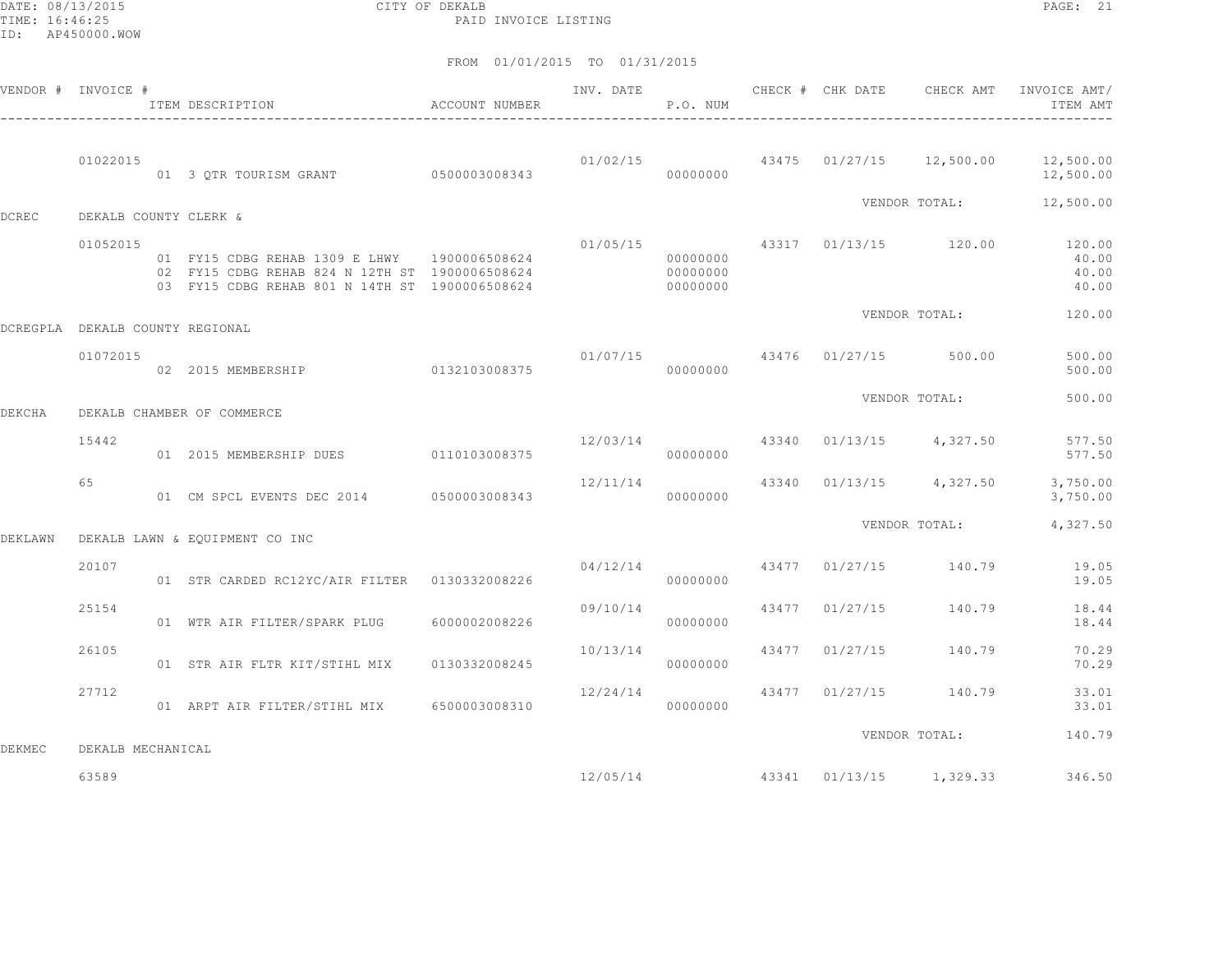DATE: 08/13/2015 CITY OF DEKALB
TIME: 16:46:25 PAID INVOICE LISTING
ID: AP450000.WOW

FROM 01/01/2015 TO 01/31/2015

| VENDOR # | INVOICE # | ITEM DESCRIPTION | ACCOUNT NUMBER | INV. DATE | P.O. NUM | CHECK # | CHK DATE | CHECK AMT | INVOICE AMT/ ITEM AMT |
|---|---|---|---|---|---|---|---|---|---|
| | 01022015 | | | 01/02/15 | | 43475 | 01/27/15 | 12,500.00 | 12,500.00 |
| | | 01 3 QTR TOURISM GRANT | 0500003008343 | | 00000000 | | | | 12,500.00 |
| | | | | | | | VENDOR TOTAL: | | 12,500.00 |
| DCREC | DEKALB COUNTY CLERK & | | | | | | | | |
| | 01052015 | | | 01/05/15 | | 43317 | 01/13/15 | 120.00 | 120.00 |
| | | 01 FY15 CDBG REHAB 1309 E LHWY | 1900006508624 | | 00000000 | | | | 40.00 |
| | | 02 FY15 CDBG REHAB 824 N 12TH ST | 1900006508624 | | 00000000 | | | | 40.00 |
| | | 03 FY15 CDBG REHAB 801 N 14TH ST | 1900006508624 | | 00000000 | | | | 40.00 |
| | | | | | | | VENDOR TOTAL: | | 120.00 |
| DCREGPLA | DEKALB COUNTY REGIONAL | | | | | | | | |
| | 01072015 | | | 01/07/15 | | 43476 | 01/27/15 | 500.00 | 500.00 |
| | | 02 2015 MEMBERSHIP | 0132103008375 | | 00000000 | | | | 500.00 |
| | | | | | | | VENDOR TOTAL: | | 500.00 |
| DEKCHA | DEKALB CHAMBER OF COMMERCE | | | | | | | | |
| | 15442 | | | 12/03/14 | | 43340 | 01/13/15 | 4,327.50 | 577.50 |
| | | 01 2015 MEMBERSHIP DUES | 0110103008375 | | 00000000 | | | | 577.50 |
| | 65 | | | 12/11/14 | | 43340 | 01/13/15 | 4,327.50 | 3,750.00 |
| | | 01 CM SPCL EVENTS DEC 2014 | 0500003008343 | | 00000000 | | | | 3,750.00 |
| | | | | | | | VENDOR TOTAL: | | 4,327.50 |
| DEKLAWN | DEKALB LAWN & EQUIPMENT CO INC | | | | | | | | |
| | 20107 | | | 04/12/14 | | 43477 | 01/27/15 | 140.79 | 19.05 |
| | | 01 STR CARDED RC12YC/AIR FILTER | 0130332008226 | | 00000000 | | | | 19.05 |
| | 25154 | | | 09/10/14 | | 43477 | 01/27/15 | 140.79 | 18.44 |
| | | 01 WTR AIR FILTER/SPARK PLUG | 6000002008226 | | 00000000 | | | | 18.44 |
| | 26105 | | | 10/13/14 | | 43477 | 01/27/15 | 140.79 | 70.29 |
| | | 01 STR AIR FLTR KIT/STIHL MIX | 0130332008245 | | 00000000 | | | | 70.29 |
| | 27712 | | | 12/24/14 | | 43477 | 01/27/15 | 140.79 | 33.01 |
| | | 01 ARPT AIR FILTER/STIHL MIX | 6500003008310 | | 00000000 | | | | 33.01 |
| | | | | | | | VENDOR TOTAL: | | 140.79 |
| DEKMEC | DEKALB MECHANICAL | | | | | | | | |
| | 63589 | | | 12/05/14 | | 43341 | 01/13/15 | 1,329.33 | 346.50 |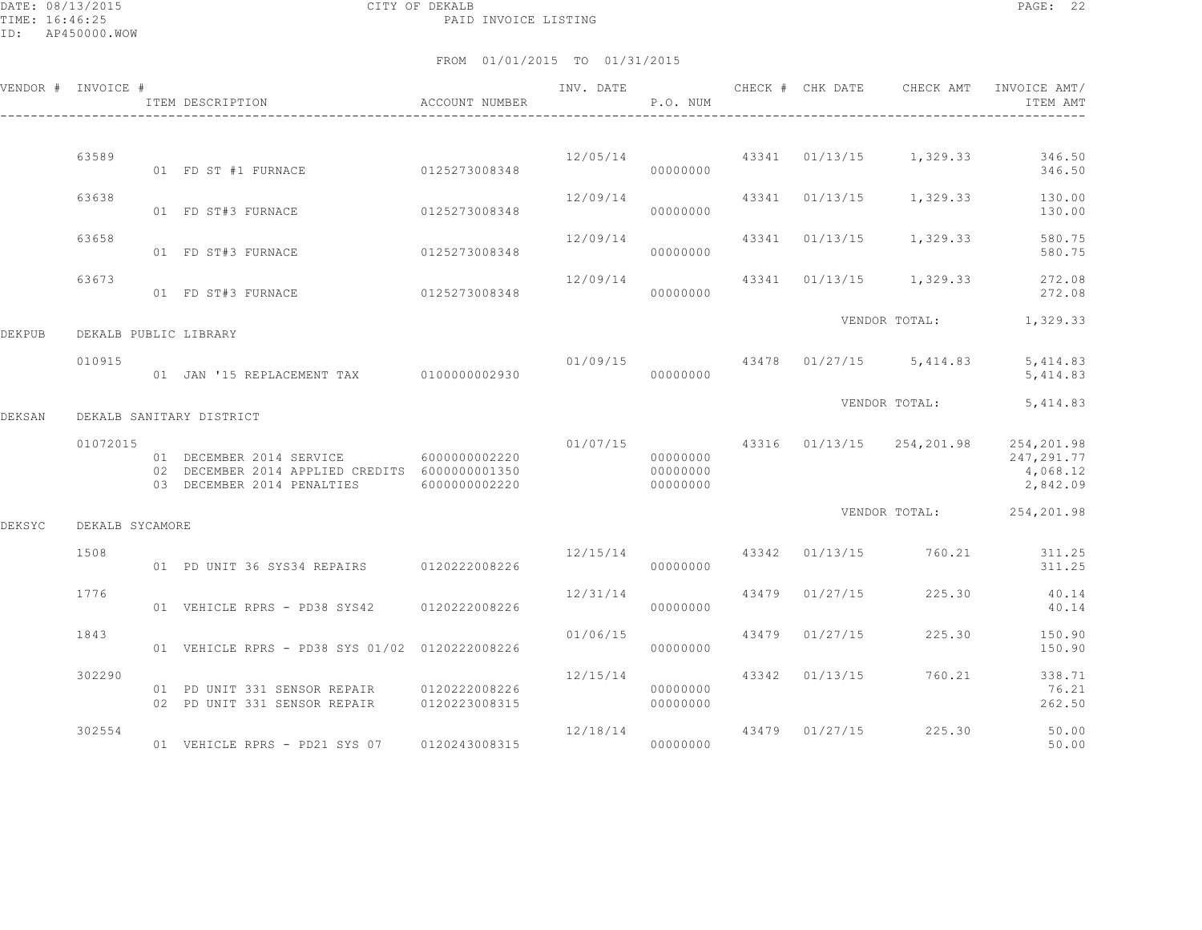DATE: 08/13/2015 CITY OF DEKALB
TIME: 16:46:25 PAID INVOICE LISTING
ID: AP450000.WOW

FROM 01/01/2015 TO 01/31/2015

| VENDOR # | INVOICE # | ITEM DESCRIPTION | ACCOUNT NUMBER | INV. DATE | P.O. NUM | CHECK # | CHK DATE | CHECK AMT | INVOICE AMT/ ITEM AMT |
|---|---|---|---|---|---|---|---|---|---|
| | 63589 | | | 12/05/14 | | 43341 | 01/13/15 | 1,329.33 | 346.50 |
| | | 01 FD ST #1 FURNACE | 0125273008348 | | 00000000 | | | | 346.50 |
| | 63638 | | | 12/09/14 | | 43341 | 01/13/15 | 1,329.33 | 130.00 |
| | | 01 FD ST#3 FURNACE | 0125273008348 | | 00000000 | | | | 130.00 |
| | 63658 | | | 12/09/14 | | 43341 | 01/13/15 | 1,329.33 | 580.75 |
| | | 01 FD ST#3 FURNACE | 0125273008348 | | 00000000 | | | | 580.75 |
| | 63673 | | | 12/09/14 | | 43341 | 01/13/15 | 1,329.33 | 272.08 |
| | | 01 FD ST#3 FURNACE | 0125273008348 | | 00000000 | | | | 272.08 |
| | | | | | | | | VENDOR TOTAL: | 1,329.33 |
| DEKPUB | DEKALB PUBLIC LIBRARY | | | | | | | | |
| | 010915 | | | 01/09/15 | | 43478 | 01/27/15 | 5,414.83 | 5,414.83 |
| | | 01 JAN '15 REPLACEMENT TAX | 0100000002930 | | 00000000 | | | | 5,414.83 |
| | | | | | | | | VENDOR TOTAL: | 5,414.83 |
| DEKSAN | DEKALB SANITARY DISTRICT | | | | | | | | |
| | 01072015 | | | 01/07/15 | | 43316 | 01/13/15 | 254,201.98 | 254,201.98 |
| | | 01 DECEMBER 2014 SERVICE | 6000000002220 | | 00000000 | | | | 247,291.77 |
| | | 02 DECEMBER 2014 APPLIED CREDITS | 6000000001350 | | 00000000 | | | | 4,068.12 |
| | | 03 DECEMBER 2014 PENALTIES | 6000000002220 | | 00000000 | | | | 2,842.09 |
| | | | | | | | | VENDOR TOTAL: | 254,201.98 |
| DEKSYC | DEKALB SYCAMORE | | | | | | | | |
| | 1508 | | | 12/15/14 | | 43342 | 01/13/15 | 760.21 | 311.25 |
| | | 01 PD UNIT 36 SYS34 REPAIRS | 0120222008226 | | 00000000 | | | | 311.25 |
| | 1776 | | | 12/31/14 | | 43479 | 01/27/15 | 225.30 | 40.14 |
| | | 01 VEHICLE RPRS - PD38 SYS42 | 0120222008226 | | 00000000 | | | | 40.14 |
| | 1843 | | | 01/06/15 | | 43479 | 01/27/15 | 225.30 | 150.90 |
| | | 01 VEHICLE RPRS - PD38 SYS 01/02 | 0120222008226 | | 00000000 | | | | 150.90 |
| | 302290 | | | 12/15/14 | | 43342 | 01/13/15 | 760.21 | 338.71 |
| | | 01 PD UNIT 331 SENSOR REPAIR | 0120222008226 | | 00000000 | | | | 76.21 |
| | | 02 PD UNIT 331 SENSOR REPAIR | 0120223008315 | | 00000000 | | | | 262.50 |
| | 302554 | | | 12/18/14 | | 43479 | 01/27/15 | 225.30 | 50.00 |
| | | 01 VEHICLE RPRS - PD21 SYS 07 | 0120243008315 | | 00000000 | | | | 50.00 |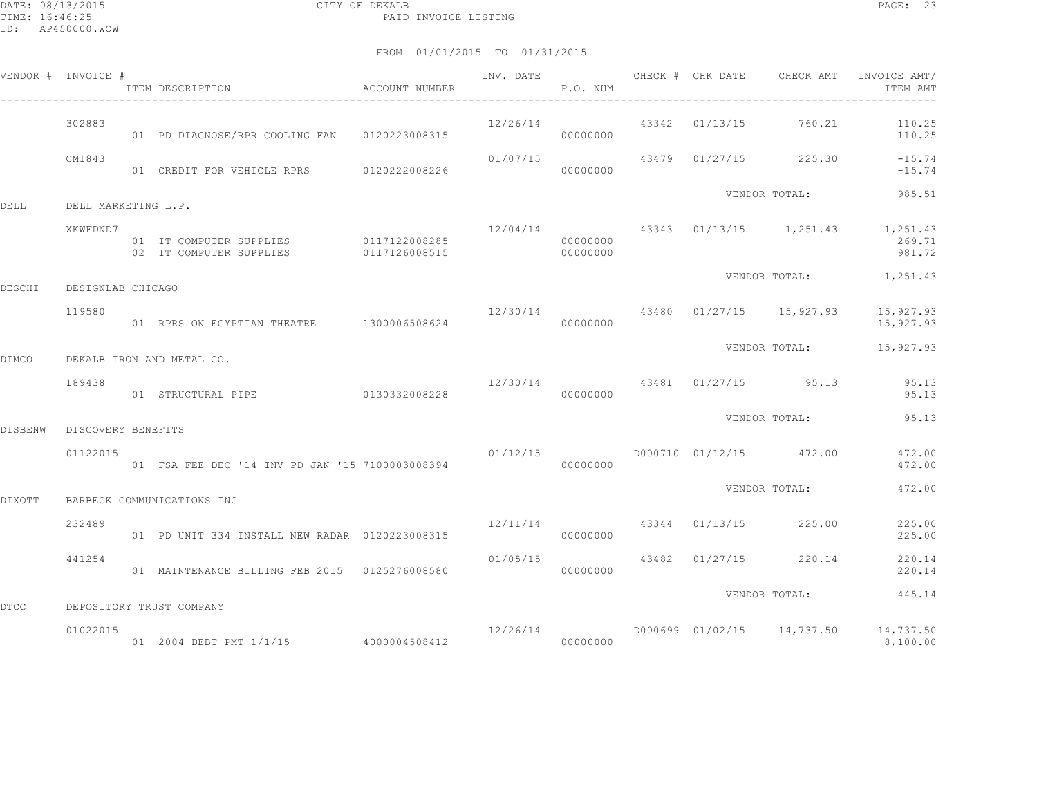CITY OF DEKALB

PAID INVOICE LISTING

DATE: 08/13/2015
TIME: 16:46:25
ID: AP450000.WOW

FROM 01/01/2015 TO 01/31/2015

| VENDOR # | INVOICE # | ITEM DESCRIPTION | ACCOUNT NUMBER | INV. DATE | P.O. NUM | CHECK # | CHK DATE | CHECK AMT | INVOICE AMT/ ITEM AMT |
|---|---|---|---|---|---|---|---|---|---|
| | 302883 | | | 12/26/14 | | 43342 | 01/13/15 | 760.21 | 110.25 |
| | | 01 PD DIAGNOSE/RPR COOLING FAN | 0120223008315 | | 00000000 | | | | 110.25 |
| | CM1843 | | | 01/07/15 | | 43479 | 01/27/15 | 225.30 | -15.74 |
| | | 01 CREDIT FOR VEHICLE RPRS | 0120222008226 | | 00000000 | | | | -15.74 |
| | | | | | | | VENDOR TOTAL: | | 985.51 |
| DELL | DELL MARKETING L.P. | | | | | | | | |
| | XKWFDND7 | | | 12/04/14 | | 43343 | 01/13/15 | 1,251.43 | 1,251.43 |
| | | 01 IT COMPUTER SUPPLIES | 0117122008285 | | 00000000 | | | | 269.71 |
| | | 02 IT COMPUTER SUPPLIES | 0117126008515 | | 00000000 | | | | 981.72 |
| | | | | | | | VENDOR TOTAL: | | 1,251.43 |
| DESCHI | DESIGNLAB CHICAGO | | | | | | | | |
| | 119580 | | | 12/30/14 | | 43480 | 01/27/15 | 15,927.93 | 15,927.93 |
| | | 01 RPRS ON EGYPTIAN THEATRE | 1300006508624 | | 00000000 | | | | 15,927.93 |
| | | | | | | | VENDOR TOTAL: | | 15,927.93 |
| DIMCO | DEKALB IRON AND METAL CO. | | | | | | | | |
| | 189438 | | | 12/30/14 | | 43481 | 01/27/15 | 95.13 | 95.13 |
| | | 01 STRUCTURAL PIPE | 0130332008228 | | 00000000 | | | | 95.13 |
| | | | | | | | VENDOR TOTAL: | | 95.13 |
| DISBENW | DISCOVERY BENEFITS | | | | | | | | |
| | 01122015 | | | 01/12/15 | | D000710 | 01/12/15 | 472.00 | 472.00 |
| | | 01 FSA FEE DEC '14 INV PD JAN '15 | 7100003008394 | | 00000000 | | | | 472.00 |
| | | | | | | | VENDOR TOTAL: | | 472.00 |
| DIXOTT | BARBECK COMMUNICATIONS INC | | | | | | | | |
| | 232489 | | | 12/11/14 | | 43344 | 01/13/15 | 225.00 | 225.00 |
| | | 01 PD UNIT 334 INSTALL NEW RADAR | 0120223008315 | | 00000000 | | | | 225.00 |
| | 441254 | | | 01/05/15 | | 43482 | 01/27/15 | 220.14 | 220.14 |
| | | 01 MAINTENANCE BILLING FEB 2015 | 0125276008580 | | 00000000 | | | | 220.14 |
| | | | | | | | VENDOR TOTAL: | | 445.14 |
| DTCC | DEPOSITORY TRUST COMPANY | | | | | | | | |
| | 01022015 | | | 12/26/14 | | D000699 | 01/02/15 | 14,737.50 | 14,737.50 |
| | | 01 2004 DEBT PMT 1/1/15 | 4000004508412 | | 00000000 | | | | 8,100.00 |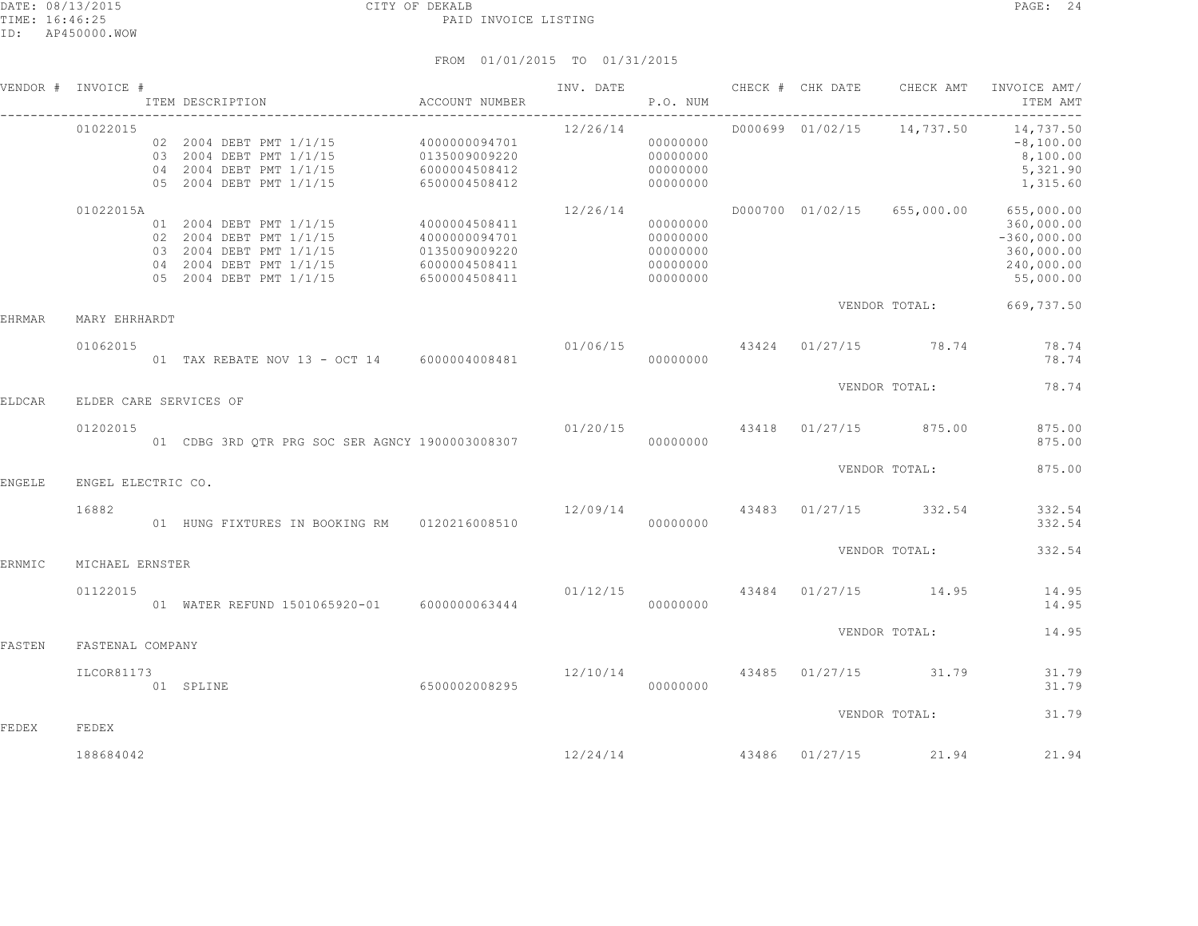CITY OF DEKALB
PAID INVOICE LISTING

DATE: 08/13/2015
TIME: 16:46:25
ID: AP450000.WOW

FROM 01/01/2015 TO 01/31/2015

| VENDOR # | INVOICE # | ITEM DESCRIPTION | ACCOUNT NUMBER | INV. DATE | P.O. NUM | CHECK # | CHK DATE | CHECK AMT | INVOICE AMT/ ITEM AMT |
|---|---|---|---|---|---|---|---|---|---|
| | 01022015 | | | 12/26/14 | | D000699 | 01/02/15 | 14,737.50 | 14,737.50 |
| | | 02 2004 DEBT PMT 1/1/15 | 4000000094701 | | 00000000 | | | | -8,100.00 |
| | | 03 2004 DEBT PMT 1/1/15 | 0135009009220 | | 00000000 | | | | 8,100.00 |
| | | 04 2004 DEBT PMT 1/1/15 | 6000004508412 | | 00000000 | | | | 5,321.90 |
| | | 05 2004 DEBT PMT 1/1/15 | 6500004508412 | | 00000000 | | | | 1,315.60 |
| | 01022015A | | | 12/26/14 | | D000700 | 01/02/15 | 655,000.00 | 655,000.00 |
| | | 01 2004 DEBT PMT 1/1/15 | 4000004508411 | | 00000000 | | | | 360,000.00 |
| | | 02 2004 DEBT PMT 1/1/15 | 4000000094701 | | 00000000 | | | | -360,000.00 |
| | | 03 2004 DEBT PMT 1/1/15 | 0135009009220 | | 00000000 | | | | 360,000.00 |
| | | 04 2004 DEBT PMT 1/1/15 | 6000004508411 | | 00000000 | | | | 240,000.00 |
| | | 05 2004 DEBT PMT 1/1/15 | 6500004508411 | | 00000000 | | | | 55,000.00 |
| | | | | | | | VENDOR TOTAL: | | 669,737.50 |
| EHRMAR | MARY EHRHARDT | | | | | | | | |
| | 01062015 | | | 01/06/15 | | 43424 | 01/27/15 | 78.74 | 78.74 |
| | | 01 TAX REBATE NOV 13 - OCT 14 | 6000004008481 | | 00000000 | | | | 78.74 |
| | | | | | | | VENDOR TOTAL: | | 78.74 |
| ELDCAR | ELDER CARE SERVICES OF | | | | | | | | |
| | 01202015 | | | 01/20/15 | | 43418 | 01/27/15 | 875.00 | 875.00 |
| | | 01 CDBG 3RD QTR PRG SOC SER AGNCY | 1900003008307 | | 00000000 | | | | 875.00 |
| | | | | | | | VENDOR TOTAL: | | 875.00 |
| ENGELE | ENGEL ELECTRIC CO. | | | | | | | | |
| | 16882 | | | 12/09/14 | | 43483 | 01/27/15 | 332.54 | 332.54 |
| | | 01 HUNG FIXTURES IN BOOKING RM | 0120216008510 | | 00000000 | | | | 332.54 |
| | | | | | | | VENDOR TOTAL: | | 332.54 |
| ERNMIC | MICHAEL ERNSTER | | | | | | | | |
| | 01122015 | | | 01/12/15 | | 43484 | 01/27/15 | 14.95 | 14.95 |
| | | 01 WATER REFUND 1501065920-01 | 6000000063444 | | 00000000 | | | | 14.95 |
| | | | | | | | VENDOR TOTAL: | | 14.95 |
| FASTEN | FASTENAL COMPANY | | | | | | | | |
| | ILCOR81173 | | | 12/10/14 | | 43485 | 01/27/15 | 31.79 | 31.79 |
| | | 01 SPLINE | 6500002008295 | | 00000000 | | | | 31.79 |
| | | | | | | | VENDOR TOTAL: | | 31.79 |
| FEDEX | FEDEX | | | | | | | | |
| | 188684042 | | | 12/24/14 | | 43486 | 01/27/15 | 21.94 | 21.94 |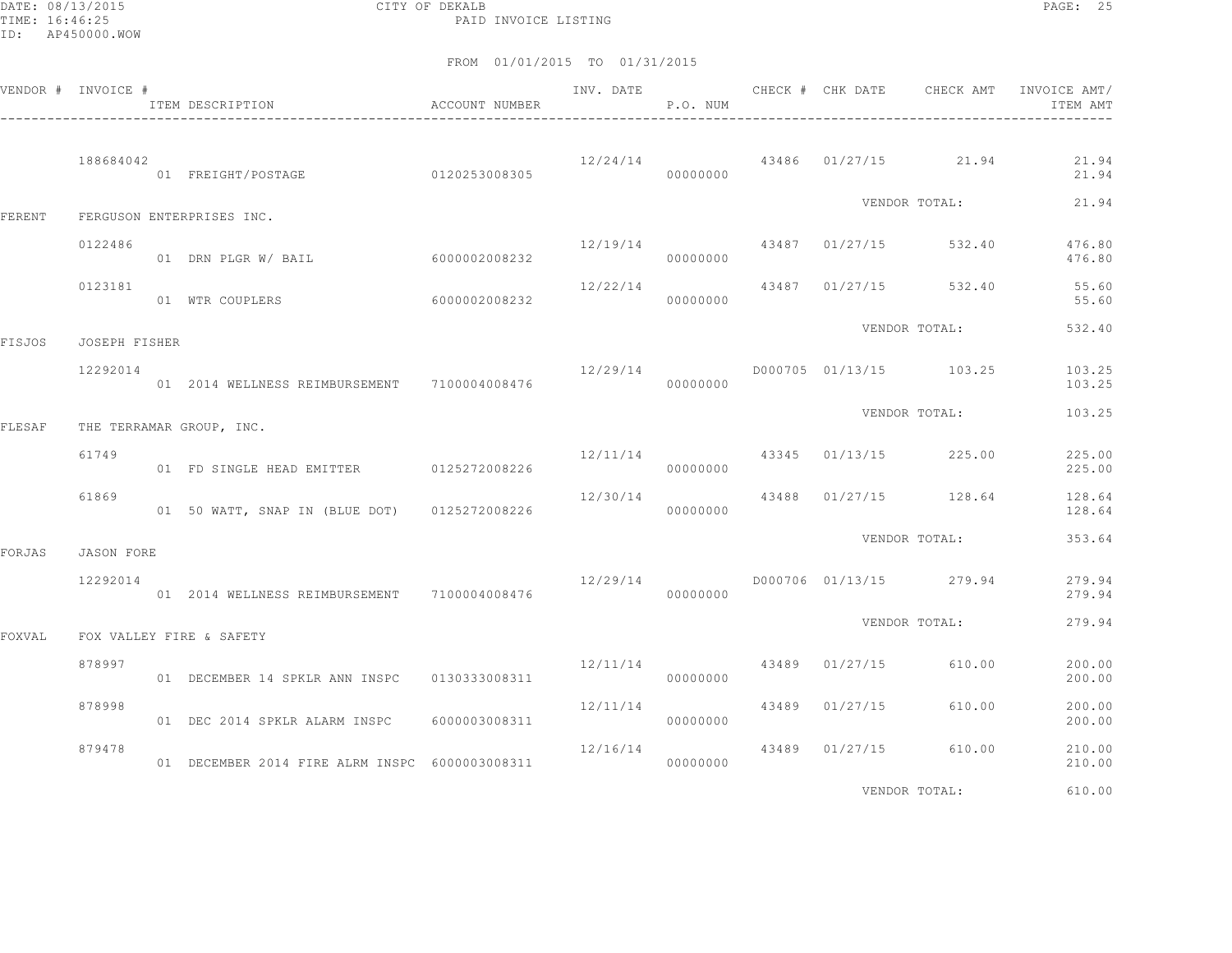CITY OF DEKALB

PAID INVOICE LISTING

DATE: 08/13/2015
TIME: 16:46:25
ID: AP450000.WOW

FROM 01/01/2015 TO 01/31/2015

| VENDOR # | INVOICE # | ITEM DESCRIPTION | ACCOUNT NUMBER | INV. DATE | P.O. NUM | CHECK # | CHK DATE | CHECK AMT | INVOICE AMT/ ITEM AMT |
|---|---|---|---|---|---|---|---|---|---|
| | 188684042 | | | 12/24/14 | | 43486 | 01/27/15 | 21.94 | 21.94 |
| | | 01 FREIGHT/POSTAGE | 0120253008305 | | 00000000 | | | | 21.94 |
| | | | | | | | VENDOR TOTAL: | | 21.94 |
| FERENT | FERGUSON ENTERPRISES INC. | | | | | | | | |
| | 0122486 | | | 12/19/14 | | 43487 | 01/27/15 | 532.40 | 476.80 |
| | | 01 DRN PLGR W/ BAIL | 6000002008232 | | 00000000 | | | | 476.80 |
| | 0123181 | | | 12/22/14 | | 43487 | 01/27/15 | 532.40 | 55.60 |
| | | 01 WTR COUPLERS | 6000002008232 | | 00000000 | | | | 55.60 |
| | | | | | | | VENDOR TOTAL: | | 532.40 |
| FISJOS | JOSEPH FISHER | | | | | | | | |
| | 12292014 | | | 12/29/14 | | D000705 | 01/13/15 | 103.25 | 103.25 |
| | | 01 2014 WELLNESS REIMBURSEMENT | 7100004008476 | | 00000000 | | | | 103.25 |
| | | | | | | | VENDOR TOTAL: | | 103.25 |
| FLESAF | THE TERRAMAR GROUP, INC. | | | | | | | | |
| | 61749 | | | 12/11/14 | | 43345 | 01/13/15 | 225.00 | 225.00 |
| | | 01 FD SINGLE HEAD EMITTER | 0125272008226 | | 00000000 | | | | 225.00 |
| | 61869 | | | 12/30/14 | | 43488 | 01/27/15 | 128.64 | 128.64 |
| | | 01 50 WATT, SNAP IN (BLUE DOT) | 0125272008226 | | 00000000 | | | | 128.64 |
| | | | | | | | VENDOR TOTAL: | | 353.64 |
| FORJAS | JASON FORE | | | | | | | | |
| | 12292014 | | | 12/29/14 | | D000706 | 01/13/15 | 279.94 | 279.94 |
| | | 01 2014 WELLNESS REIMBURSEMENT | 7100004008476 | | 00000000 | | | | 279.94 |
| | | | | | | | VENDOR TOTAL: | | 279.94 |
| FOXVAL | FOX VALLEY FIRE & SAFETY | | | | | | | | |
| | 878997 | | | 12/11/14 | | 43489 | 01/27/15 | 610.00 | 200.00 |
| | | 01 DECEMBER 14 SPKLR ANN INSPC | 0130333008311 | | 00000000 | | | | 200.00 |
| | 878998 | | | 12/11/14 | | 43489 | 01/27/15 | 610.00 | 200.00 |
| | | 01 DEC 2014 SPKLR ALARM INSPC | 6000003008311 | | 00000000 | | | | 200.00 |
| | 879478 | | | 12/16/14 | | 43489 | 01/27/15 | 610.00 | 210.00 |
| | | 01 DECEMBER 2014 FIRE ALRM INSPC | 6000003008311 | | 00000000 | | | | 210.00 |
| | | | | | | | VENDOR TOTAL: | | 610.00 |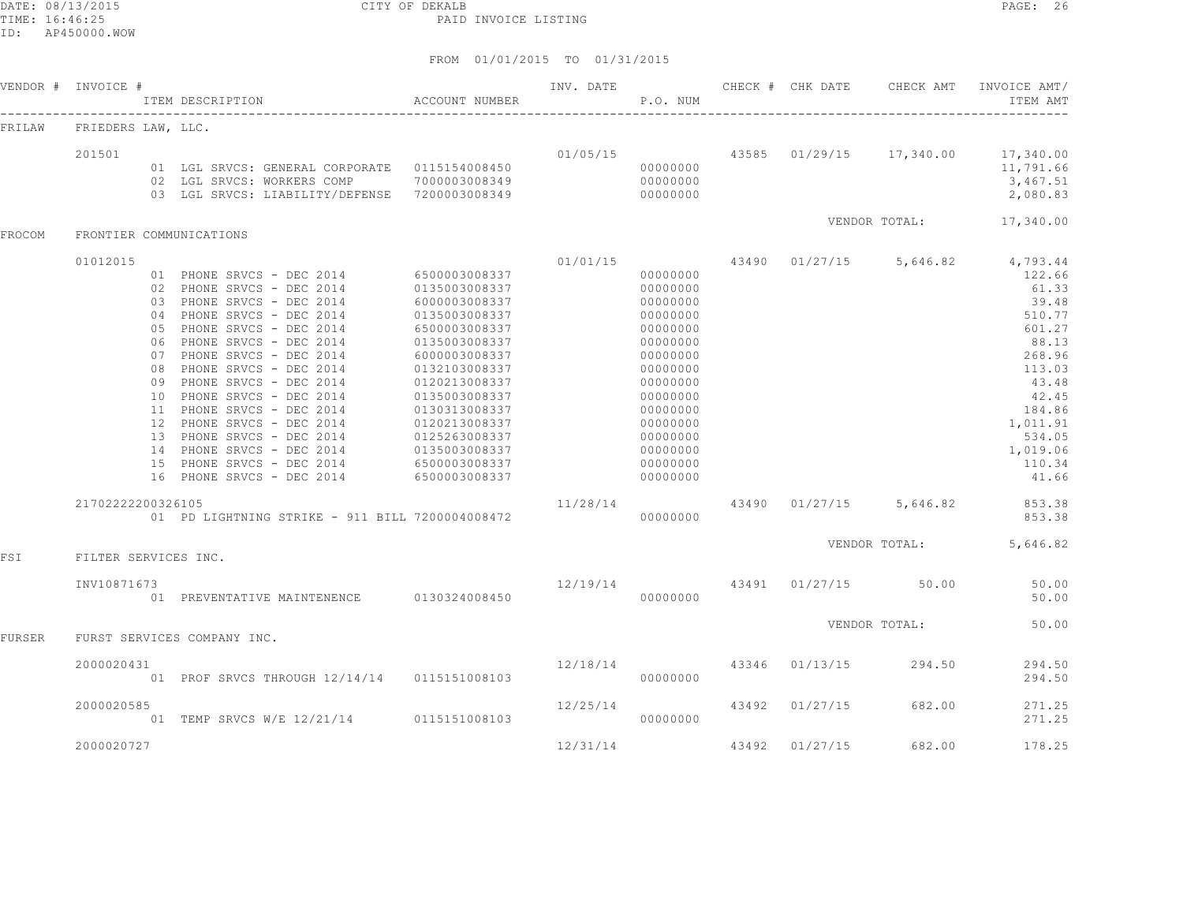DATE: 08/13/2015 CITY OF DEKALB
TIME: 16:46:25 PAID INVOICE LISTING
ID: AP450000.WOW

FROM 01/01/2015 TO 01/31/2015

| VENDOR # | INVOICE # | ITEM DESCRIPTION | ACCOUNT NUMBER | INV. DATE | P.O. NUM | CHECK # | CHK DATE | CHECK AMT | INVOICE AMT/ ITEM AMT |
|---|---|---|---|---|---|---|---|---|---|
| FRILAW | FRIEDERS LAW, LLC. | | | | | | | | |
| | 201501 | | | 01/05/15 | | 43585 | 01/29/15 | 17,340.00 | 17,340.00 |
| | | 01 LGL SRVCS: GENERAL CORPORATE | 0115154008450 | | 00000000 | | | | 11,791.66 |
| | | 02 LGL SRVCS: WORKERS COMP | 7000003008349 | | 00000000 | | | | 3,467.51 |
| | | 03 LGL SRVCS: LIABILITY/DEFENSE | 7200003008349 | | 00000000 | | | | 2,080.83 |
| | | | | | | | | VENDOR TOTAL: | 17,340.00 |
| FROCOM | FRONTIER COMMUNICATIONS | | | | | | | | |
| | 01012015 | | | 01/01/15 | | 43490 | 01/27/15 | 5,646.82 | 4,793.44 |
| | | 01 PHONE SRVCS - DEC 2014 | 6500003008337 | | 00000000 | | | | 122.66 |
| | | 02 PHONE SRVCS - DEC 2014 | 0135003008337 | | 00000000 | | | | 61.33 |
| | | 03 PHONE SRVCS - DEC 2014 | 6000003008337 | | 00000000 | | | | 39.48 |
| | | 04 PHONE SRVCS - DEC 2014 | 0135003008337 | | 00000000 | | | | 510.77 |
| | | 05 PHONE SRVCS - DEC 2014 | 6500003008337 | | 00000000 | | | | 601.27 |
| | | 06 PHONE SRVCS - DEC 2014 | 0135003008337 | | 00000000 | | | | 88.13 |
| | | 07 PHONE SRVCS - DEC 2014 | 6000003008337 | | 00000000 | | | | 268.96 |
| | | 08 PHONE SRVCS - DEC 2014 | 0132103008337 | | 00000000 | | | | 113.03 |
| | | 09 PHONE SRVCS - DEC 2014 | 0120213008337 | | 00000000 | | | | 43.48 |
| | | 10 PHONE SRVCS - DEC 2014 | 0135003008337 | | 00000000 | | | | 42.45 |
| | | 11 PHONE SRVCS - DEC 2014 | 0130313008337 | | 00000000 | | | | 184.86 |
| | | 12 PHONE SRVCS - DEC 2014 | 0120213008337 | | 00000000 | | | | 1,011.91 |
| | | 13 PHONE SRVCS - DEC 2014 | 0125263008337 | | 00000000 | | | | 534.05 |
| | | 14 PHONE SRVCS - DEC 2014 | 0135003008337 | | 00000000 | | | | 1,019.06 |
| | | 15 PHONE SRVCS - DEC 2014 | 6500003008337 | | 00000000 | | | | 110.34 |
| | | 16 PHONE SRVCS - DEC 2014 | 6500003008337 | | 00000000 | | | | 41.66 |
| | 21702222200326105 | | | 11/28/14 | | 43490 | 01/27/15 | 5,646.82 | 853.38 |
| | | 01 PD LIGHTNING STRIKE - 911 BILL | 7200004008472 | | 00000000 | | | | 853.38 |
| | | | | | | | | VENDOR TOTAL: | 5,646.82 |
| FSI | FILTER SERVICES INC. | | | | | | | | |
| | INV10871673 | | | 12/19/14 | | 43491 | 01/27/15 | 50.00 | 50.00 |
| | | 01 PREVENTATIVE MAINTENENCE | 0130324008450 | | 00000000 | | | | 50.00 |
| | | | | | | | | VENDOR TOTAL: | 50.00 |
| FURSER | FURST SERVICES COMPANY INC. | | | | | | | | |
| | 2000020431 | | | 12/18/14 | | 43346 | 01/13/15 | 294.50 | 294.50 |
| | | 01 PROF SRVCS THROUGH 12/14/14 | 0115151008103 | | 00000000 | | | | 294.50 |
| | 2000020585 | | | 12/25/14 | | 43492 | 01/27/15 | 682.00 | 271.25 |
| | | 01 TEMP SRVCS W/E 12/21/14 | 0115151008103 | | 00000000 | | | | 271.25 |
| | 2000020727 | | | 12/31/14 | | 43492 | 01/27/15 | 682.00 | 178.25 |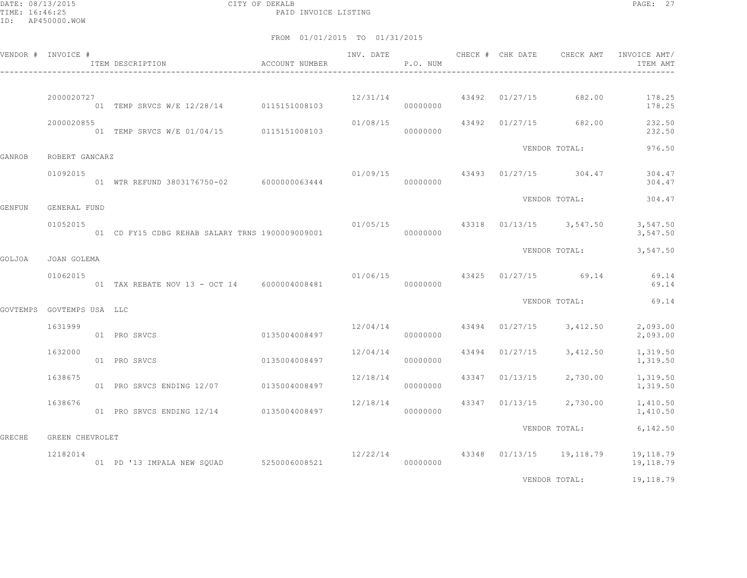CITY OF DEKALB
PAID INVOICE LISTING

DATE: 08/13/2015
TIME: 16:46:25
ID: AP450000.WOW

FROM 01/01/2015 TO 01/31/2015

| VENDOR # | INVOICE # | ITEM DESCRIPTION | ACCOUNT NUMBER | INV. DATE | P.O. NUM | CHECK # | CHK DATE | CHECK AMT | INVOICE AMT/ ITEM AMT |
|---|---|---|---|---|---|---|---|---|---|
| | 2000020727 | | | 12/31/14 | | 43492 | 01/27/15 | 682.00 | 178.25 |
| | | 01 TEMP SRVCS W/E 12/28/14 | 0115151008103 | | 00000000 | | | | 178.25 |
| | 2000020855 | | | 01/08/15 | | 43492 | 01/27/15 | 682.00 | 232.50 |
| | | 01 TEMP SRVCS W/E 01/04/15 | 0115151008103 | | 00000000 | | | | 232.50 |
| | | | | | | | | VENDOR TOTAL: | 976.50 |
| GANROB | ROBERT GANCARZ | | | | | | | | |
| | 01092015 | | | 01/09/15 | | 43493 | 01/27/15 | 304.47 | 304.47 |
| | | 01 WTR REFUND 3803176750-02 | 6000000063444 | | 00000000 | | | | 304.47 |
| | | | | | | | | VENDOR TOTAL: | 304.47 |
| GENFUN | GENERAL FUND | | | | | | | | |
| | 01052015 | | | 01/05/15 | | 43318 | 01/13/15 | 3,547.50 | 3,547.50 |
| | | 01 CD FY15 CDBG REHAB SALARY TRNS | 1900009009001 | | 00000000 | | | | 3,547.50 |
| | | | | | | | | VENDOR TOTAL: | 3,547.50 |
| GOLJOA | JOAN GOLEMA | | | | | | | | |
| | 01062015 | | | 01/06/15 | | 43425 | 01/27/15 | 69.14 | 69.14 |
| | | 01 TAX REBATE NOV 13 - OCT 14 | 6000004008481 | | 00000000 | | | | 69.14 |
| | | | | | | | | VENDOR TOTAL: | 69.14 |
| GOVTEMPS | GOVTEMPS USA LLC | | | | | | | | |
| | 1631999 | | | 12/04/14 | | 43494 | 01/27/15 | 3,412.50 | 2,093.00 |
| | | 01 PRO SRVCS | 0135004008497 | | 00000000 | | | | 2,093.00 |
| | 1632000 | | | 12/04/14 | | 43494 | 01/27/15 | 3,412.50 | 1,319.50 |
| | | 01 PRO SRVCS | 0135004008497 | | 00000000 | | | | 1,319.50 |
| | 1638675 | | | 12/18/14 | | 43347 | 01/13/15 | 2,730.00 | 1,319.50 |
| | | 01 PRO SRVCS ENDING 12/07 | 0135004008497 | | 00000000 | | | | 1,319.50 |
| | 1638676 | | | 12/18/14 | | 43347 | 01/13/15 | 2,730.00 | 1,410.50 |
| | | 01 PRO SRVCS ENDING 12/14 | 0135004008497 | | 00000000 | | | | 1,410.50 |
| | | | | | | | | VENDOR TOTAL: | 6,142.50 |
| GRECHE | GREEN CHEVROLET | | | | | | | | |
| | 12182014 | | | 12/22/14 | | 43348 | 01/13/15 | 19,118.79 | 19,118.79 |
| | | 01 PD '13 IMPALA NEW SQUAD | 5250006008521 | | 00000000 | | | | 19,118.79 |
| | | | | | | | | VENDOR TOTAL: | 19,118.79 |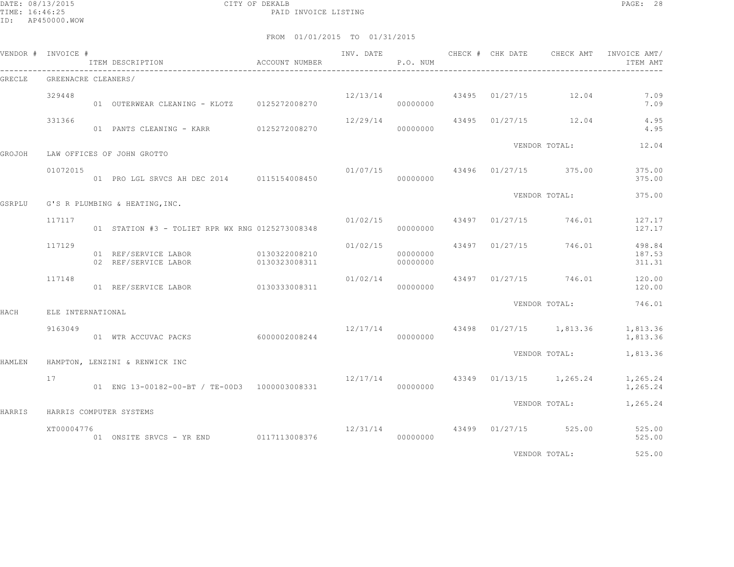CITY OF DEKALB
PAID INVOICE LISTING

DATE: 08/13/2015
TIME: 16:46:25
ID: AP450000.WOW

FROM 01/01/2015 TO 01/31/2015

| VENDOR # | INVOICE # | ITEM DESCRIPTION | ACCOUNT NUMBER | INV. DATE | P.O. NUM | CHECK # | CHK DATE | CHECK AMT | INVOICE AMT/ ITEM AMT |
|---|---|---|---|---|---|---|---|---|---|
| GRECLE | GREENACRE CLEANERS/ | | | | | | | | |
| | 329448 | | | 12/13/14 | | 43495 | 01/27/15 | 12.04 | 7.09 |
| | | 01 OUTERWEAR CLEANING - KLOTZ | 0125272008270 | | 00000000 | | | | 7.09 |
| | 331366 | | | 12/29/14 | | 43495 | 01/27/15 | 12.04 | 4.95 |
| | | 01 PANTS CLEANING - KARR | 0125272008270 | | 00000000 | | | | 4.95 |
| | | | | | | | VENDOR TOTAL: | | 12.04 |
| GROJOH | LAW OFFICES OF JOHN GROTTO | | | | | | | | |
| | 01072015 | | | 01/07/15 | | 43496 | 01/27/15 | 375.00 | 375.00 |
| | | 01 PRO LGL SRVCS AH DEC 2014 | 0115154008450 | | 00000000 | | | | 375.00 |
| | | | | | | | VENDOR TOTAL: | | 375.00 |
| GSRPLU | G'S R PLUMBING & HEATING,INC. | | | | | | | | |
| | 117117 | | | 01/02/15 | | 43497 | 01/27/15 | 746.01 | 127.17 |
| | | 01 STATION #3 - TOLIET RPR WX RNG | 0125273008348 | | 00000000 | | | | 127.17 |
| | 117129 | | | 01/02/15 | | 43497 | 01/27/15 | 746.01 | 498.84 |
| | | 01 REF/SERVICE LABOR | 0130322008210 | | 00000000 | | | | 187.53 |
| | | 02 REF/SERVICE LABOR | 0130323008311 | | 00000000 | | | | 311.31 |
| | 117148 | | | 01/02/14 | | 43497 | 01/27/15 | 746.01 | 120.00 |
| | | 01 REF/SERVICE LABOR | 0130333008311 | | 00000000 | | | | 120.00 |
| | | | | | | | VENDOR TOTAL: | | 746.01 |
| HACH | ELE INTERNATIONAL | | | | | | | | |
| | 9163049 | | | 12/17/14 | | 43498 | 01/27/15 | 1,813.36 | 1,813.36 |
| | | 01 WTR ACCUVAC PACKS | 6000002008244 | | 00000000 | | | | 1,813.36 |
| | | | | | | | VENDOR TOTAL: | | 1,813.36 |
| HAMLEN | HAMPTON, LENZINI & RENWICK INC | | | | | | | | |
| | 17 | | | 12/17/14 | | 43349 | 01/13/15 | 1,265.24 | 1,265.24 |
| | | 01 ENG 13-00182-00-BT / TE-00D3 | 1000003008331 | | 00000000 | | | | 1,265.24 |
| | | | | | | | VENDOR TOTAL: | | 1,265.24 |
| HARRIS | HARRIS COMPUTER SYSTEMS | | | | | | | | |
| | XT00004776 | | | 12/31/14 | | 43499 | 01/27/15 | 525.00 | 525.00 |
| | | 01 ONSITE SRVCS - YR END | 0117113008376 | | 00000000 | | | | 525.00 |
| | | | | | | | VENDOR TOTAL: | | 525.00 |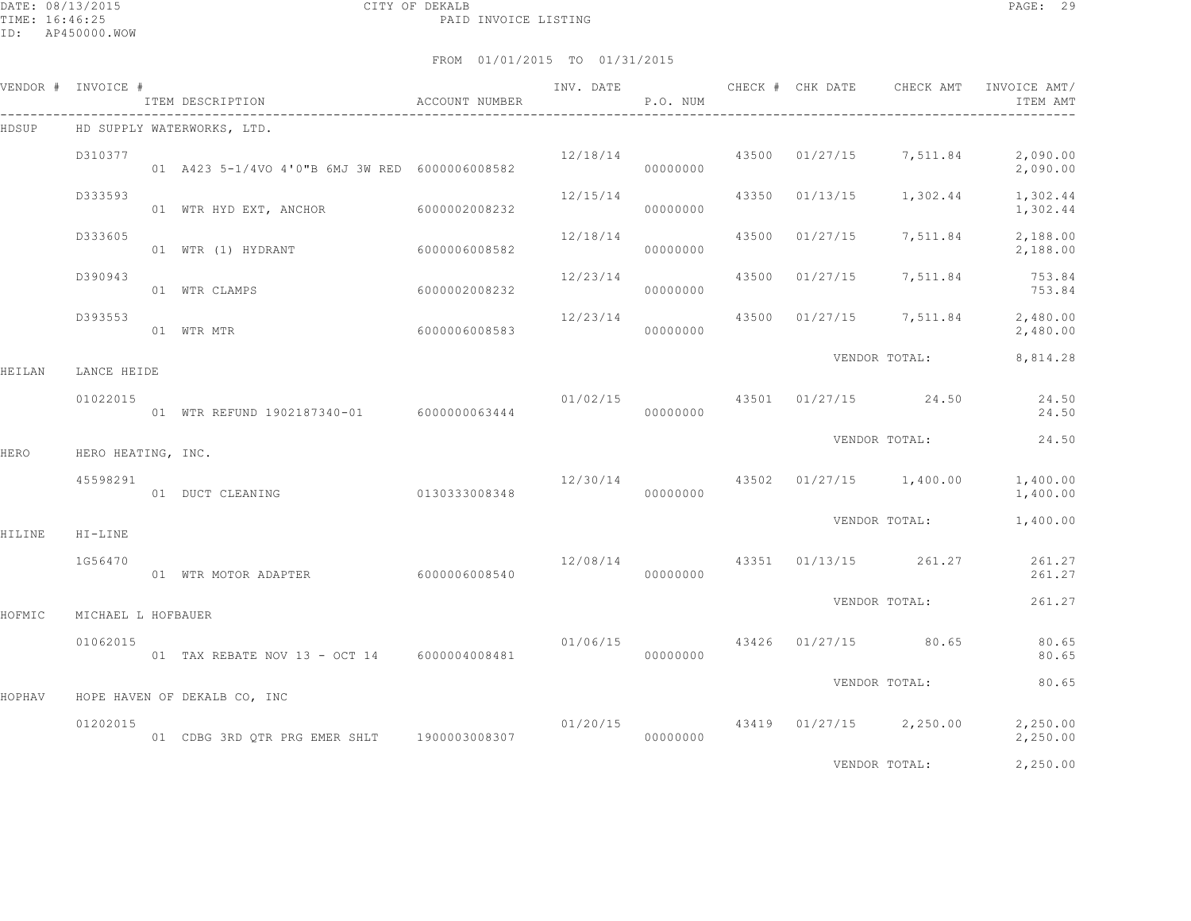CITY OF DEKALB

PAID INVOICE LISTING

FROM 01/01/2015 TO 01/31/2015

| VENDOR # | INVOICE # | ITEM DESCRIPTION | ACCOUNT NUMBER | INV. DATE | P.O. NUM | CHECK # | CHK DATE | CHECK AMT | INVOICE AMT/ ITEM AMT |
|---|---|---|---|---|---|---|---|---|---|
| HDSUP | HD SUPPLY WATERWORKS, LTD. | | | | | | | | |
| | D310377 | | | 12/18/14 | | 43500 | 01/27/15 | 7,511.84 | 2,090.00 |
| | | 01 A423 5-1/4VO 4'0"B 6MJ 3W RED | 6000006008582 | | 00000000 | | | | 2,090.00 |
| | D333593 | | | 12/15/14 | | 43350 | 01/13/15 | 1,302.44 | 1,302.44 |
| | | 01 WTR HYD EXT, ANCHOR | 6000002008232 | | 00000000 | | | | 1,302.44 |
| | D333605 | | | 12/18/14 | | 43500 | 01/27/15 | 7,511.84 | 2,188.00 |
| | | 01 WTR (1) HYDRANT | 6000006008582 | | 00000000 | | | | 2,188.00 |
| | D390943 | | | 12/23/14 | | 43500 | 01/27/15 | 7,511.84 | 753.84 |
| | | 01 WTR CLAMPS | 6000002008232 | | 00000000 | | | | 753.84 |
| | D393553 | | | 12/23/14 | | 43500 | 01/27/15 | 7,511.84 | 2,480.00 |
| | | 01 WTR MTR | 6000006008583 | | 00000000 | | | | 2,480.00 |
| | | | | | | | VENDOR TOTAL: | | 8,814.28 |
| HEILAN | LANCE HEIDE | | | | | | | | |
| | 01022015 | | | 01/02/15 | | 43501 | 01/27/15 | 24.50 | 24.50 |
| | | 01 WTR REFUND 1902187340-01 | 6000000063444 | | 00000000 | | | | 24.50 |
| | | | | | | | VENDOR TOTAL: | | 24.50 |
| HERO | HERO HEATING, INC. | | | | | | | | |
| | 45598291 | | | 12/30/14 | | 43502 | 01/27/15 | 1,400.00 | 1,400.00 |
| | | 01 DUCT CLEANING | 0130333008348 | | 00000000 | | | | 1,400.00 |
| | | | | | | | VENDOR TOTAL: | | 1,400.00 |
| HILINE | HI-LINE | | | | | | | | |
| | 1G56470 | | | 12/08/14 | | 43351 | 01/13/15 | 261.27 | 261.27 |
| | | 01 WTR MOTOR ADAPTER | 6000006008540 | | 00000000 | | | | 261.27 |
| | | | | | | | VENDOR TOTAL: | | 261.27 |
| HOFMIC | MICHAEL L HOFBAUER | | | | | | | | |
| | 01062015 | | | 01/06/15 | | 43426 | 01/27/15 | 80.65 | 80.65 |
| | | 01 TAX REBATE NOV 13 - OCT 14 | 6000004008481 | | 00000000 | | | | 80.65 |
| | | | | | | | VENDOR TOTAL: | | 80.65 |
| HOPHAV | HOPE HAVEN OF DEKALB CO, INC | | | | | | | | |
| | 01202015 | | | 01/20/15 | | 43419 | 01/27/15 | 2,250.00 | 2,250.00 |
| | | 01 CDBG 3RD QTR PRG EMER SHLT | 1900003008307 | | 00000000 | | | | 2,250.00 |
| | | | | | | | VENDOR TOTAL: | | 2,250.00 |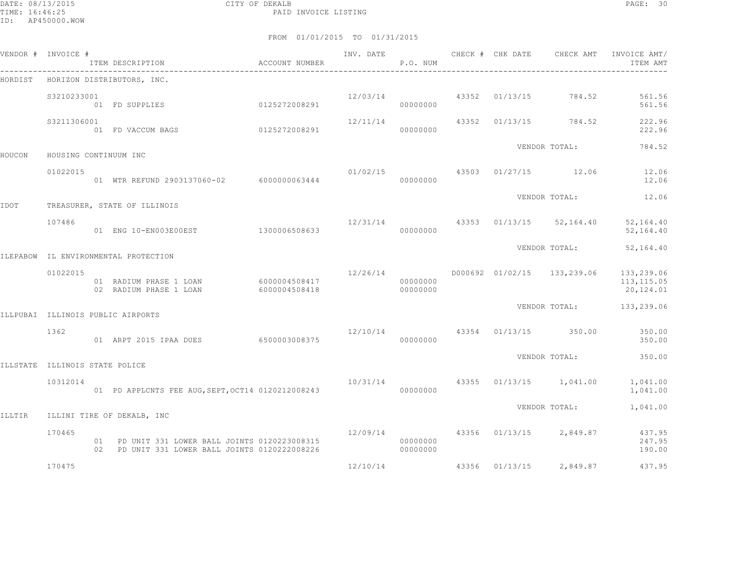CITY OF DEKALB

PAID INVOICE LISTING

FROM 01/01/2015 TO 01/31/2015

| VENDOR # | INVOICE # / ITEM DESCRIPTION | ACCOUNT NUMBER | INV. DATE | P.O. NUM | CHECK # | CHK DATE | CHECK AMT | INVOICE AMT/ ITEM AMT |
|---|---|---|---|---|---|---|---|---|
| HORDIST | HORIZON DISTRIBUTORS, INC. | | | | | | | |
| | S3210233001 | | 12/03/14 | | 43352 | 01/13/15 | 784.52 | 561.56 |
| | 01 FD SUPPLIES | 0125272008291 | | 00000000 | | | | 561.56 |
| | S3211306001 | | 12/11/14 | | 43352 | 01/13/15 | 784.52 | 222.96 |
| | 01 FD VACCUM BAGS | 0125272008291 | | 00000000 | | | | 222.96 |
| | | | | | | VENDOR TOTAL: | | 784.52 |
| HOUCON | HOUSING CONTINUUM INC | | | | | | | |
| | 01022015 | | 01/02/15 | | 43503 | 01/27/15 | 12.06 | 12.06 |
| | 01 WTR REFUND 2903137060-02 | 6000000063444 | | 00000000 | | | | 12.06 |
| | | | | | | VENDOR TOTAL: | | 12.06 |
| IDOT | TREASURER, STATE OF ILLINOIS | | | | | | | |
| | 107486 | | 12/31/14 | | 43353 | 01/13/15 | 52,164.40 | 52,164.40 |
| | 01 ENG 10-EN003E00EST | 1300006508633 | | 00000000 | | | | 52,164.40 |
| | | | | | | VENDOR TOTAL: | | 52,164.40 |
| ILEPABOW | IL ENVIRONMENTAL PROTECTION | | | | | | | |
| | 01022015 | | 12/26/14 | | D000692 | 01/02/15 | 133,239.06 | 133,239.06 |
| | 01 RADIUM PHASE 1 LOAN | 6000004508417 | | 00000000 | | | | 113,115.05 |
| | 02 RADIUM PHASE 1 LOAN | 6000004508418 | | 00000000 | | | | 20,124.01 |
| | | | | | | VENDOR TOTAL: | | 133,239.06 |
| ILLPUBAI | ILLINOIS PUBLIC AIRPORTS | | | | | | | |
| | 1362 | | 12/10/14 | | 43354 | 01/13/15 | 350.00 | 350.00 |
| | 01 ARPT 2015 IPAA DUES | 6500003008375 | | 00000000 | | | | 350.00 |
| | | | | | | VENDOR TOTAL: | | 350.00 |
| ILLSTATE | ILLINOIS STATE POLICE | | | | | | | |
| | 10312014 | | 10/31/14 | | 43355 | 01/13/15 | 1,041.00 | 1,041.00 |
| | 01 PD APPLCNTS FEE AUG,SEPT,OCT14 | 0120212008243 | | 00000000 | | | | 1,041.00 |
| | | | | | | VENDOR TOTAL: | | 1,041.00 |
| ILLTIR | ILLINI TIRE OF DEKALB, INC | | | | | | | |
| | 170465 | | 12/09/14 | | 43356 | 01/13/15 | 2,849.87 | 437.95 |
| | 01 PD UNIT 331 LOWER BALL JOINTS | 0120223008315 | | 00000000 | | | | 247.95 |
| | 02 PD UNIT 331 LOWER BALL JOINTS | 0120222008226 | | 00000000 | | | | 190.00 |
| | 170475 | | 12/10/14 | | 43356 | 01/13/15 | 2,849.87 | 437.95 |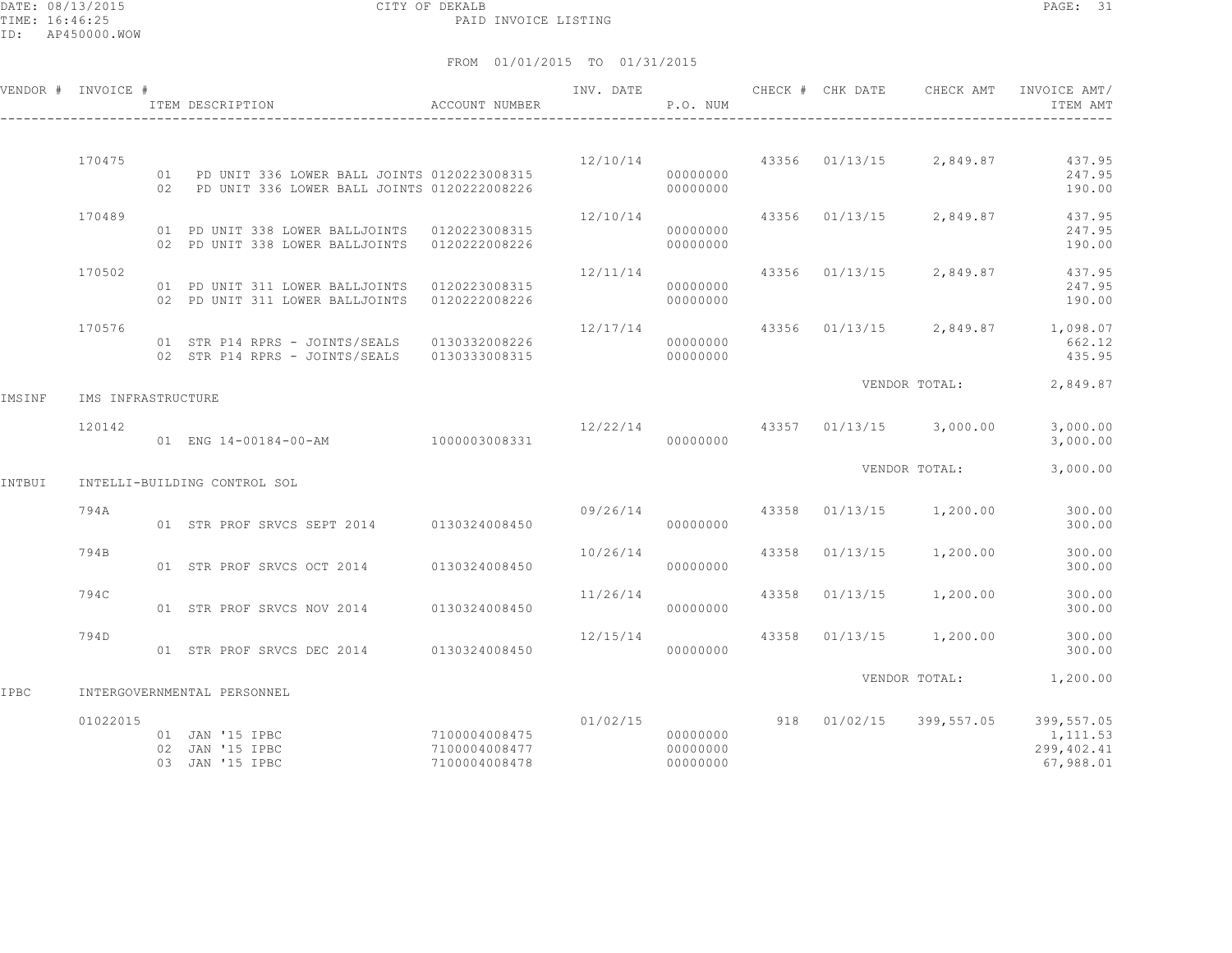CITY OF DEKALB
PAID INVOICE LISTING

DATE: 08/13/2015
TIME: 16:46:25
ID: AP450000.WOW

FROM 01/01/2015 TO 01/31/2015

| VENDOR # | INVOICE # | ITEM DESCRIPTION | ACCOUNT NUMBER | INV. DATE | P.O. NUM | CHECK # | CHK DATE | CHECK AMT | INVOICE AMT/ ITEM AMT |
|---|---|---|---|---|---|---|---|---|---|
| | 170475 | | | 12/10/14 | | 43356 | 01/13/15 | 2,849.87 | 437.95 |
| | | 01 PD UNIT 336 LOWER BALL JOINTS | 0120223008315 | | 00000000 | | | | 247.95 |
| | | 02 PD UNIT 336 LOWER BALL JOINTS | 0120222008226 | | 00000000 | | | | 190.00 |
| | 170489 | | | 12/10/14 | | 43356 | 01/13/15 | 2,849.87 | 437.95 |
| | | 01 PD UNIT 338 LOWER BALLJOINTS | 0120223008315 | | 00000000 | | | | 247.95 |
| | | 02 PD UNIT 338 LOWER BALLJOINTS | 0120222008226 | | 00000000 | | | | 190.00 |
| | 170502 | | | 12/11/14 | | 43356 | 01/13/15 | 2,849.87 | 437.95 |
| | | 01 PD UNIT 311 LOWER BALLJOINTS | 0120223008315 | | 00000000 | | | | 247.95 |
| | | 02 PD UNIT 311 LOWER BALLJOINTS | 0120222008226 | | 00000000 | | | | 190.00 |
| | 170576 | | | 12/17/14 | | 43356 | 01/13/15 | 2,849.87 | 1,098.07 |
| | | 01 STR P14 RPRS - JOINTS/SEALS | 0130332008226 | | 00000000 | | | | 662.12 |
| | | 02 STR P14 RPRS - JOINTS/SEALS | 0130333008315 | | 00000000 | | | | 435.95 |
| | | | | | | | | VENDOR TOTAL: | 2,849.87 |
| IMSINF | IMS INFRASTRUCTURE | | | | | | | | |
| | 120142 | | | 12/22/14 | | 43357 | 01/13/15 | 3,000.00 | 3,000.00 |
| | | 01 ENG 14-00184-00-AM | 1000003008331 | | 00000000 | | | | 3,000.00 |
| | | | | | | | | VENDOR TOTAL: | 3,000.00 |
| INTBUI | INTELLI-BUILDING CONTROL SOL | | | | | | | | |
| | 794A | | | 09/26/14 | | 43358 | 01/13/15 | 1,200.00 | 300.00 |
| | | 01 STR PROF SRVCS SEPT 2014 | 0130324008450 | | 00000000 | | | | 300.00 |
| | 794B | | | 10/26/14 | | 43358 | 01/13/15 | 1,200.00 | 300.00 |
| | | 01 STR PROF SRVCS OCT 2014 | 0130324008450 | | 00000000 | | | | 300.00 |
| | 794C | | | 11/26/14 | | 43358 | 01/13/15 | 1,200.00 | 300.00 |
| | | 01 STR PROF SRVCS NOV 2014 | 0130324008450 | | 00000000 | | | | 300.00 |
| | 794D | | | 12/15/14 | | 43358 | 01/13/15 | 1,200.00 | 300.00 |
| | | 01 STR PROF SRVCS DEC 2014 | 0130324008450 | | 00000000 | | | | 300.00 |
| | | | | | | | | VENDOR TOTAL: | 1,200.00 |
| IPBC | INTERGOVERNMENTAL PERSONNEL | | | | | | | | |
| | 01022015 | | | 01/02/15 | | 918 | 01/02/15 | 399,557.05 | 399,557.05 |
| | | 01 JAN '15 IPBC | 7100004008475 | | 00000000 | | | | 1,111.53 |
| | | 02 JAN '15 IPBC | 7100004008477 | | 00000000 | | | | 299,402.41 |
| | | 03 JAN '15 IPBC | 7100004008478 | | 00000000 | | | | 67,988.01 |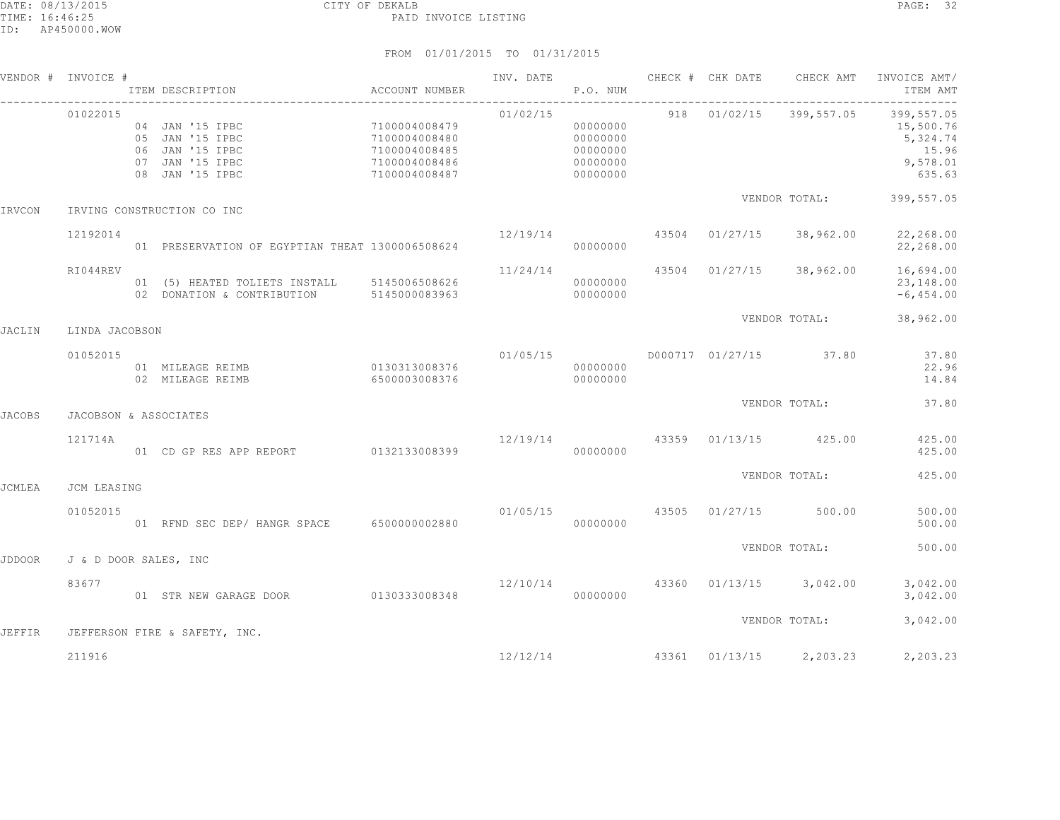FROM 01/01/2015 TO 01/31/2015

| VENDOR # | INVOICE # | ITEM DESCRIPTION | ACCOUNT NUMBER | INV. DATE | P.O. NUM | CHECK # | CHK DATE | CHECK AMT | INVOICE AMT/ ITEM AMT |
|---|---|---|---|---|---|---|---|---|---|
| | 01022015 | | | 01/02/15 | | 918 | 01/02/15 | 399,557.05 | 399,557.05 |
| | | 04 JAN '15 IPBC | 7100004008479 | | 00000000 | | | | 15,500.76 |
| | | 05 JAN '15 IPBC | 7100004008480 | | 00000000 | | | | 5,324.74 |
| | | 06 JAN '15 IPBC | 7100004008485 | | 00000000 | | | | 15.96 |
| | | 07 JAN '15 IPBC | 7100004008486 | | 00000000 | | | | 9,578.01 |
| | | 08 JAN '15 IPBC | 7100004008487 | | 00000000 | | | | 635.63 |
| | | | | | | | | VENDOR TOTAL: | 399,557.05 |
| IRVCON | IRVING CONSTRUCTION CO INC | | | | | | | | |
| | 12192014 | | | 12/19/14 | | 43504 | 01/27/15 | 38,962.00 | 22,268.00 |
| | | 01 PRESERVATION OF EGYPTIAN THEAT | 1300006508624 | | 00000000 | | | | 22,268.00 |
| | RI044REV | | | 11/24/14 | | 43504 | 01/27/15 | 38,962.00 | 16,694.00 |
| | | 01 (5) HEATED TOLIETS INSTALL | 5145006508626 | | 00000000 | | | | 23,148.00 |
| | | 02 DONATION & CONTRIBUTION | 5145000083963 | | 00000000 | | | | -6,454.00 |
| | | | | | | | | VENDOR TOTAL: | 38,962.00 |
| JACLIN | LINDA JACOBSON | | | | | | | | |
| | 01052015 | | | 01/05/15 | | D000717 | 01/27/15 | 37.80 | 37.80 |
| | | 01 MILEAGE REIMB | 0130313008376 | | 00000000 | | | | 22.96 |
| | | 02 MILEAGE REIMB | 6500003008376 | | 00000000 | | | | 14.84 |
| | | | | | | | | VENDOR TOTAL: | 37.80 |
| JACOBS | JACOBSON & ASSOCIATES | | | | | | | | |
| | 121714A | | | 12/19/14 | | 43359 | 01/13/15 | 425.00 | 425.00 |
| | | 01 CD GP RES APP REPORT | 0132133008399 | | 00000000 | | | | 425.00 |
| | | | | | | | | VENDOR TOTAL: | 425.00 |
| JCMLEA | JCM LEASING | | | | | | | | |
| | 01052015 | | | 01/05/15 | | 43505 | 01/27/15 | 500.00 | 500.00 |
| | | 01 RFND SEC DEP/ HANGR SPACE | 6500000002880 | | 00000000 | | | | 500.00 |
| | | | | | | | | VENDOR TOTAL: | 500.00 |
| JDDOOR | J & D DOOR SALES, INC | | | | | | | | |
| | 83677 | | | 12/10/14 | | 43360 | 01/13/15 | 3,042.00 | 3,042.00 |
| | | 01 STR NEW GARAGE DOOR | 0130333008348 | | 00000000 | | | | 3,042.00 |
| | | | | | | | | VENDOR TOTAL: | 3,042.00 |
| JEFFIR | JEFFERSON FIRE & SAFETY, INC. | | | | | | | | |
| | 211916 | | | 12/12/14 | | 43361 | 01/13/15 | 2,203.23 | 2,203.23 |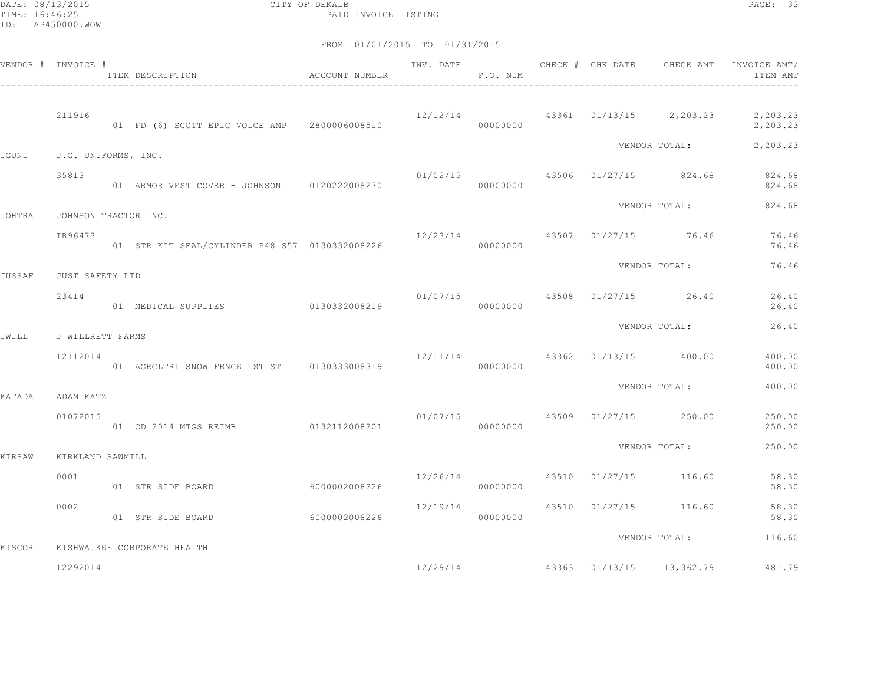CITY OF DEKALB
PAID INVOICE LISTING

DATE: 08/13/2015
TIME: 16:46:25
ID: AP450000.WOW

FROM 01/01/2015 TO 01/31/2015

| VENDOR # | INVOICE # / ITEM DESCRIPTION | ACCOUNT NUMBER | INV. DATE | P.O. NUM | CHECK # | CHK DATE | CHECK AMT | INVOICE AMT/ ITEM AMT |
|---|---|---|---|---|---|---|---|---|
| | 211916 | | 12/12/14 | | 43361 | 01/13/15 | 2,203.23 | 2,203.23 |
| | 01 FD (6) SCOTT EPIC VOICE AMP | 2800006008510 | | 00000000 | | | | 2,203.23 |
| | | | | | | VENDOR TOTAL: | | 2,203.23 |
| JGUNI | J.G. UNIFORMS, INC. | | | | | | | |
| | 35813 | | 01/02/15 | | 43506 | 01/27/15 | 824.68 | 824.68 |
| | 01 ARMOR VEST COVER - JOHNSON | 0120222008270 | | 00000000 | | | | 824.68 |
| | | | | | | VENDOR TOTAL: | | 824.68 |
| JOHTRA | JOHNSON TRACTOR INC. | | | | | | | |
| | IR96473 | | 12/23/14 | | 43507 | 01/27/15 | 76.46 | 76.46 |
| | 01 STR KIT SEAL/CYLINDER P48 S57 | 0130332008226 | | 00000000 | | | | 76.46 |
| | | | | | | VENDOR TOTAL: | | 76.46 |
| JUSSAF | JUST SAFETY LTD | | | | | | | |
| | 23414 | | 01/07/15 | | 43508 | 01/27/15 | 26.40 | 26.40 |
| | 01 MEDICAL SUPPLIES | 0130332008219 | | 00000000 | | | | 26.40 |
| | | | | | | VENDOR TOTAL: | | 26.40 |
| JWILL | J WILLRETT FARMS | | | | | | | |
| | 12112014 | | 12/11/14 | | 43362 | 01/13/15 | 400.00 | 400.00 |
| | 01 AGRCLTRL SNOW FENCE 1ST ST | 0130333008319 | | 00000000 | | | | 400.00 |
| | | | | | | VENDOR TOTAL: | | 400.00 |
| KATADA | ADAM KATZ | | | | | | | |
| | 01072015 | | 01/07/15 | | 43509 | 01/27/15 | 250.00 | 250.00 |
| | 01 CD 2014 MTGS REIMB | 0132112008201 | | 00000000 | | | | 250.00 |
| | | | | | | VENDOR TOTAL: | | 250.00 |
| KIRSAW | KIRKLAND SAWMILL | | | | | | | |
| | 0001 | | 12/26/14 | | 43510 | 01/27/15 | 116.60 | 58.30 |
| | 01 STR SIDE BOARD | 6000002008226 | | 00000000 | | | | 58.30 |
| | 0002 | | 12/19/14 | | 43510 | 01/27/15 | 116.60 | 58.30 |
| | 01 STR SIDE BOARD | 6000002008226 | | 00000000 | | | | 58.30 |
| | | | | | | VENDOR TOTAL: | | 116.60 |
| KISCOR | KISHWAUKEE CORPORATE HEALTH | | | | | | | |
| | 12292014 | | 12/29/14 | | 43363 | 01/13/15 | 13,362.79 | 481.79 |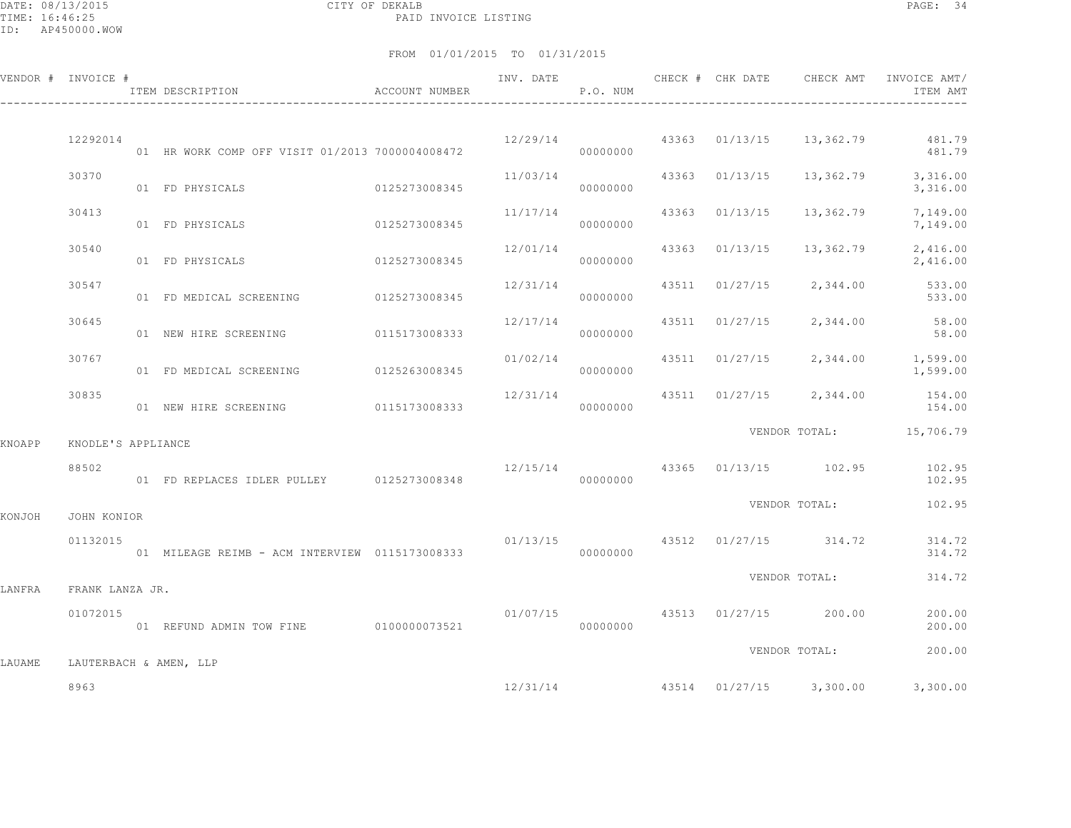DATE: 08/13/2015 CITY OF DEKALB
TIME: 16:46:25 PAID INVOICE LISTING
ID: AP450000.WOW

FROM 01/01/2015 TO 01/31/2015

| VENDOR # | INVOICE # | ITEM DESCRIPTION | ACCOUNT NUMBER | INV. DATE | P.O. NUM | CHECK # | CHK DATE | CHECK AMT | INVOICE AMT/ ITEM AMT |
|---|---|---|---|---|---|---|---|---|---|
| | 12292014 | | | 12/29/14 | | 43363 | 01/13/15 | 13,362.79 | 481.79 |
| | | 01 HR WORK COMP OFF VISIT 01/2013 | 7000004008472 | | 00000000 | | | | 481.79 |
| | 30370 | | | 11/03/14 | | 43363 | 01/13/15 | 13,362.79 | 3,316.00 |
| | | 01 FD PHYSICALS | 0125273008345 | | 00000000 | | | | 3,316.00 |
| | 30413 | | | 11/17/14 | | 43363 | 01/13/15 | 13,362.79 | 7,149.00 |
| | | 01 FD PHYSICALS | 0125273008345 | | 00000000 | | | | 7,149.00 |
| | 30540 | | | 12/01/14 | | 43363 | 01/13/15 | 13,362.79 | 2,416.00 |
| | | 01 FD PHYSICALS | 0125273008345 | | 00000000 | | | | 2,416.00 |
| | 30547 | | | 12/31/14 | | 43511 | 01/27/15 | 2,344.00 | 533.00 |
| | | 01 FD MEDICAL SCREENING | 0125273008345 | | 00000000 | | | | 533.00 |
| | 30645 | | | 12/17/14 | | 43511 | 01/27/15 | 2,344.00 | 58.00 |
| | | 01 NEW HIRE SCREENING | 0115173008333 | | 00000000 | | | | 58.00 |
| | 30767 | | | 01/02/14 | | 43511 | 01/27/15 | 2,344.00 | 1,599.00 |
| | | 01 FD MEDICAL SCREENING | 0125263008345 | | 00000000 | | | | 1,599.00 |
| | 30835 | | | 12/31/14 | | 43511 | 01/27/15 | 2,344.00 | 154.00 |
| | | 01 NEW HIRE SCREENING | 0115173008333 | | 00000000 | | | | 154.00 |
| | | | | | | | | VENDOR TOTAL: | 15,706.79 |
| KNOAPP | KNODLE'S APPLIANCE | | | | | | | | |
| | 88502 | | | 12/15/14 | | 43365 | 01/13/15 | 102.95 | 102.95 |
| | | 01 FD REPLACES IDLER PULLEY | 0125273008348 | | 00000000 | | | | 102.95 |
| | | | | | | | | VENDOR TOTAL: | 102.95 |
| KONJOH | JOHN KONIOR | | | | | | | | |
| | 01132015 | | | 01/13/15 | | 43512 | 01/27/15 | 314.72 | 314.72 |
| | | 01 MILEAGE REIMB - ACM INTERVIEW | 0115173008333 | | 00000000 | | | | 314.72 |
| | | | | | | | | VENDOR TOTAL: | 314.72 |
| LANFRA | FRANK LANZA JR. | | | | | | | | |
| | 01072015 | | | 01/07/15 | | 43513 | 01/27/15 | 200.00 | 200.00 |
| | | 01 REFUND ADMIN TOW FINE | 0100000073521 | | 00000000 | | | | 200.00 |
| | | | | | | | | VENDOR TOTAL: | 200.00 |
| LAUAME | LAUTERBACH & AMEN, LLP | | | | | | | | |
| | 8963 | | | 12/31/14 | | 43514 | 01/27/15 | 3,300.00 | 3,300.00 |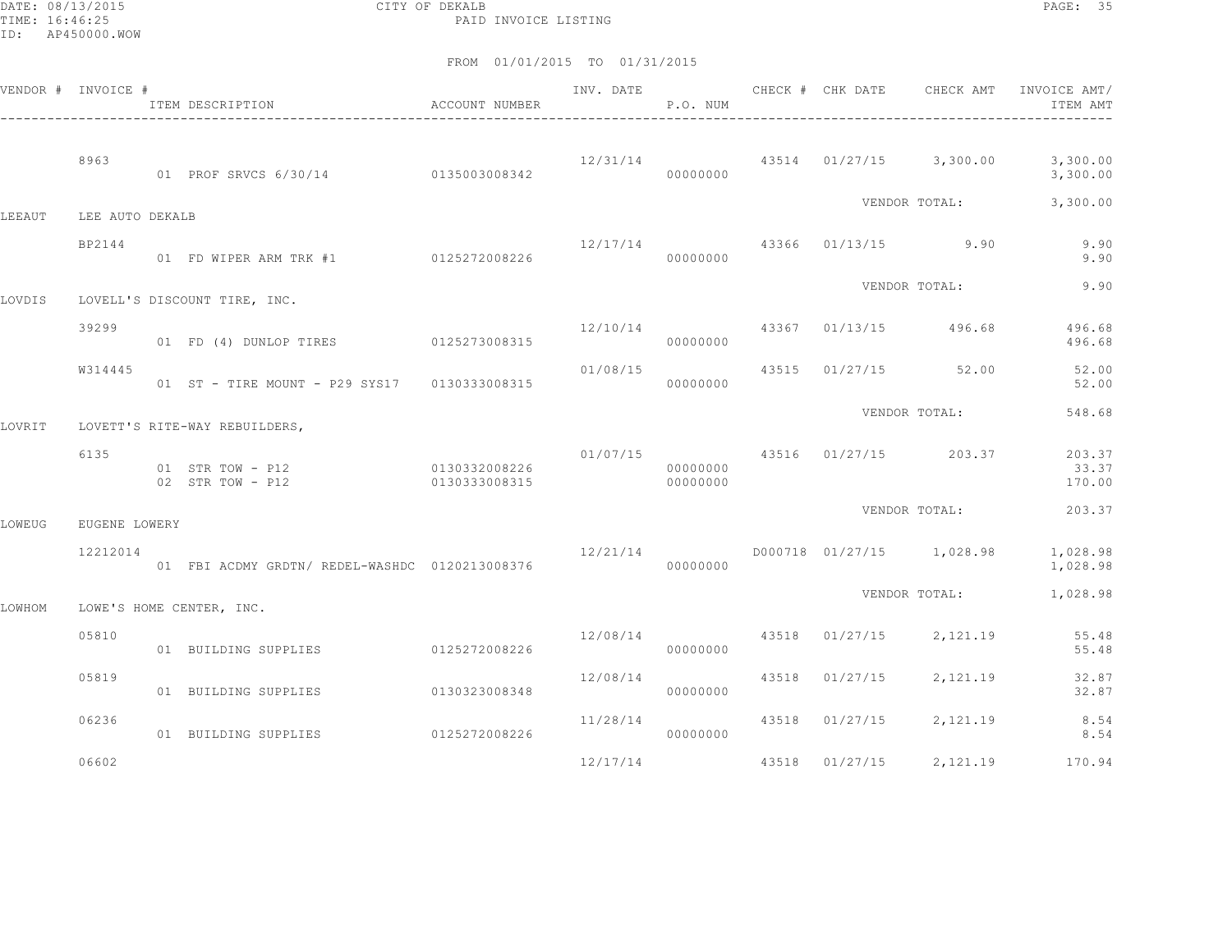CITY OF DEKALB

PAID INVOICE LISTING

DATE: 08/13/2015
TIME: 16:46:25
ID: AP450000.WOW

FROM 01/01/2015 TO 01/31/2015

| VENDOR # | INVOICE # / ITEM DESCRIPTION | ACCOUNT NUMBER | INV. DATE | P.O. NUM | CHECK # | CHK DATE | CHECK AMT | INVOICE AMT/ ITEM AMT |
|---|---|---|---|---|---|---|---|---|
| | 8963 | | 12/31/14 | | 43514 | 01/27/15 | 3,300.00 | 3,300.00 |
| | 01 PROF SRVCS 6/30/14 | 0135003008342 | | 00000000 | | | | 3,300.00 |
| | | | | | | VENDOR TOTAL: | | 3,300.00 |
| LEEAUT | LEE AUTO DEKALB | | | | | | | |
| | BP2144 | | 12/17/14 | | 43366 | 01/13/15 | 9.90 | 9.90 |
| | 01 FD WIPER ARM TRK #1 | 0125272008226 | | 00000000 | | | | 9.90 |
| | | | | | | VENDOR TOTAL: | | 9.90 |
| LOVDIS | LOVELL'S DISCOUNT TIRE, INC. | | | | | | | |
| | 39299 | | 12/10/14 | | 43367 | 01/13/15 | 496.68 | 496.68 |
| | 01 FD (4) DUNLOP TIRES | 0125273008315 | | 00000000 | | | | 496.68 |
| | W314445 | | 01/08/15 | | 43515 | 01/27/15 | 52.00 | 52.00 |
| | 01 ST - TIRE MOUNT - P29 SYS17 | 0130333008315 | | 00000000 | | | | 52.00 |
| | | | | | | VENDOR TOTAL: | | 548.68 |
| LOVRIT | LOVETT'S RITE-WAY REBUILDERS, | | | | | | | |
| | 6135 | | 01/07/15 | | 43516 | 01/27/15 | 203.37 | 203.37 |
| | 01 STR TOW - P12 | 0130332008226 | | 00000000 | | | | 33.37 |
| | 02 STR TOW - P12 | 0130333008315 | | 00000000 | | | | 170.00 |
| | | | | | | VENDOR TOTAL: | | 203.37 |
| LOWEUG | EUGENE LOWERY | | | | | | | |
| | 12212014 | | 12/21/14 | | D000718 | 01/27/15 | 1,028.98 | 1,028.98 |
| | 01 FBI ACDMY GRDTN/ REDEL-WASHDC | 0120213008376 | | 00000000 | | | | 1,028.98 |
| | | | | | | VENDOR TOTAL: | | 1,028.98 |
| LOWHOM | LOWE'S HOME CENTER, INC. | | | | | | | |
| | 05810 | | 12/08/14 | | 43518 | 01/27/15 | 2,121.19 | 55.48 |
| | 01 BUILDING SUPPLIES | 0125272008226 | | 00000000 | | | | 55.48 |
| | 05819 | | 12/08/14 | | 43518 | 01/27/15 | 2,121.19 | 32.87 |
| | 01 BUILDING SUPPLIES | 0130323008348 | | 00000000 | | | | 32.87 |
| | 06236 | | 11/28/14 | | 43518 | 01/27/15 | 2,121.19 | 8.54 |
| | 01 BUILDING SUPPLIES | 0125272008226 | | 00000000 | | | | 8.54 |
| | 06602 | | 12/17/14 | | 43518 | 01/27/15 | 2,121.19 | 170.94 |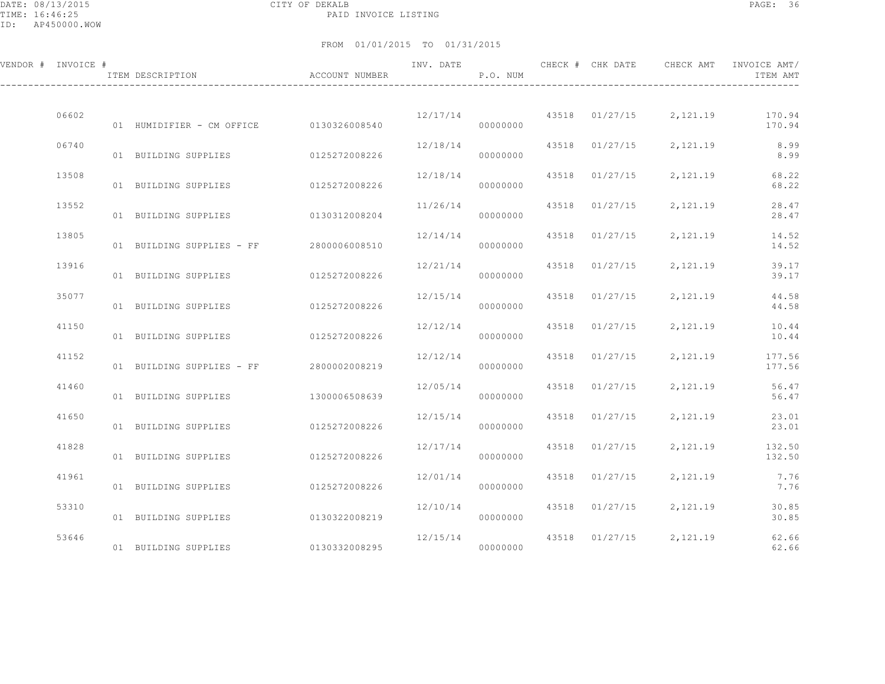CITY OF DEKALB
PAID INVOICE LISTING

DATE: 08/13/2015
TIME: 16:46:25
ID: AP450000.WOW

FROM 01/01/2015 TO 01/31/2015

| VENDOR # | INVOICE # | ITEM DESCRIPTION | ACCOUNT NUMBER | INV. DATE | P.O. NUM | CHECK # | CHK DATE | CHECK AMT | INVOICE AMT/ ITEM AMT |
|---|---|---|---|---|---|---|---|---|---|
| | 06602 | | | 12/17/14 | | 43518 | 01/27/15 | 2,121.19 | 170.94 |
| | | 01 HUMIDIFIER - CM OFFICE | 0130326008540 | | 00000000 | | | | 170.94 |
| | 06740 | | | 12/18/14 | | 43518 | 01/27/15 | 2,121.19 | 8.99 |
| | | 01 BUILDING SUPPLIES | 0125272008226 | | 00000000 | | | | 8.99 |
| | 13508 | | | 12/18/14 | | 43518 | 01/27/15 | 2,121.19 | 68.22 |
| | | 01 BUILDING SUPPLIES | 0125272008226 | | 00000000 | | | | 68.22 |
| | 13552 | | | 11/26/14 | | 43518 | 01/27/15 | 2,121.19 | 28.47 |
| | | 01 BUILDING SUPPLIES | 0130312008204 | | 00000000 | | | | 28.47 |
| | 13805 | | | 12/14/14 | | 43518 | 01/27/15 | 2,121.19 | 14.52 |
| | | 01 BUILDING SUPPLIES - FF | 2800006008510 | | 00000000 | | | | 14.52 |
| | 13916 | | | 12/21/14 | | 43518 | 01/27/15 | 2,121.19 | 39.17 |
| | | 01 BUILDING SUPPLIES | 0125272008226 | | 00000000 | | | | 39.17 |
| | 35077 | | | 12/15/14 | | 43518 | 01/27/15 | 2,121.19 | 44.58 |
| | | 01 BUILDING SUPPLIES | 0125272008226 | | 00000000 | | | | 44.58 |
| | 41150 | | | 12/12/14 | | 43518 | 01/27/15 | 2,121.19 | 10.44 |
| | | 01 BUILDING SUPPLIES | 0125272008226 | | 00000000 | | | | 10.44 |
| | 41152 | | | 12/12/14 | | 43518 | 01/27/15 | 2,121.19 | 177.56 |
| | | 01 BUILDING SUPPLIES - FF | 2800002008219 | | 00000000 | | | | 177.56 |
| | 41460 | | | 12/05/14 | | 43518 | 01/27/15 | 2,121.19 | 56.47 |
| | | 01 BUILDING SUPPLIES | 1300006508639 | | 00000000 | | | | 56.47 |
| | 41650 | | | 12/15/14 | | 43518 | 01/27/15 | 2,121.19 | 23.01 |
| | | 01 BUILDING SUPPLIES | 0125272008226 | | 00000000 | | | | 23.01 |
| | 41828 | | | 12/17/14 | | 43518 | 01/27/15 | 2,121.19 | 132.50 |
| | | 01 BUILDING SUPPLIES | 0125272008226 | | 00000000 | | | | 132.50 |
| | 41961 | | | 12/01/14 | | 43518 | 01/27/15 | 2,121.19 | 7.76 |
| | | 01 BUILDING SUPPLIES | 0125272008226 | | 00000000 | | | | 7.76 |
| | 53310 | | | 12/10/14 | | 43518 | 01/27/15 | 2,121.19 | 30.85 |
| | | 01 BUILDING SUPPLIES | 0130322008219 | | 00000000 | | | | 30.85 |
| | 53646 | | | 12/15/14 | | 43518 | 01/27/15 | 2,121.19 | 62.66 |
| | | 01 BUILDING SUPPLIES | 0130332008295 | | 00000000 | | | | 62.66 |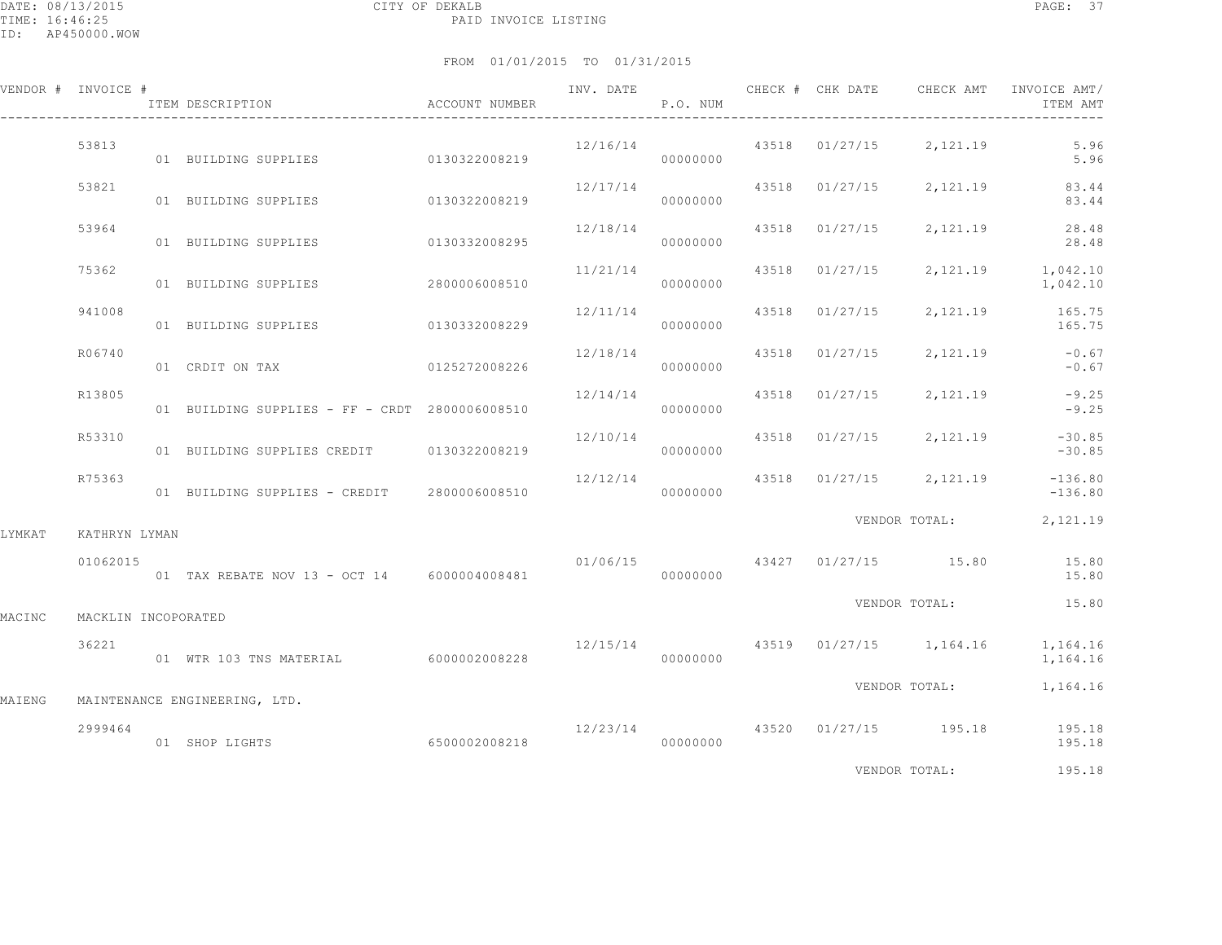DATE: 08/13/2015 CITY OF DEKALB
TIME: 16:46:25 PAID INVOICE LISTING
ID: AP450000.WOW

FROM 01/01/2015 TO 01/31/2015

| VENDOR # | INVOICE # | ITEM DESCRIPTION | ACCOUNT NUMBER | INV. DATE | P.O. NUM | CHECK # | CHK DATE | CHECK AMT | INVOICE AMT/ ITEM AMT |
|---|---|---|---|---|---|---|---|---|---|
| | 53813 | | | 12/16/14 | | 43518 | 01/27/15 | 2,121.19 | 5.96 |
| | | 01 BUILDING SUPPLIES | 0130322008219 | | 00000000 | | | | 5.96 |
| | 53821 | | | 12/17/14 | | 43518 | 01/27/15 | 2,121.19 | 83.44 |
| | | 01 BUILDING SUPPLIES | 0130322008219 | | 00000000 | | | | 83.44 |
| | 53964 | | | 12/18/14 | | 43518 | 01/27/15 | 2,121.19 | 28.48 |
| | | 01 BUILDING SUPPLIES | 0130332008295 | | 00000000 | | | | 28.48 |
| | 75362 | | | 11/21/14 | | 43518 | 01/27/15 | 2,121.19 | 1,042.10 |
| | | 01 BUILDING SUPPLIES | 2800006008510 | | 00000000 | | | | 1,042.10 |
| | 941008 | | | 12/11/14 | | 43518 | 01/27/15 | 2,121.19 | 165.75 |
| | | 01 BUILDING SUPPLIES | 0130332008229 | | 00000000 | | | | 165.75 |
| | R06740 | | | 12/18/14 | | 43518 | 01/27/15 | 2,121.19 | -0.67 |
| | | 01 CRDIT ON TAX | 0125272008226 | | 00000000 | | | | -0.67 |
| | R13805 | | | 12/14/14 | | 43518 | 01/27/15 | 2,121.19 | -9.25 |
| | | 01 BUILDING SUPPLIES - FF - CRDT | 2800006008510 | | 00000000 | | | | -9.25 |
| | R53310 | | | 12/10/14 | | 43518 | 01/27/15 | 2,121.19 | -30.85 |
| | | 01 BUILDING SUPPLIES CREDIT | 0130322008219 | | 00000000 | | | | -30.85 |
| | R75363 | | | 12/12/14 | | 43518 | 01/27/15 | 2,121.19 | -136.80 |
| | | 01 BUILDING SUPPLIES - CREDIT | 2800006008510 | | 00000000 | | | | -136.80 |
| | | | | | | | VENDOR TOTAL: | | 2,121.19 |
| LYMKAT | KATHRYN LYMAN | | | | | | | | |
| | 01062015 | | | 01/06/15 | | 43427 | 01/27/15 | 15.80 | 15.80 |
| | | 01 TAX REBATE NOV 13 - OCT 14 | 6000004008481 | | 00000000 | | | | 15.80 |
| | | | | | | | VENDOR TOTAL: | | 15.80 |
| MACINC | MACKLIN INCOPORATED | | | | | | | | |
| | 36221 | | | 12/15/14 | | 43519 | 01/27/15 | 1,164.16 | 1,164.16 |
| | | 01 WTR 103 TNS MATERIAL | 6000002008228 | | 00000000 | | | | 1,164.16 |
| | | | | | | | VENDOR TOTAL: | | 1,164.16 |
| MAIENG | MAINTENANCE ENGINEERING, LTD. | | | | | | | | |
| | 2999464 | | | 12/23/14 | | 43520 | 01/27/15 | 195.18 | 195.18 |
| | | 01 SHOP LIGHTS | 6500002008218 | | 00000000 | | | | 195.18 |
| | | | | | | | VENDOR TOTAL: | | 195.18 |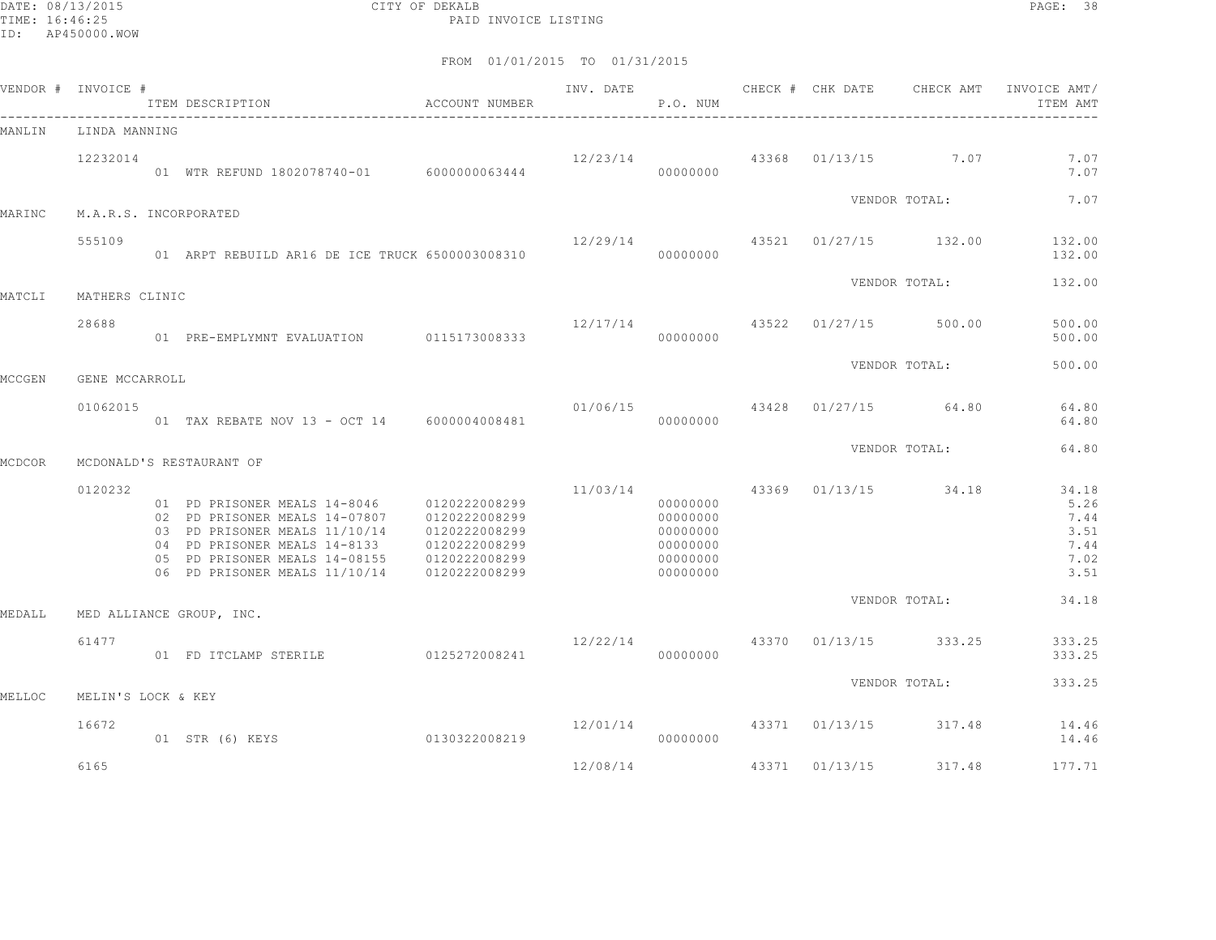CITY OF DEKALB
PAID INVOICE LISTING

FROM 01/01/2015 TO 01/31/2015

| VENDOR # | INVOICE # | ITEM DESCRIPTION | ACCOUNT NUMBER | INV. DATE | P.O. NUM | CHECK # | CHK DATE | CHECK AMT | INVOICE AMT/ ITEM AMT |
|---|---|---|---|---|---|---|---|---|---|
| MANLIN | LINDA MANNING | | | | | | | | |
| | 12232014 | | | 12/23/14 | | 43368 | 01/13/15 | 7.07 | 7.07 |
| | | 01 WTR REFUND 1802078740-01 | 6000000063444 | | 00000000 | | | | 7.07 |
| | | | | | | | | VENDOR TOTAL: | 7.07 |
| MARINC | M.A.R.S. INCORPORATED | | | | | | | | |
| | 555109 | | | 12/29/14 | | 43521 | 01/27/15 | 132.00 | 132.00 |
| | | 01 ARPT REBUILD AR16 DE ICE TRUCK | 6500003008310 | | 00000000 | | | | 132.00 |
| | | | | | | | | VENDOR TOTAL: | 132.00 |
| MATCLI | MATHERS CLINIC | | | | | | | | |
| | 28688 | | | 12/17/14 | | 43522 | 01/27/15 | 500.00 | 500.00 |
| | | 01 PRE-EMPLYMNT EVALUATION | 0115173008333 | | 00000000 | | | | 500.00 |
| | | | | | | | | VENDOR TOTAL: | 500.00 |
| MCCGEN | GENE MCCARROLL | | | | | | | | |
| | 01062015 | | | 01/06/15 | | 43428 | 01/27/15 | 64.80 | 64.80 |
| | | 01 TAX REBATE NOV 13 - OCT 14 | 6000004008481 | | 00000000 | | | | 64.80 |
| | | | | | | | | VENDOR TOTAL: | 64.80 |
| MCDCOR | MCDONALD'S RESTAURANT OF | | | | | | | | |
| | 0120232 | | | 11/03/14 | | 43369 | 01/13/15 | 34.18 | 34.18 |
| | | 01 PD PRISONER MEALS 14-8046 | 0120222008299 | | 00000000 | | | | 5.26 |
| | | 02 PD PRISONER MEALS 14-07807 | 0120222008299 | | 00000000 | | | | 7.44 |
| | | 03 PD PRISONER MEALS 11/10/14 | 0120222008299 | | 00000000 | | | | 3.51 |
| | | 04 PD PRISONER MEALS 14-8133 | 0120222008299 | | 00000000 | | | | 7.44 |
| | | 05 PD PRISONER MEALS 14-08155 | 0120222008299 | | 00000000 | | | | 7.02 |
| | | 06 PD PRISONER MEALS 11/10/14 | 0120222008299 | | 00000000 | | | | 3.51 |
| | | | | | | | | VENDOR TOTAL: | 34.18 |
| MEDALL | MED ALLIANCE GROUP, INC. | | | | | | | | |
| | 61477 | | | 12/22/14 | | 43370 | 01/13/15 | 333.25 | 333.25 |
| | | 01 FD ITCLAMP STERILE | 0125272008241 | | 00000000 | | | | 333.25 |
| | | | | | | | | VENDOR TOTAL: | 333.25 |
| MELLOC | MELIN'S LOCK & KEY | | | | | | | | |
| | 16672 | | | 12/01/14 | | 43371 | 01/13/15 | 317.48 | 14.46 |
| | | 01 STR (6) KEYS | 0130322008219 | | 00000000 | | | | 14.46 |
| | 6165 | | | 12/08/14 | | 43371 | 01/13/15 | 317.48 | 177.71 |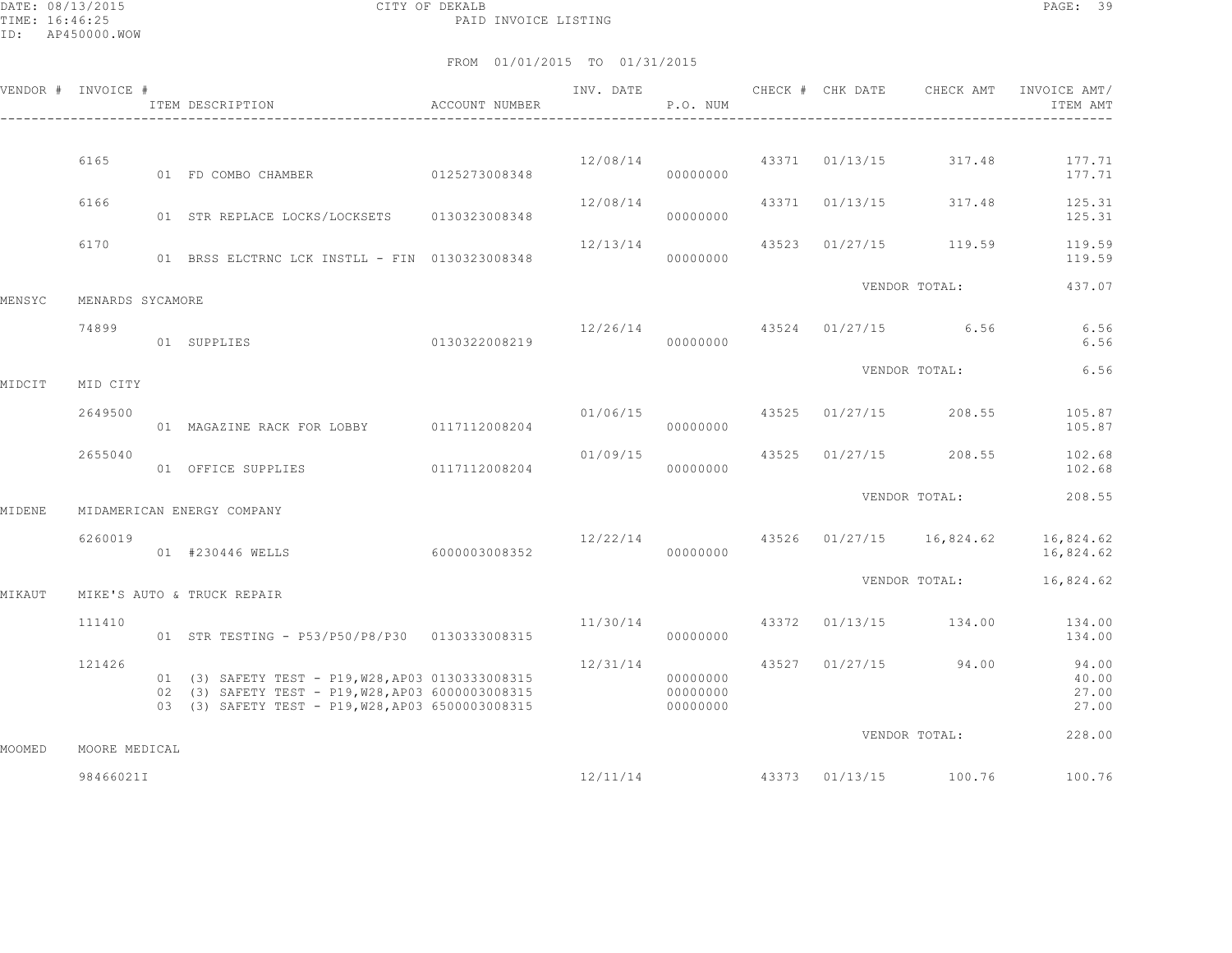CITY OF DEKALB
PAID INVOICE LISTING

DATE: 08/13/2015
TIME: 16:46:25
ID: AP450000.WOW

FROM 01/01/2015 TO 01/31/2015

| VENDOR # | INVOICE # | ITEM DESCRIPTION | ACCOUNT NUMBER | INV. DATE | P.O. NUM | CHECK # | CHK DATE | CHECK AMT | INVOICE AMT/ ITEM AMT |
|---|---|---|---|---|---|---|---|---|---|
| | 6165 | | | 12/08/14 | | 43371 | 01/13/15 | 317.48 | 177.71 |
| | | 01 FD COMBO CHAMBER | 0125273008348 | | 00000000 | | | | 177.71 |
| | 6166 | | | 12/08/14 | | 43371 | 01/13/15 | 317.48 | 125.31 |
| | | 01 STR REPLACE LOCKS/LOCKSETS | 0130323008348 | | 00000000 | | | | 125.31 |
| | 6170 | | | 12/13/14 | | 43523 | 01/27/15 | 119.59 | 119.59 |
| | | 01 BRSS ELCTRNC LCK INSTLL - FIN | 0130323008348 | | 00000000 | | | | 119.59 |
| | | | | | | | VENDOR TOTAL: | | 437.07 |
| MENSYC | MENARDS SYCAMORE | | | | | | | | |
| | 74899 | | | 12/26/14 | | 43524 | 01/27/15 | 6.56 | 6.56 |
| | | 01 SUPPLIES | 0130322008219 | | 00000000 | | | | 6.56 |
| | | | | | | | VENDOR TOTAL: | | 6.56 |
| MIDCIT | MID CITY | | | | | | | | |
| | 2649500 | | | 01/06/15 | | 43525 | 01/27/15 | 208.55 | 105.87 |
| | | 01 MAGAZINE RACK FOR LOBBY | 0117112008204 | | 00000000 | | | | 105.87 |
| | 2655040 | | | 01/09/15 | | 43525 | 01/27/15 | 208.55 | 102.68 |
| | | 01 OFFICE SUPPLIES | 0117112008204 | | 00000000 | | | | 102.68 |
| | | | | | | | VENDOR TOTAL: | | 208.55 |
| MIDENE | MIDAMERICAN ENERGY COMPANY | | | | | | | | |
| | 6260019 | | | 12/22/14 | | 43526 | 01/27/15 | 16,824.62 | 16,824.62 |
| | | 01 #230446 WELLS | 6000003008352 | | 00000000 | | | | 16,824.62 |
| | | | | | | | VENDOR TOTAL: | | 16,824.62 |
| MIKAUT | MIKE'S AUTO & TRUCK REPAIR | | | | | | | | |
| | 111410 | | | 11/30/14 | | 43372 | 01/13/15 | 134.00 | 134.00 |
| | | 01 STR TESTING - P53/P50/P8/P30 | 0130333008315 | | 00000000 | | | | 134.00 |
| | 121426 | | | 12/31/14 | | 43527 | 01/27/15 | 94.00 | 94.00 |
| | | 01 (3) SAFETY TEST - P19,W28,AP03 | 0130333008315 | | 00000000 | | | | 40.00 |
| | | 02 (3) SAFETY TEST - P19,W28,AP03 | 6000003008315 | | 00000000 | | | | 27.00 |
| | | 03 (3) SAFETY TEST - P19,W28,AP03 | 6500003008315 | | 00000000 | | | | 27.00 |
| | | | | | | | VENDOR TOTAL: | | 228.00 |
| MOOMED | MOORE MEDICAL | | | | | | | | |
| | 98466021I | | | 12/11/14 | | 43373 | 01/13/15 | 100.76 | 100.76 |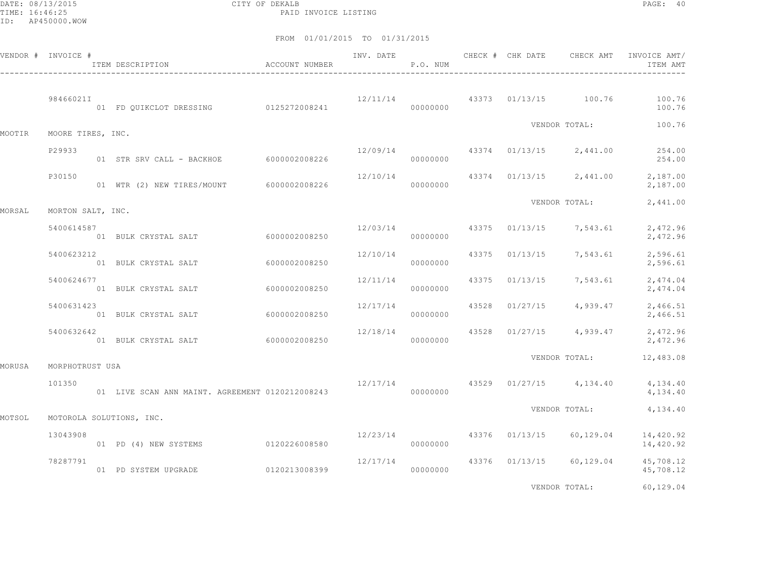CITY OF DEKALB
PAID INVOICE LISTING

DATE: 08/13/2015
TIME: 16:46:25
ID: AP450000.WOW

FROM 01/01/2015 TO 01/31/2015

| VENDOR # | INVOICE # / ITEM DESCRIPTION | ACCOUNT NUMBER | INV. DATE | P.O. NUM | CHECK # | CHK DATE | CHECK AMT | INVOICE AMT/ ITEM AMT |
|---|---|---|---|---|---|---|---|---|
| | 98466021I | | 12/11/14 | | 43373 | 01/13/15 | 100.76 | 100.76 |
| | 01 FD QUIKCLOT DRESSING | 0125272008241 | | 00000000 | | | | 100.76 |
| | | | | | | VENDOR TOTAL: | | 100.76 |
| MOOTIR | MOORE TIRES, INC. | | | | | | | |
| | P29933 | | 12/09/14 | | 43374 | 01/13/15 | 2,441.00 | 254.00 |
| | 01 STR SRV CALL - BACKHOE | 6000002008226 | | 00000000 | | | | 254.00 |
| | P30150 | | 12/10/14 | | 43374 | 01/13/15 | 2,441.00 | 2,187.00 |
| | 01 WTR (2) NEW TIRES/MOUNT | 6000002008226 | | 00000000 | | | | 2,187.00 |
| | | | | | | VENDOR TOTAL: | | 2,441.00 |
| MORSAL | MORTON SALT, INC. | | | | | | | |
| | 5400614587 | | 12/03/14 | | 43375 | 01/13/15 | 7,543.61 | 2,472.96 |
| | 01 BULK CRYSTAL SALT | 6000002008250 | | 00000000 | | | | 2,472.96 |
| | 5400623212 | | 12/10/14 | | 43375 | 01/13/15 | 7,543.61 | 2,596.61 |
| | 01 BULK CRYSTAL SALT | 6000002008250 | | 00000000 | | | | 2,596.61 |
| | 5400624677 | | 12/11/14 | | 43375 | 01/13/15 | 7,543.61 | 2,474.04 |
| | 01 BULK CRYSTAL SALT | 6000002008250 | | 00000000 | | | | 2,474.04 |
| | 5400631423 | | 12/17/14 | | 43528 | 01/27/15 | 4,939.47 | 2,466.51 |
| | 01 BULK CRYSTAL SALT | 6000002008250 | | 00000000 | | | | 2,466.51 |
| | 5400632642 | | 12/18/14 | | 43528 | 01/27/15 | 4,939.47 | 2,472.96 |
| | 01 BULK CRYSTAL SALT | 6000002008250 | | 00000000 | | | | 2,472.96 |
| | | | | | | VENDOR TOTAL: | | 12,483.08 |
| MORUSA | MORPHOTRUST USA | | | | | | | |
| | 101350 | | 12/17/14 | | 43529 | 01/27/15 | 4,134.40 | 4,134.40 |
| | 01 LIVE SCAN ANN MAINT. AGREEMENT | 0120212008243 | | 00000000 | | | | 4,134.40 |
| | | | | | | VENDOR TOTAL: | | 4,134.40 |
| MOTSOL | MOTOROLA SOLUTIONS, INC. | | | | | | | |
| | 13043908 | | 12/23/14 | | 43376 | 01/13/15 | 60,129.04 | 14,420.92 |
| | 01 PD (4) NEW SYSTEMS | 0120226008580 | | 00000000 | | | | 14,420.92 |
| | 78287791 | | 12/17/14 | | 43376 | 01/13/15 | 60,129.04 | 45,708.12 |
| | 01 PD SYSTEM UPGRADE | 0120213008399 | | 00000000 | | | | 45,708.12 |
| | | | | | | VENDOR TOTAL: | | 60,129.04 |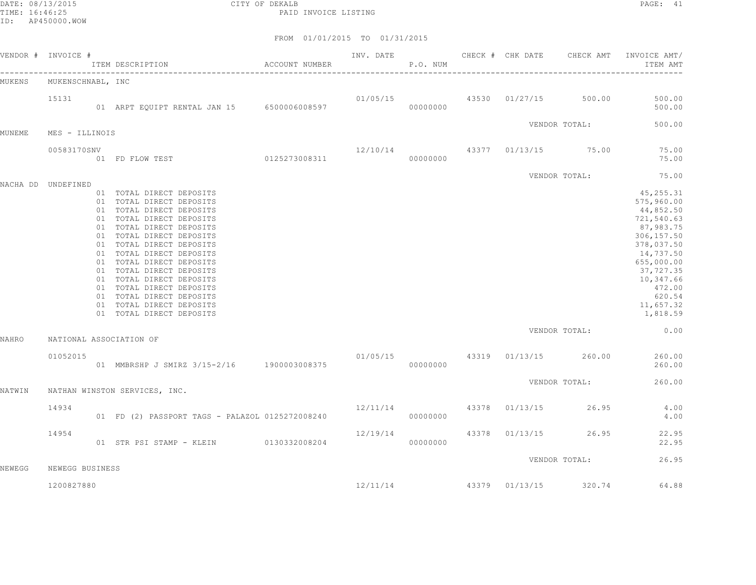DATE: 08/13/2015 CITY OF DEKALB
TIME: 16:46:25 PAID INVOICE LISTING
ID: AP450000.WOW

FROM 01/01/2015 TO 01/31/2015

| VENDOR # | INVOICE # | ITEM DESCRIPTION | ACCOUNT NUMBER | INV. DATE | P.O. NUM | CHECK # | CHK DATE | CHECK AMT | INVOICE AMT/ ITEM AMT |
|---|---|---|---|---|---|---|---|---|---|
| MUKENS | MUKENSCHNABL, INC | | | | | | | | |
| | 15131 | | | 01/05/15 | | 43530 | 01/27/15 | 500.00 | 500.00 |
| | | 01 ARPT EQUIPT RENTAL JAN 15 | 6500006008597 | | 00000000 | | | | 500.00 |
| | | | | | | | VENDOR TOTAL: | | 500.00 |
| MUNEME | MES - ILLINOIS | | | | | | | | |
| | 00583170SNV | | | 12/10/14 | | 43377 | 01/13/15 | 75.00 | 75.00 |
| | | 01 FD FLOW TEST | 0125273008311 | | 00000000 | | | | 75.00 |
| | | | | | | | VENDOR TOTAL: | | 75.00 |
| NACHA DD | UNDEFINED | | | | | | | | |
| | | 01 TOTAL DIRECT DEPOSITS | | | | | | | 45,255.31 |
| | | 01 TOTAL DIRECT DEPOSITS | | | | | | | 575,960.00 |
| | | 01 TOTAL DIRECT DEPOSITS | | | | | | | 44,852.50 |
| | | 01 TOTAL DIRECT DEPOSITS | | | | | | | 721,540.63 |
| | | 01 TOTAL DIRECT DEPOSITS | | | | | | | 87,983.75 |
| | | 01 TOTAL DIRECT DEPOSITS | | | | | | | 306,157.50 |
| | | 01 TOTAL DIRECT DEPOSITS | | | | | | | 378,037.50 |
| | | 01 TOTAL DIRECT DEPOSITS | | | | | | | 14,737.50 |
| | | 01 TOTAL DIRECT DEPOSITS | | | | | | | 655,000.00 |
| | | 01 TOTAL DIRECT DEPOSITS | | | | | | | 37,727.35 |
| | | 01 TOTAL DIRECT DEPOSITS | | | | | | | 10,347.66 |
| | | 01 TOTAL DIRECT DEPOSITS | | | | | | | 472.00 |
| | | 01 TOTAL DIRECT DEPOSITS | | | | | | | 620.54 |
| | | 01 TOTAL DIRECT DEPOSITS | | | | | | | 11,657.32 |
| | | 01 TOTAL DIRECT DEPOSITS | | | | | | | 1,818.59 |
| | | | | | | | VENDOR TOTAL: | | 0.00 |
| NAHRO | NATIONAL ASSOCIATION OF | | | | | | | | |
| | 01052015 | | | 01/05/15 | | 43319 | 01/13/15 | 260.00 | 260.00 |
| | | 01 MMBRSHP J SMIRZ 3/15-2/16 | 1900003008375 | | 00000000 | | | | 260.00 |
| | | | | | | | VENDOR TOTAL: | | 260.00 |
| NATWIN | NATHAN WINSTON SERVICES, INC. | | | | | | | | |
| | 14934 | | | 12/11/14 | | 43378 | 01/13/15 | 26.95 | 4.00 |
| | | 01 FD (2) PASSPORT TAGS - PALAZOL | 0125272008240 | | 00000000 | | | | 4.00 |
| | 14954 | | | 12/19/14 | | 43378 | 01/13/15 | 26.95 | 22.95 |
| | | 01 STR PSI STAMP - KLEIN | 0130332008204 | | 00000000 | | | | 22.95 |
| | | | | | | | VENDOR TOTAL: | | 26.95 |
| NEWEGG | NEWEGG BUSINESS | | | | | | | | |
| | 1200827880 | | | 12/11/14 | | 43379 | 01/13/15 | 320.74 | 64.88 |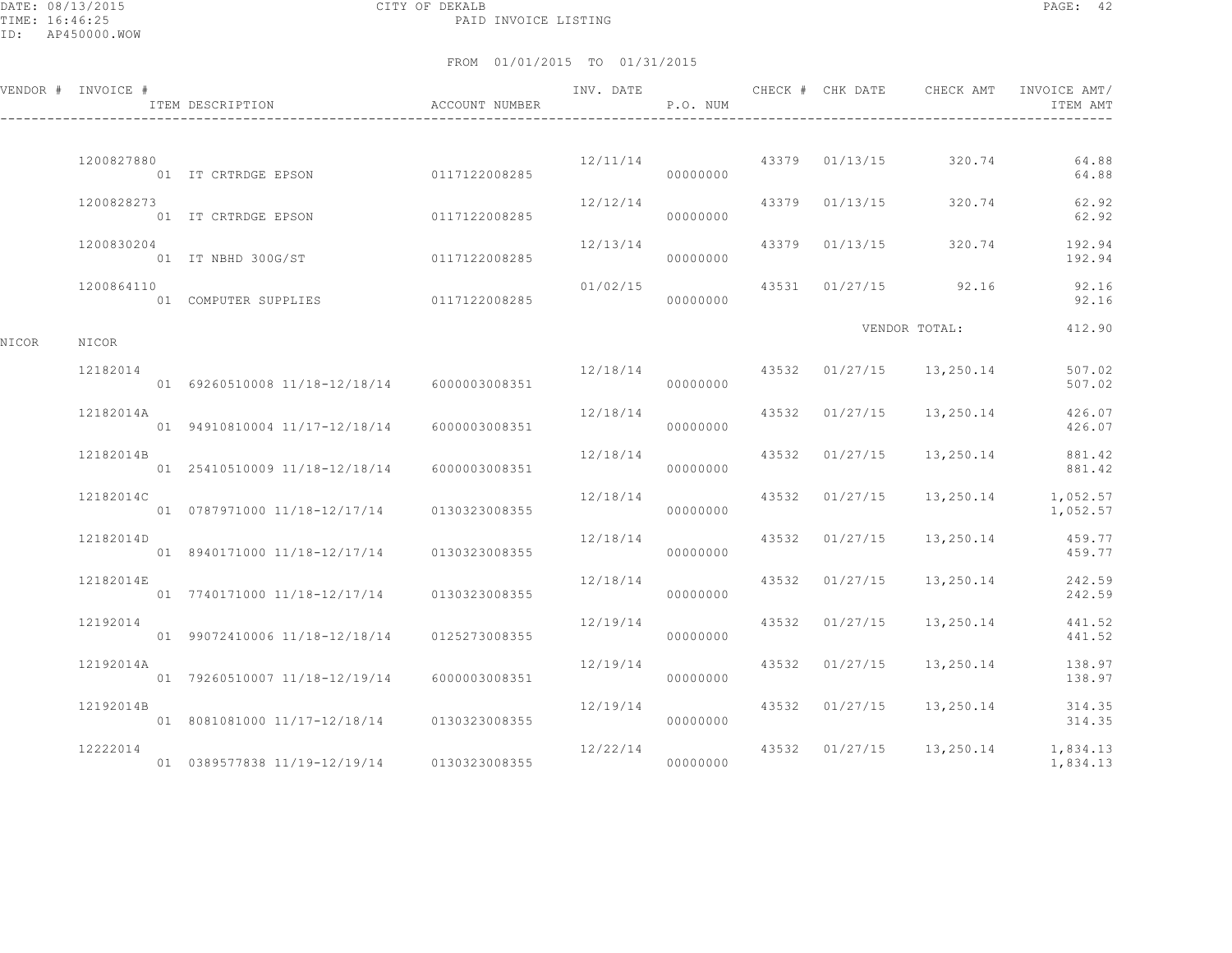CITY OF DEKALB

PAID INVOICE LISTING

DATE: 08/13/2015
TIME: 16:46:25
ID: AP450000.WOW

FROM 01/01/2015 TO 01/31/2015

| VENDOR # | INVOICE # | ITEM DESCRIPTION | ACCOUNT NUMBER | INV. DATE | P.O. NUM | CHECK # | CHK DATE | CHECK AMT | INVOICE AMT/ ITEM AMT |
|---|---|---|---|---|---|---|---|---|---|
| | 1200827880 | | | 12/11/14 | | 43379 | 01/13/15 | 320.74 | 64.88 |
| | | 01 IT CRTRDGE EPSON | 0117122008285 | | 00000000 | | | | 64.88 |
| | 1200828273 | | | 12/12/14 | | 43379 | 01/13/15 | 320.74 | 62.92 |
| | | 01 IT CRTRDGE EPSON | 0117122008285 | | 00000000 | | | | 62.92 |
| | 1200830204 | | | 12/13/14 | | 43379 | 01/13/15 | 320.74 | 192.94 |
| | | 01 IT NBHD 300G/ST | 0117122008285 | | 00000000 | | | | 192.94 |
| | 1200864110 | | | 01/02/15 | | 43531 | 01/27/15 | 92.16 | 92.16 |
| | | 01 COMPUTER SUPPLIES | 0117122008285 | | 00000000 | | | | 92.16 |
| | | | | | | | VENDOR TOTAL: | | 412.90 |
| NICOR | NICOR | | | | | | | | |
| | 12182014 | | | 12/18/14 | | 43532 | 01/27/15 | 13,250.14 | 507.02 |
| | | 01 69260510008 11/18-12/18/14 | 6000003008351 | | 00000000 | | | | 507.02 |
| | 12182014A | | | 12/18/14 | | 43532 | 01/27/15 | 13,250.14 | 426.07 |
| | | 01 94910810004 11/17-12/18/14 | 6000003008351 | | 00000000 | | | | 426.07 |
| | 12182014B | | | 12/18/14 | | 43532 | 01/27/15 | 13,250.14 | 881.42 |
| | | 01 25410510009 11/18-12/18/14 | 6000003008351 | | 00000000 | | | | 881.42 |
| | 12182014C | | | 12/18/14 | | 43532 | 01/27/15 | 13,250.14 | 1,052.57 |
| | | 01 0787971000 11/18-12/17/14 | 0130323008355 | | 00000000 | | | | 1,052.57 |
| | 12182014D | | | 12/18/14 | | 43532 | 01/27/15 | 13,250.14 | 459.77 |
| | | 01 8940171000 11/18-12/17/14 | 0130323008355 | | 00000000 | | | | 459.77 |
| | 12182014E | | | 12/18/14 | | 43532 | 01/27/15 | 13,250.14 | 242.59 |
| | | 01 7740171000 11/18-12/17/14 | 0130323008355 | | 00000000 | | | | 242.59 |
| | 12192014 | | | 12/19/14 | | 43532 | 01/27/15 | 13,250.14 | 441.52 |
| | | 01 99072410006 11/18-12/18/14 | 0125273008355 | | 00000000 | | | | 441.52 |
| | 12192014A | | | 12/19/14 | | 43532 | 01/27/15 | 13,250.14 | 138.97 |
| | | 01 79260510007 11/18-12/19/14 | 6000003008351 | | 00000000 | | | | 138.97 |
| | 12192014B | | | 12/19/14 | | 43532 | 01/27/15 | 13,250.14 | 314.35 |
| | | 01 8081081000 11/17-12/18/14 | 0130323008355 | | 00000000 | | | | 314.35 |
| | 12222014 | | | 12/22/14 | | 43532 | 01/27/15 | 13,250.14 | 1,834.13 |
| | | 01 0389577838 11/19-12/19/14 | 0130323008355 | | 00000000 | | | | 1,834.13 |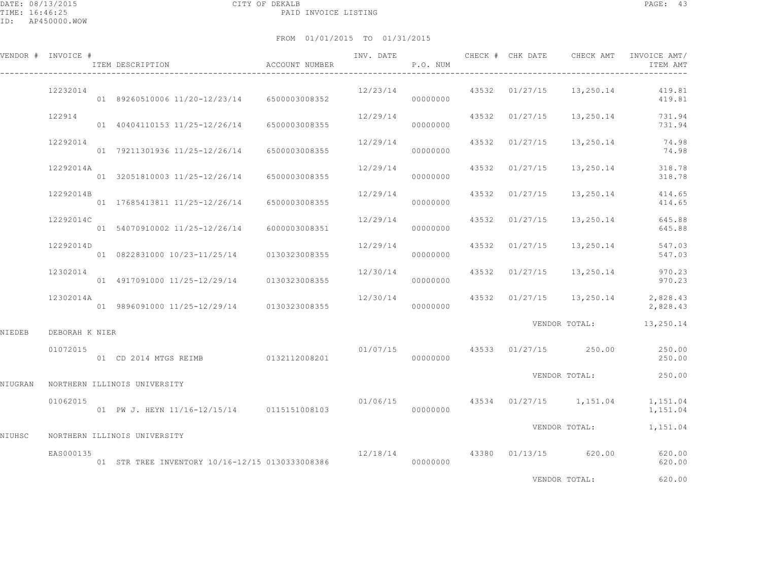CITY OF DEKALB
PAID INVOICE LISTING

FROM 01/01/2015 TO 01/31/2015

| VENDOR # | INVOICE # | ITEM DESCRIPTION | ACCOUNT NUMBER | INV. DATE | P.O. NUM | CHECK # | CHK DATE | CHECK AMT | INVOICE AMT/ ITEM AMT |
|---|---|---|---|---|---|---|---|---|---|
| | 12232014 | | | 12/23/14 | | 43532 | 01/27/15 | 13,250.14 | 419.81 |
| | | 01 89260510006 11/20-12/23/14 | 6500003008352 | | 00000000 | | | | 419.81 |
| | 122914 | | | 12/29/14 | | 43532 | 01/27/15 | 13,250.14 | 731.94 |
| | | 01 40404110153 11/25-12/26/14 | 6500003008355 | | 00000000 | | | | 731.94 |
| | 12292014 | | | 12/29/14 | | 43532 | 01/27/15 | 13,250.14 | 74.98 |
| | | 01 79211301936 11/25-12/26/14 | 6500003008355 | | 00000000 | | | | 74.98 |
| | 12292014A | | | 12/29/14 | | 43532 | 01/27/15 | 13,250.14 | 318.78 |
| | | 01 32051810003 11/25-12/26/14 | 6500003008355 | | 00000000 | | | | 318.78 |
| | 12292014B | | | 12/29/14 | | 43532 | 01/27/15 | 13,250.14 | 414.65 |
| | | 01 17685413811 11/25-12/26/14 | 6500003008355 | | 00000000 | | | | 414.65 |
| | 12292014C | | | 12/29/14 | | 43532 | 01/27/15 | 13,250.14 | 645.88 |
| | | 01 54070910002 11/25-12/26/14 | 6000003008351 | | 00000000 | | | | 645.88 |
| | 12292014D | | | 12/29/14 | | 43532 | 01/27/15 | 13,250.14 | 547.03 |
| | | 01 0822831000 10/23-11/25/14 | 0130323008355 | | 00000000 | | | | 547.03 |
| | 12302014 | | | 12/30/14 | | 43532 | 01/27/15 | 13,250.14 | 970.23 |
| | | 01 4917091000 11/25-12/29/14 | 0130323008355 | | 00000000 | | | | 970.23 |
| | 12302014A | | | 12/30/14 | | 43532 | 01/27/15 | 13,250.14 | 2,828.43 |
| | | 01 9896091000 11/25-12/29/14 | 0130323008355 | | 00000000 | | | | 2,828.43 |
| | | | | | | | | VENDOR TOTAL: | 13,250.14 |
| NIEDEB | DEBORAH K NIER | | | | | | | | |
| | 01072015 | | | 01/07/15 | | 43533 | 01/27/15 | 250.00 | 250.00 |
| | | 01 CD 2014 MTGS REIMB | 0132112008201 | | 00000000 | | | | 250.00 |
| | | | | | | | | VENDOR TOTAL: | 250.00 |
| NIUGRAN | NORTHERN ILLINOIS UNIVERSITY | | | | | | | | |
| | 01062015 | | | 01/06/15 | | 43534 | 01/27/15 | 1,151.04 | 1,151.04 |
| | | 01 PW J. HEYN 11/16-12/15/14 | 0115151008103 | | 00000000 | | | | 1,151.04 |
| | | | | | | | | VENDOR TOTAL: | 1,151.04 |
| NIUHSC | NORTHERN ILLINOIS UNIVERSITY | | | | | | | | |
| | EAS000135 | | | 12/18/14 | | 43380 | 01/13/15 | 620.00 | 620.00 |
| | | 01 STR TREE INVENTORY 10/16-12/15 | 0130333008386 | | 00000000 | | | | 620.00 |
| | | | | | | | | VENDOR TOTAL: | 620.00 |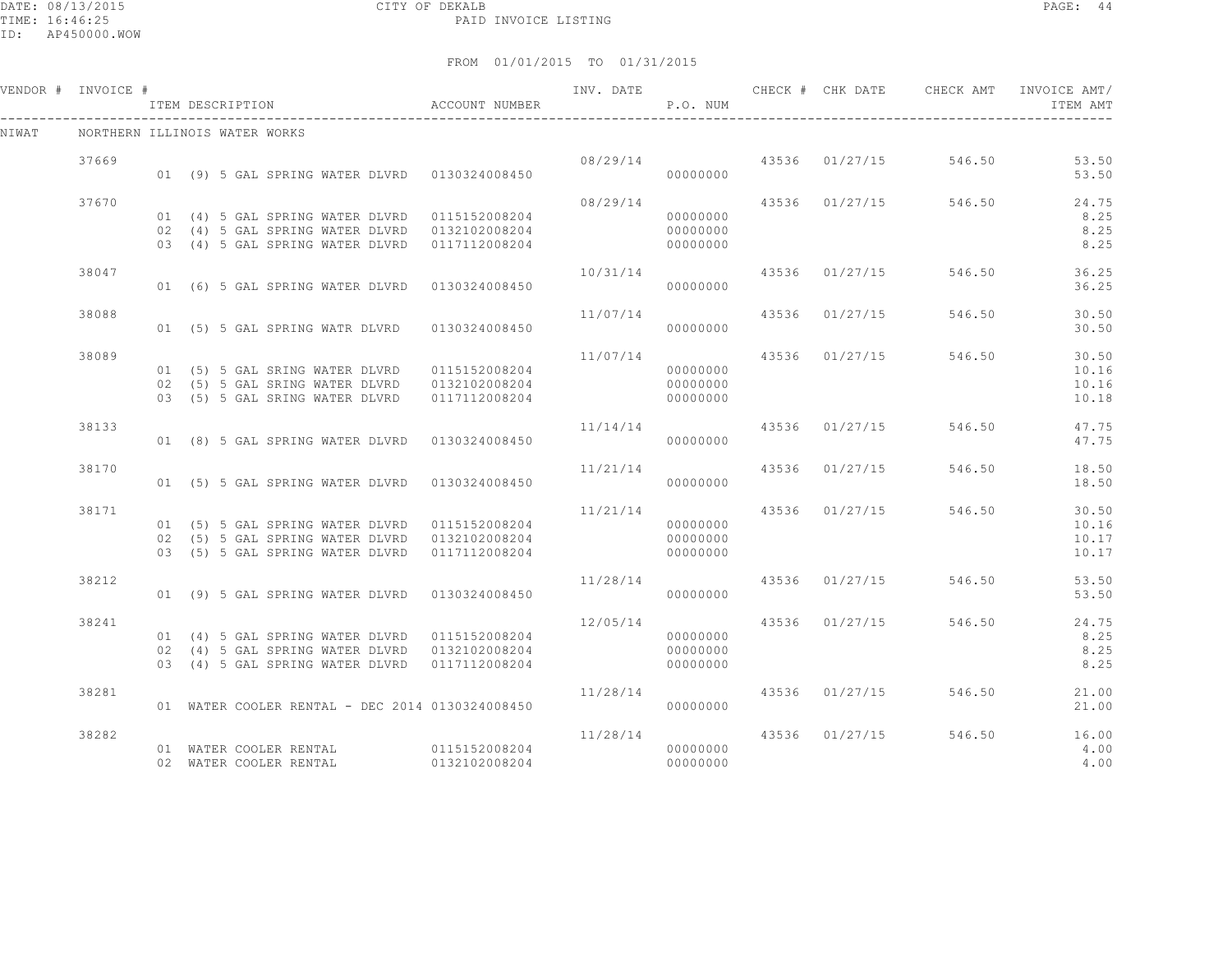CITY OF DEKALB
PAID INVOICE LISTING

DATE: 08/13/2015
TIME: 16:46:25
ID: AP450000.WOW

FROM 01/01/2015 TO 01/31/2015

| VENDOR # | INVOICE # | ITEM DESCRIPTION | ACCOUNT NUMBER | INV. DATE | P.O. NUM | CHECK # | CHK DATE | CHECK AMT | INVOICE AMT/ ITEM AMT |
|---|---|---|---|---|---|---|---|---|---|
| NIWAT | NORTHERN ILLINOIS WATER WORKS | | | | | | | | |
| | 37669 | | | 08/29/14 | | 43536 | 01/27/15 | 546.50 | 53.50 |
| | | 01 (9) 5 GAL SPRING WATER DLVRD | 0130324008450 | | 00000000 | | | | 53.50 |
| | 37670 | | | 08/29/14 | | 43536 | 01/27/15 | 546.50 | 24.75 |
| | | 01 (4) 5 GAL SPRING WATER DLVRD | 0115152008204 | | 00000000 | | | | 8.25 |
| | | 02 (4) 5 GAL SPRING WATER DLVRD | 0132102008204 | | 00000000 | | | | 8.25 |
| | | 03 (4) 5 GAL SPRING WATER DLVRD | 0117112008204 | | 00000000 | | | | 8.25 |
| | 38047 | | | 10/31/14 | | 43536 | 01/27/15 | 546.50 | 36.25 |
| | | 01 (6) 5 GAL SPRING WATER DLVRD | 0130324008450 | | 00000000 | | | | 36.25 |
| | 38088 | | | 11/07/14 | | 43536 | 01/27/15 | 546.50 | 30.50 |
| | | 01 (5) 5 GAL SPRING WATR DLVRD | 0130324008450 | | 00000000 | | | | 30.50 |
| | 38089 | | | 11/07/14 | | 43536 | 01/27/15 | 546.50 | 30.50 |
| | | 01 (5) 5 GAL SRING WATER DLVRD | 0115152008204 | | 00000000 | | | | 10.16 |
| | | 02 (5) 5 GAL SRING WATER DLVRD | 0132102008204 | | 00000000 | | | | 10.16 |
| | | 03 (5) 5 GAL SRING WATER DLVRD | 0117112008204 | | 00000000 | | | | 10.18 |
| | 38133 | | | 11/14/14 | | 43536 | 01/27/15 | 546.50 | 47.75 |
| | | 01 (8) 5 GAL SPRING WATER DLVRD | 0130324008450 | | 00000000 | | | | 47.75 |
| | 38170 | | | 11/21/14 | | 43536 | 01/27/15 | 546.50 | 18.50 |
| | | 01 (5) 5 GAL SPRING WATER DLVRD | 0130324008450 | | 00000000 | | | | 18.50 |
| | 38171 | | | 11/21/14 | | 43536 | 01/27/15 | 546.50 | 30.50 |
| | | 01 (5) 5 GAL SPRING WATER DLVRD | 0115152008204 | | 00000000 | | | | 10.16 |
| | | 02 (5) 5 GAL SPRING WATER DLVRD | 0132102008204 | | 00000000 | | | | 10.17 |
| | | 03 (5) 5 GAL SPRING WATER DLVRD | 0117112008204 | | 00000000 | | | | 10.17 |
| | 38212 | | | 11/28/14 | | 43536 | 01/27/15 | 546.50 | 53.50 |
| | | 01 (9) 5 GAL SPRING WATER DLVRD | 0130324008450 | | 00000000 | | | | 53.50 |
| | 38241 | | | 12/05/14 | | 43536 | 01/27/15 | 546.50 | 24.75 |
| | | 01 (4) 5 GAL SPRING WATER DLVRD | 0115152008204 | | 00000000 | | | | 8.25 |
| | | 02 (4) 5 GAL SPRING WATER DLVRD | 0132102008204 | | 00000000 | | | | 8.25 |
| | | 03 (4) 5 GAL SPRING WATER DLVRD | 0117112008204 | | 00000000 | | | | 8.25 |
| | 38281 | | | 11/28/14 | | 43536 | 01/27/15 | 546.50 | 21.00 |
| | | 01 WATER COOLER RENTAL - DEC 2014 | 0130324008450 | | 00000000 | | | | 21.00 |
| | 38282 | | | 11/28/14 | | 43536 | 01/27/15 | 546.50 | 16.00 |
| | | 01 WATER COOLER RENTAL | 0115152008204 | | 00000000 | | | | 4.00 |
| | | 02 WATER COOLER RENTAL | 0132102008204 | | 00000000 | | | | 4.00 |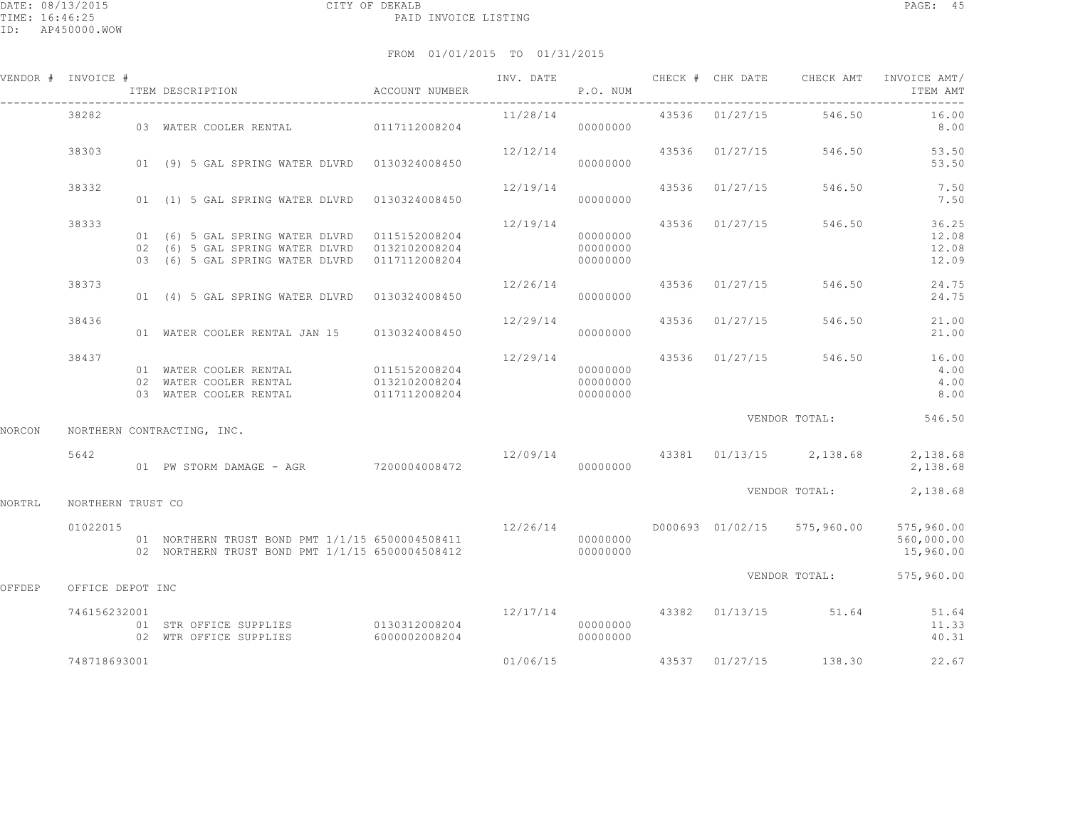CITY OF DEKALB

PAID INVOICE LISTING

FROM 01/01/2015 TO 01/31/2015

| VENDOR # | INVOICE # | ITEM DESCRIPTION | ACCOUNT NUMBER | INV. DATE | P.O. NUM | CHECK # | CHK DATE | CHECK AMT | INVOICE AMT/ ITEM AMT |
|---|---|---|---|---|---|---|---|---|---|
| | 38282 | | | 11/28/14 | | 43536 | 01/27/15 | 546.50 | 16.00 |
| | | 03 WATER COOLER RENTAL | 0117112008204 | | 00000000 | | | | 8.00 |
| | 38303 | | | 12/12/14 | | 43536 | 01/27/15 | 546.50 | 53.50 |
| | | 01 (9) 5 GAL SPRING WATER DLVRD | 0130324008450 | | 00000000 | | | | 53.50 |
| | 38332 | | | 12/19/14 | | 43536 | 01/27/15 | 546.50 | 7.50 |
| | | 01 (1) 5 GAL SPRING WATER DLVRD | 0130324008450 | | 00000000 | | | | 7.50 |
| | 38333 | | | 12/19/14 | | 43536 | 01/27/15 | 546.50 | 36.25 |
| | | 01 (6) 5 GAL SPRING WATER DLVRD | 0115152008204 | | 00000000 | | | | 12.08 |
| | | 02 (6) 5 GAL SPRING WATER DLVRD | 0132102008204 | | 00000000 | | | | 12.08 |
| | | 03 (6) 5 GAL SPRING WATER DLVRD | 0117112008204 | | 00000000 | | | | 12.09 |
| | 38373 | | | 12/26/14 | | 43536 | 01/27/15 | 546.50 | 24.75 |
| | | 01 (4) 5 GAL SPRING WATER DLVRD | 0130324008450 | | 00000000 | | | | 24.75 |
| | 38436 | | | 12/29/14 | | 43536 | 01/27/15 | 546.50 | 21.00 |
| | | 01 WATER COOLER RENTAL JAN 15 | 0130324008450 | | 00000000 | | | | 21.00 |
| | 38437 | | | 12/29/14 | | 43536 | 01/27/15 | 546.50 | 16.00 |
| | | 01 WATER COOLER RENTAL | 0115152008204 | | 00000000 | | | | 4.00 |
| | | 02 WATER COOLER RENTAL | 0132102008204 | | 00000000 | | | | 4.00 |
| | | 03 WATER COOLER RENTAL | 0117112008204 | | 00000000 | | | | 8.00 |
| | | | | | | | | VENDOR TOTAL: | 546.50 |
| NORCON | NORTHERN CONTRACTING, INC. | | | | | | | | |
| | 5642 | | | 12/09/14 | | 43381 | 01/13/15 | 2,138.68 | 2,138.68 |
| | | 01 PW STORM DAMAGE - AGR | 7200004008472 | | 00000000 | | | | 2,138.68 |
| | | | | | | | | VENDOR TOTAL: | 2,138.68 |
| NORTRL | NORTHERN TRUST CO | | | | | | | | |
| | 01022015 | | | 12/26/14 | | D000693 | 01/02/15 | 575,960.00 | 575,960.00 |
| | | 01 NORTHERN TRUST BOND PMT 1/1/15 | 6500004508411 | | 00000000 | | | | 560,000.00 |
| | | 02 NORTHERN TRUST BOND PMT 1/1/15 | 6500004508412 | | 00000000 | | | | 15,960.00 |
| | | | | | | | | VENDOR TOTAL: | 575,960.00 |
| OFFDEP | OFFICE DEPOT INC | | | | | | | | |
| | 746156232001 | | | 12/17/14 | | 43382 | 01/13/15 | 51.64 | 51.64 |
| | | 01 STR OFFICE SUPPLIES | 0130312008204 | | 00000000 | | | | 11.33 |
| | | 02 WTR OFFICE SUPPLIES | 6000002008204 | | 00000000 | | | | 40.31 |
| | 748718693001 | | | 01/06/15 | | 43537 | 01/27/15 | 138.30 | 22.67 |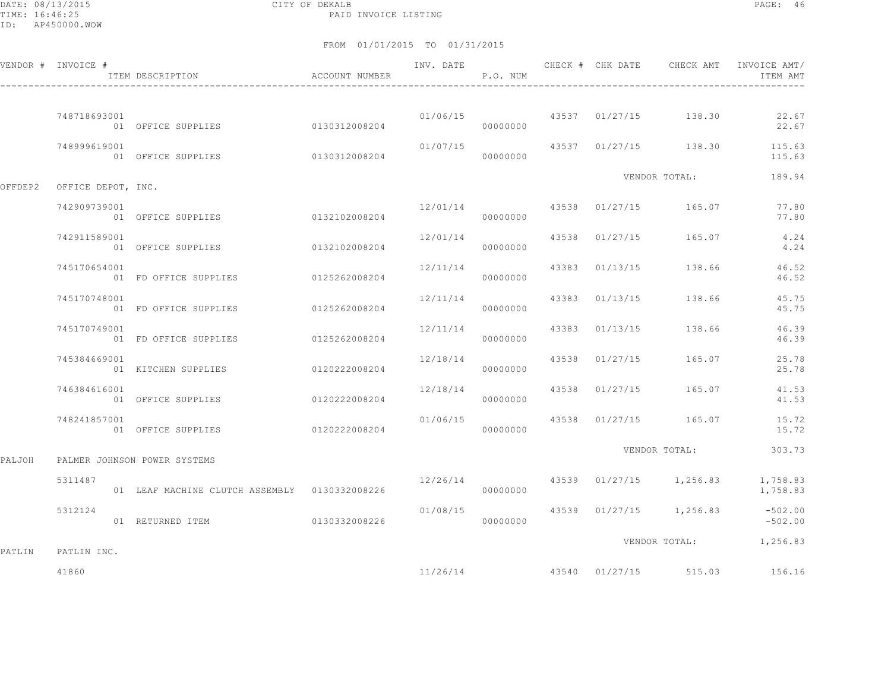CITY OF DEKALB

PAID INVOICE LISTING

FROM 01/01/2015 TO 01/31/2015

| VENDOR # | INVOICE # | ITEM DESCRIPTION | ACCOUNT NUMBER | INV. DATE | P.O. NUM | CHECK # | CHK DATE | CHECK AMT | INVOICE AMT/ ITEM AMT |
|---|---|---|---|---|---|---|---|---|---|
| | 748718693001 | | | 01/06/15 | | 43537 | 01/27/15 | 138.30 | 22.67 |
| | | 01 OFFICE SUPPLIES | 0130312008204 | | 00000000 | | | | 22.67 |
| | 748999619001 | | | 01/07/15 | | 43537 | 01/27/15 | 138.30 | 115.63 |
| | | 01 OFFICE SUPPLIES | 0130312008204 | | 00000000 | | | | 115.63 |
| | | | | | | | VENDOR TOTAL: | | 189.94 |
| OFFDEP2 | OFFICE DEPOT, INC. | | | | | | | | |
| | 742909739001 | | | 12/01/14 | | 43538 | 01/27/15 | 165.07 | 77.80 |
| | | 01 OFFICE SUPPLIES | 0132102008204 | | 00000000 | | | | 77.80 |
| | 742911589001 | | | 12/01/14 | | 43538 | 01/27/15 | 165.07 | 4.24 |
| | | 01 OFFICE SUPPLIES | 0132102008204 | | 00000000 | | | | 4.24 |
| | 745170654001 | | | 12/11/14 | | 43383 | 01/13/15 | 138.66 | 46.52 |
| | | 01 FD OFFICE SUPPLIES | 0125262008204 | | 00000000 | | | | 46.52 |
| | 745170748001 | | | 12/11/14 | | 43383 | 01/13/15 | 138.66 | 45.75 |
| | | 01 FD OFFICE SUPPLIES | 0125262008204 | | 00000000 | | | | 45.75 |
| | 745170749001 | | | 12/11/14 | | 43383 | 01/13/15 | 138.66 | 46.39 |
| | | 01 FD OFFICE SUPPLIES | 0125262008204 | | 00000000 | | | | 46.39 |
| | 745384669001 | | | 12/18/14 | | 43538 | 01/27/15 | 165.07 | 25.78 |
| | | 01 KITCHEN SUPPLIES | 0120222008204 | | 00000000 | | | | 25.78 |
| | 746384616001 | | | 12/18/14 | | 43538 | 01/27/15 | 165.07 | 41.53 |
| | | 01 OFFICE SUPPLIES | 0120222008204 | | 00000000 | | | | 41.53 |
| | 748241857001 | | | 01/06/15 | | 43538 | 01/27/15 | 165.07 | 15.72 |
| | | 01 OFFICE SUPPLIES | 0120222008204 | | 00000000 | | | | 15.72 |
| | | | | | | | VENDOR TOTAL: | | 303.73 |
| PALJOH | PALMER JOHNSON POWER SYSTEMS | | | | | | | | |
| | 5311487 | | | 12/26/14 | | 43539 | 01/27/15 | 1,256.83 | 1,758.83 |
| | | 01 LEAF MACHINE CLUTCH ASSEMBLY | 0130332008226 | | 00000000 | | | | 1,758.83 |
| | 5312124 | | | 01/08/15 | | 43539 | 01/27/15 | 1,256.83 | -502.00 |
| | | 01 RETURNED ITEM | 0130332008226 | | 00000000 | | | | -502.00 |
| | | | | | | | VENDOR TOTAL: | | 1,256.83 |
| PATLIN | PATLIN INC. | | | | | | | | |
| | 41860 | | | 11/26/14 | | 43540 | 01/27/15 | 515.03 | 156.16 |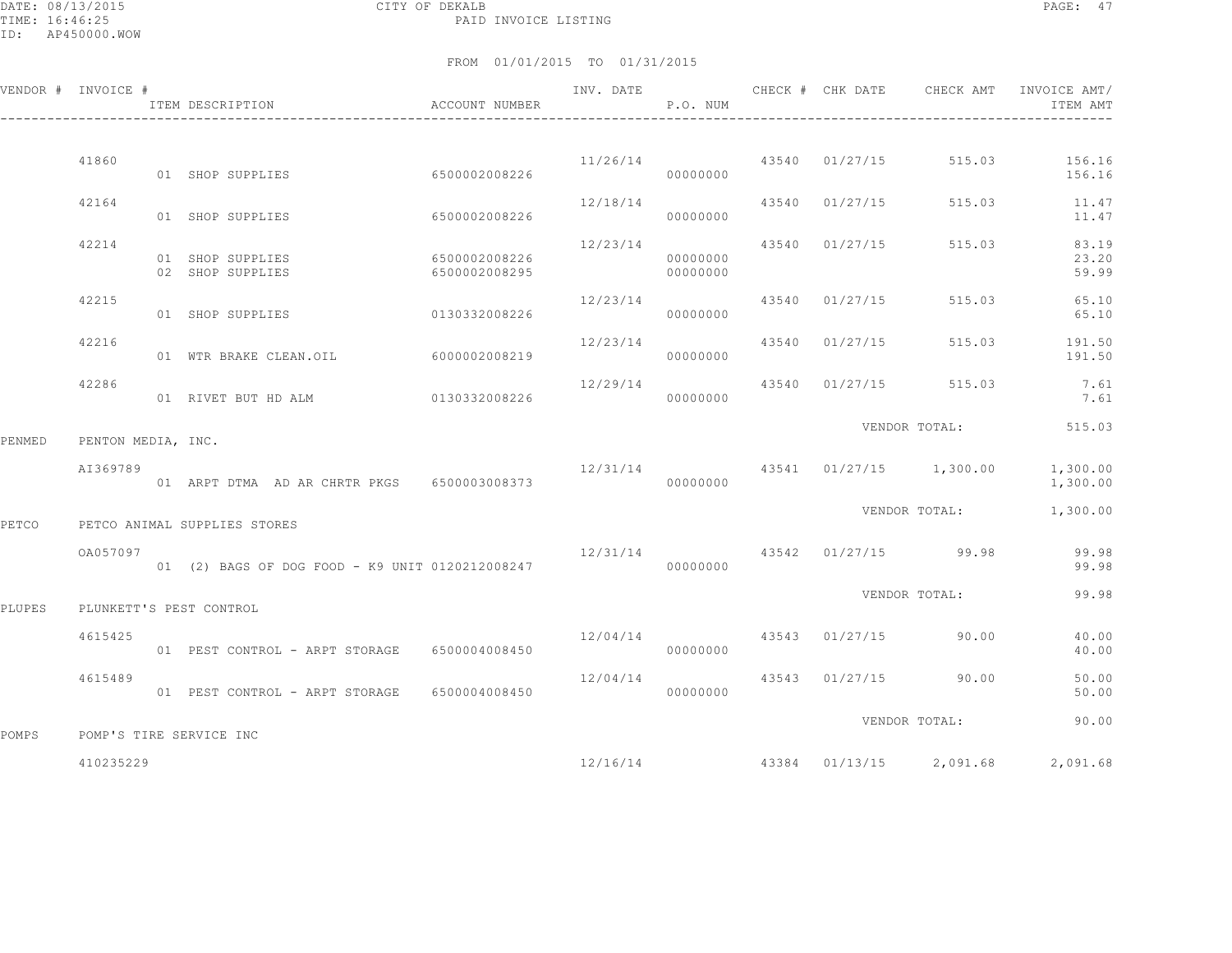CITY OF DEKALB

PAID INVOICE LISTING

FROM 01/01/2015 TO 01/31/2015

| VENDOR # | INVOICE # | ITEM DESCRIPTION | ACCOUNT NUMBER | INV. DATE | P.O. NUM | CHECK # | CHK DATE | CHECK AMT | INVOICE AMT/ ITEM AMT |
|---|---|---|---|---|---|---|---|---|---|
| | 41860 | | | 11/26/14 | | 43540 | 01/27/15 | 515.03 | 156.16 |
| | | 01 SHOP SUPPLIES | 6500002008226 | | 00000000 | | | | 156.16 |
| | 42164 | | | 12/18/14 | | 43540 | 01/27/15 | 515.03 | 11.47 |
| | | 01 SHOP SUPPLIES | 6500002008226 | | 00000000 | | | | 11.47 |
| | 42214 | | | 12/23/14 | | 43540 | 01/27/15 | 515.03 | 83.19 |
| | | 01 SHOP SUPPLIES | 6500002008226 | | 00000000 | | | | 23.20 |
| | | 02 SHOP SUPPLIES | 6500002008295 | | 00000000 | | | | 59.99 |
| | 42215 | | | 12/23/14 | | 43540 | 01/27/15 | 515.03 | 65.10 |
| | | 01 SHOP SUPPLIES | 0130332008226 | | 00000000 | | | | 65.10 |
| | 42216 | | | 12/23/14 | | 43540 | 01/27/15 | 515.03 | 191.50 |
| | | 01 WTR BRAKE CLEAN.OIL | 6000002008219 | | 00000000 | | | | 191.50 |
| | 42286 | | | 12/29/14 | | 43540 | 01/27/15 | 515.03 | 7.61 |
| | | 01 RIVET BUT HD ALM | 0130332008226 | | 00000000 | | | | 7.61 |
| | | | | | | | VENDOR TOTAL: | | 515.03 |
| PENMED | PENTON MEDIA, INC. | | | | | | | | |
| | AI369789 | | | 12/31/14 | | 43541 | 01/27/15 | 1,300.00 | 1,300.00 |
| | | 01 ARPT DTMA AD AR CHRTR PKGS | 6500003008373 | | 00000000 | | | | 1,300.00 |
| | | | | | | | VENDOR TOTAL: | | 1,300.00 |
| PETCO | PETCO ANIMAL SUPPLIES STORES | | | | | | | | |
| | OA057097 | | | 12/31/14 | | 43542 | 01/27/15 | 99.98 | 99.98 |
| | | 01 (2) BAGS OF DOG FOOD - K9 UNIT | 0120212008247 | | 00000000 | | | | 99.98 |
| | | | | | | | VENDOR TOTAL: | | 99.98 |
| PLUPES | PLUNKETT'S PEST CONTROL | | | | | | | | |
| | 4615425 | | | 12/04/14 | | 43543 | 01/27/15 | 90.00 | 40.00 |
| | | 01 PEST CONTROL - ARPT STORAGE | 6500004008450 | | 00000000 | | | | 40.00 |
| | 4615489 | | | 12/04/14 | | 43543 | 01/27/15 | 90.00 | 50.00 |
| | | 01 PEST CONTROL - ARPT STORAGE | 6500004008450 | | 00000000 | | | | 50.00 |
| | | | | | | | VENDOR TOTAL: | | 90.00 |
| POMPS | POMP'S TIRE SERVICE INC | | | | | | | | |
| | 410235229 | | | 12/16/14 | | 43384 | 01/13/15 | 2,091.68 | 2,091.68 |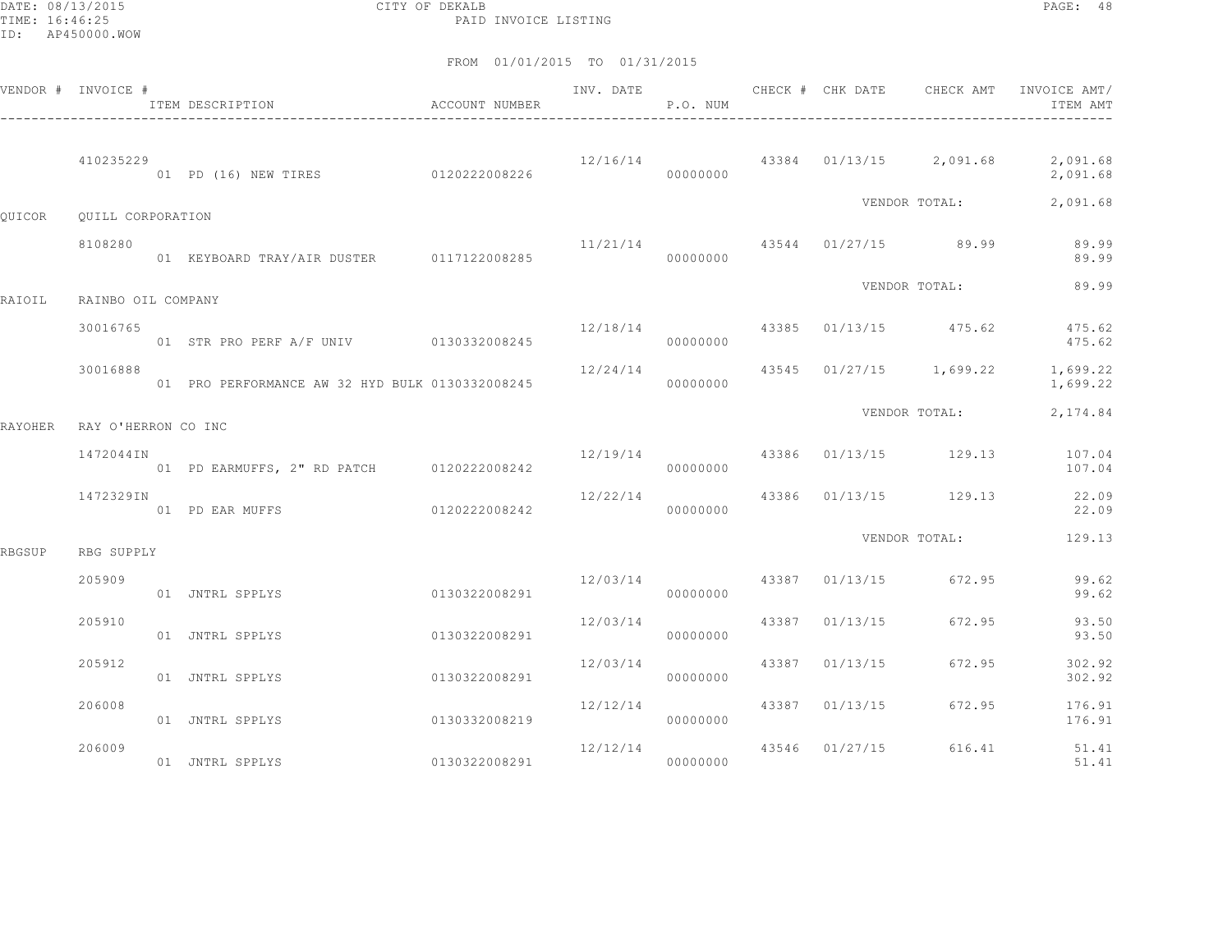CITY OF DEKALB
PAID INVOICE LISTING

FROM 01/01/2015 TO 01/31/2015

| VENDOR # | INVOICE # / ITEM DESCRIPTION | ACCOUNT NUMBER | INV. DATE | P.O. NUM | CHECK # | CHK DATE | CHECK AMT | INVOICE AMT/ ITEM AMT |
|---|---|---|---|---|---|---|---|---|
| | 410235229 | | 12/16/14 | | 43384 | 01/13/15 | 2,091.68 | 2,091.68 |
| | 01 PD (16) NEW TIRES | 0120222008226 | | 00000000 | | | | 2,091.68 |
| | | | | | | VENDOR TOTAL: | | 2,091.68 |
| QUICOR | QUILL CORPORATION | | | | | | | |
| | 8108280 | | 11/21/14 | | 43544 | 01/27/15 | 89.99 | 89.99 |
| | 01 KEYBOARD TRAY/AIR DUSTER | 0117122008285 | | 00000000 | | | | 89.99 |
| | | | | | | VENDOR TOTAL: | | 89.99 |
| RAIOIL | RAINBO OIL COMPANY | | | | | | | |
| | 30016765 | | 12/18/14 | | 43385 | 01/13/15 | 475.62 | 475.62 |
| | 01 STR PRO PERF A/F UNIV | 0130332008245 | | 00000000 | | | | 475.62 |
| | 30016888 | | 12/24/14 | | 43545 | 01/27/15 | 1,699.22 | 1,699.22 |
| | 01 PRO PERFORMANCE AW 32 HYD BULK | 0130332008245 | | 00000000 | | | | 1,699.22 |
| | | | | | | VENDOR TOTAL: | | 2,174.84 |
| RAYOHER | RAY O'HERRON CO INC | | | | | | | |
| | 1472044IN | | 12/19/14 | | 43386 | 01/13/15 | 129.13 | 107.04 |
| | 01 PD EARMUFFS, 2" RD PATCH | 0120222008242 | | 00000000 | | | | 107.04 |
| | 1472329IN | | 12/22/14 | | 43386 | 01/13/15 | 129.13 | 22.09 |
| | 01 PD EAR MUFFS | 0120222008242 | | 00000000 | | | | 22.09 |
| | | | | | | VENDOR TOTAL: | | 129.13 |
| RBGSUP | RBG SUPPLY | | | | | | | |
| | 205909 | | 12/03/14 | | 43387 | 01/13/15 | 672.95 | 99.62 |
| | 01 JNTRL SPPLYS | 0130322008291 | | 00000000 | | | | 99.62 |
| | 205910 | | 12/03/14 | | 43387 | 01/13/15 | 672.95 | 93.50 |
| | 01 JNTRL SPPLYS | 0130322008291 | | 00000000 | | | | 93.50 |
| | 205912 | | 12/03/14 | | 43387 | 01/13/15 | 672.95 | 302.92 |
| | 01 JNTRL SPPLYS | 0130322008291 | | 00000000 | | | | 302.92 |
| | 206008 | | 12/12/14 | | 43387 | 01/13/15 | 672.95 | 176.91 |
| | 01 JNTRL SPPLYS | 0130332008219 | | 00000000 | | | | 176.91 |
| | 206009 | | 12/12/14 | | 43546 | 01/27/15 | 616.41 | 51.41 |
| | 01 JNTRL SPPLYS | 0130322008291 | | 00000000 | | | | 51.41 |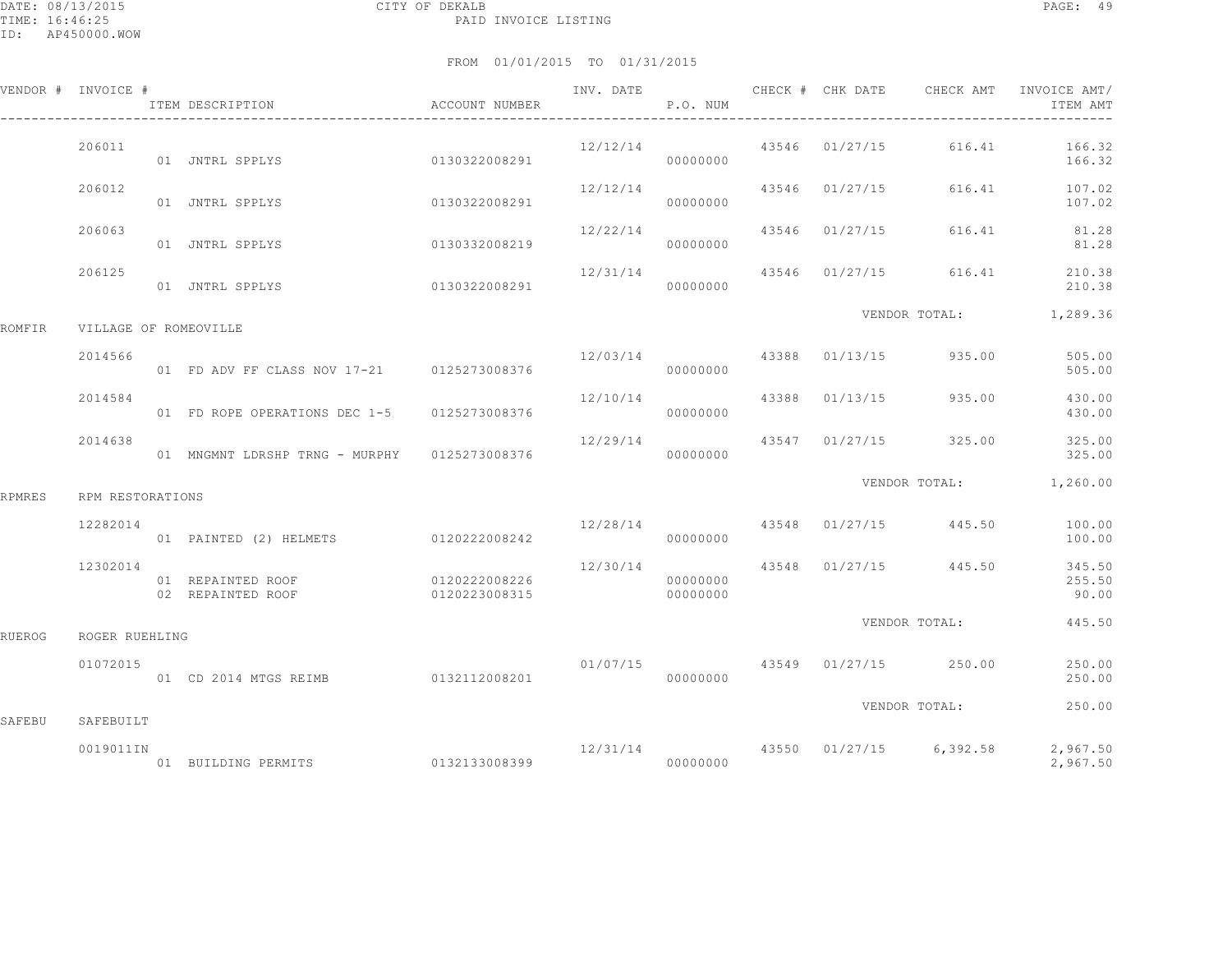CITY OF DEKALB
PAID INVOICE LISTING

FROM 01/01/2015 TO 01/31/2015

| VENDOR # | INVOICE # | ITEM DESCRIPTION | ACCOUNT NUMBER | INV. DATE | P.O. NUM | CHECK # | CHK DATE | CHECK AMT | INVOICE AMT/ ITEM AMT |
|---|---|---|---|---|---|---|---|---|---|
| | 206011 | | | 12/12/14 | | 43546 | 01/27/15 | 616.41 | 166.32 |
| | | 01 JNTRL SPPLYS | 0130322008291 | | 00000000 | | | | 166.32 |
| | 206012 | | | 12/12/14 | | 43546 | 01/27/15 | 616.41 | 107.02 |
| | | 01 JNTRL SPPLYS | 0130322008291 | | 00000000 | | | | 107.02 |
| | 206063 | | | 12/22/14 | | 43546 | 01/27/15 | 616.41 | 81.28 |
| | | 01 JNTRL SPPLYS | 0130332008219 | | 00000000 | | | | 81.28 |
| | 206125 | | | 12/31/14 | | 43546 | 01/27/15 | 616.41 | 210.38 |
| | | 01 JNTRL SPPLYS | 0130322008291 | | 00000000 | | | | 210.38 |
| | | | | | | | VENDOR TOTAL: | | 1,289.36 |
| ROMFIR | VILLAGE OF ROMEOVILLE | | | | | | | | |
| | 2014566 | | | 12/03/14 | | 43388 | 01/13/15 | 935.00 | 505.00 |
| | | 01 FD ADV FF CLASS NOV 17-21 | 0125273008376 | | 00000000 | | | | 505.00 |
| | 2014584 | | | 12/10/14 | | 43388 | 01/13/15 | 935.00 | 430.00 |
| | | 01 FD ROPE OPERATIONS DEC 1-5 | 0125273008376 | | 00000000 | | | | 430.00 |
| | 2014638 | | | 12/29/14 | | 43547 | 01/27/15 | 325.00 | 325.00 |
| | | 01 MNGMNT LDRSHP TRNG - MURPHY | 0125273008376 | | 00000000 | | | | 325.00 |
| | | | | | | | VENDOR TOTAL: | | 1,260.00 |
| RPMRES | RPM RESTORATIONS | | | | | | | | |
| | 12282014 | | | 12/28/14 | | 43548 | 01/27/15 | 445.50 | 100.00 |
| | | 01 PAINTED (2) HELMETS | 0120222008242 | | 00000000 | | | | 100.00 |
| | 12302014 | | | 12/30/14 | | 43548 | 01/27/15 | 445.50 | 345.50 |
| | | 01 REPAINTED ROOF | 0120222008226 | | 00000000 | | | | 255.50 |
| | | 02 REPAINTED ROOF | 0120223008315 | | 00000000 | | | | 90.00 |
| | | | | | | | VENDOR TOTAL: | | 445.50 |
| RUEROG | ROGER RUEHLING | | | | | | | | |
| | 01072015 | | | 01/07/15 | | 43549 | 01/27/15 | 250.00 | 250.00 |
| | | 01 CD 2014 MTGS REIMB | 0132112008201 | | 00000000 | | | | 250.00 |
| | | | | | | | VENDOR TOTAL: | | 250.00 |
| SAFEBU | SAFEBUILT | | | | | | | | |
| | 0019011IN | | | 12/31/14 | | 43550 | 01/27/15 | 6,392.58 | 2,967.50 |
| | | 01 BUILDING PERMITS | 0132133008399 | | 00000000 | | | | 2,967.50 |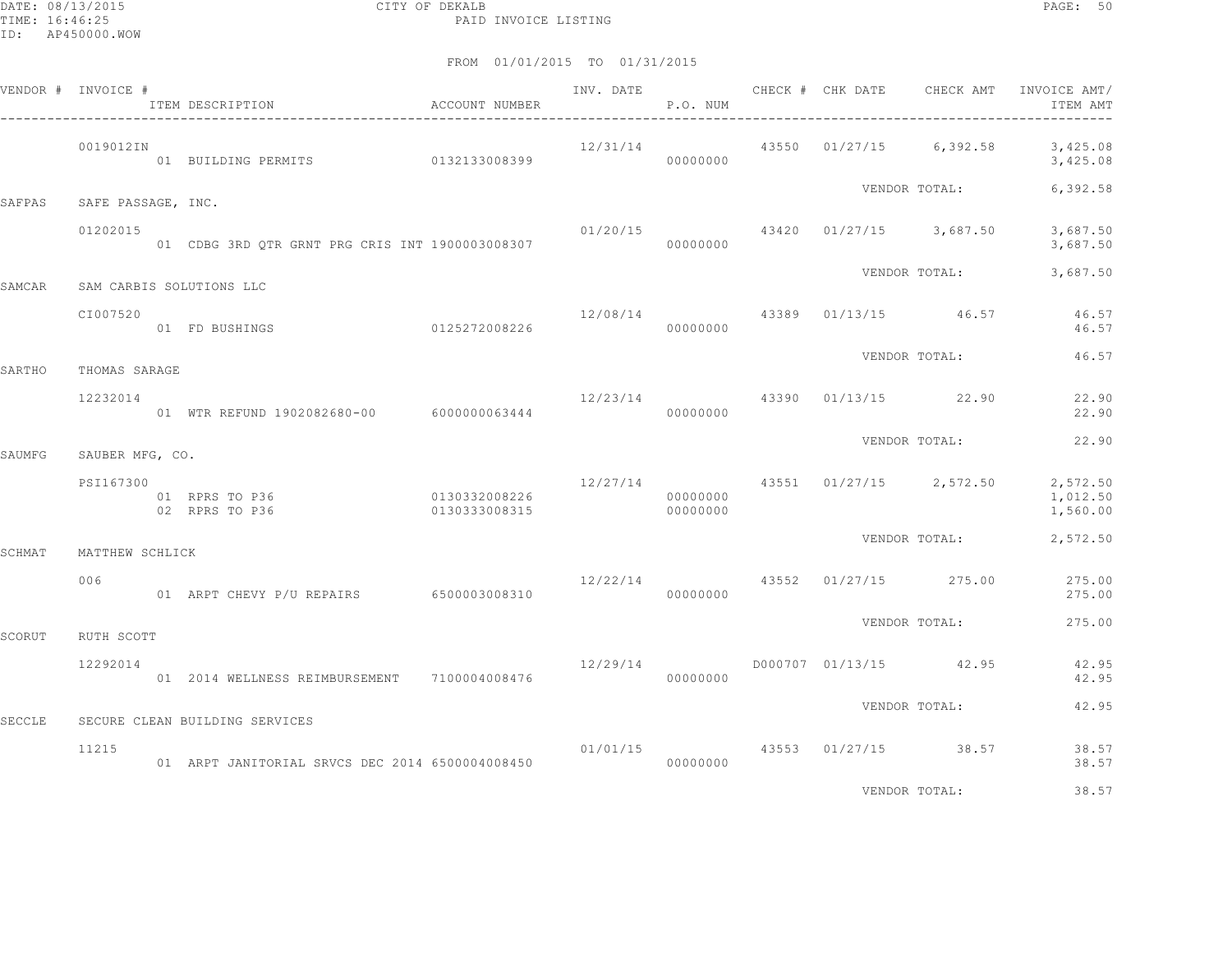FROM 01/01/2015 TO 01/31/2015

| VENDOR # | INVOICE # / ITEM DESCRIPTION | ACCOUNT NUMBER | INV. DATE | P.O. NUM | CHECK # | CHK DATE | CHECK AMT | INVOICE AMT/ ITEM AMT |
|---|---|---|---|---|---|---|---|---|
| | 0019012IN | | 12/31/14 | | 43550 | 01/27/15 | 6,392.58 | 3,425.08 |
| | 01 BUILDING PERMITS | 0132133008399 | | 00000000 | | | | 3,425.08 |
| | | | | | | VENDOR TOTAL: | | 6,392.58 |
| SAFPAS | SAFE PASSAGE, INC. | | | | | | | |
| | 01202015 | | 01/20/15 | | 43420 | 01/27/15 | 3,687.50 | 3,687.50 |
| | 01 CDBG 3RD QTR GRNT PRG CRIS INT | 1900003008307 | | 00000000 | | | | 3,687.50 |
| | | | | | | VENDOR TOTAL: | | 3,687.50 |
| SAMCAR | SAM CARBIS SOLUTIONS LLC | | | | | | | |
| | CI007520 | | 12/08/14 | | 43389 | 01/13/15 | 46.57 | 46.57 |
| | 01 FD BUSHINGS | 0125272008226 | | 00000000 | | | | 46.57 |
| | | | | | | VENDOR TOTAL: | | 46.57 |
| SARTHO | THOMAS SARAGE | | | | | | | |
| | 12232014 | | 12/23/14 | | 43390 | 01/13/15 | 22.90 | 22.90 |
| | 01 WTR REFUND 1902082680-00 | 6000000063444 | | 00000000 | | | | 22.90 |
| | | | | | | VENDOR TOTAL: | | 22.90 |
| SAUMFG | SAUBER MFG, CO. | | | | | | | |
| | PSI167300 | | 12/27/14 | | 43551 | 01/27/15 | 2,572.50 | 2,572.50 |
| | 01 RPRS TO P36 | 0130332008226 | | 00000000 | | | | 1,012.50 |
| | 02 RPRS TO P36 | 0130333008315 | | 00000000 | | | | 1,560.00 |
| | | | | | | VENDOR TOTAL: | | 2,572.50 |
| SCHMAT | MATTHEW SCHLICK | | | | | | | |
| | 006 | | 12/22/14 | | 43552 | 01/27/15 | 275.00 | 275.00 |
| | 01 ARPT CHEVY P/U REPAIRS | 6500003008310 | | 00000000 | | | | 275.00 |
| | | | | | | VENDOR TOTAL: | | 275.00 |
| SCORUT | RUTH SCOTT | | | | | | | |
| | 12292014 | | 12/29/14 | | D000707 | 01/13/15 | 42.95 | 42.95 |
| | 01 2014 WELLNESS REIMBURSEMENT | 7100004008476 | | 00000000 | | | | 42.95 |
| | | | | | | VENDOR TOTAL: | | 42.95 |
| SECCLE | SECURE CLEAN BUILDING SERVICES | | | | | | | |
| | 11215 | | 01/01/15 | | 43553 | 01/27/15 | 38.57 | 38.57 |
| | 01 ARPT JANITORIAL SRVCS DEC 2014 | 6500004008450 | | 00000000 | | | | 38.57 |
| | | | | | | VENDOR TOTAL: | | 38.57 |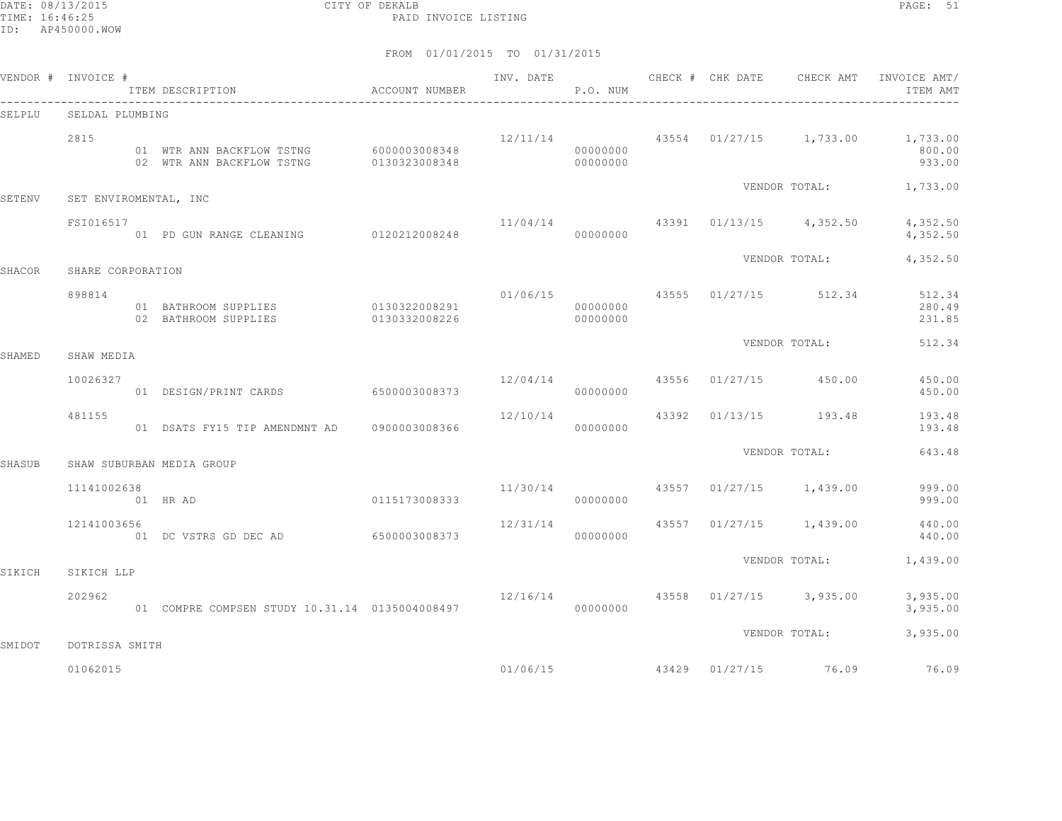CITY OF DEKALB
PAID INVOICE LISTING

FROM 01/01/2015 TO 01/31/2015

| VENDOR # | INVOICE # | ITEM DESCRIPTION | ACCOUNT NUMBER | INV. DATE | P.O. NUM | CHECK # | CHK DATE | CHECK AMT | INVOICE AMT/ ITEM AMT |
|---|---|---|---|---|---|---|---|---|---|
| SELPLU | SELDAL PLUMBING | | | | | | | | |
| | 2815 | | | 12/11/14 | | 43554 | 01/27/15 | 1,733.00 | 1,733.00 |
| | | 01 WTR ANN BACKFLOW TSTNG | 6000003008348 | | 00000000 | | | | 800.00 |
| | | 02 WTR ANN BACKFLOW TSTNG | 0130323008348 | | 00000000 | | | | 933.00 |
| | | | | | | | VENDOR TOTAL: | | 1,733.00 |
| SETENV | SET ENVIROMENTAL, INC | | | | | | | | |
| | FSI016517 | | | 11/04/14 | | 43391 | 01/13/15 | 4,352.50 | 4,352.50 |
| | | 01 PD GUN RANGE CLEANING | 0120212008248 | | 00000000 | | | | 4,352.50 |
| | | | | | | | VENDOR TOTAL: | | 4,352.50 |
| SHACOR | SHARE CORPORATION | | | | | | | | |
| | 898814 | | | 01/06/15 | | 43555 | 01/27/15 | 512.34 | 512.34 |
| | | 01 BATHROOM SUPPLIES | 0130322008291 | | 00000000 | | | | 280.49 |
| | | 02 BATHROOM SUPPLIES | 0130332008226 | | 00000000 | | | | 231.85 |
| | | | | | | | VENDOR TOTAL: | | 512.34 |
| SHAMED | SHAW MEDIA | | | | | | | | |
| | 10026327 | | | 12/04/14 | | 43556 | 01/27/15 | 450.00 | 450.00 |
| | | 01 DESIGN/PRINT CARDS | 6500003008373 | | 00000000 | | | | 450.00 |
| | 481155 | | | 12/10/14 | | 43392 | 01/13/15 | 193.48 | 193.48 |
| | | 01 DSATS FY15 TIP AMENDMNT AD | 0900003008366 | | 00000000 | | | | 193.48 |
| | | | | | | | VENDOR TOTAL: | | 643.48 |
| SHASUB | SHAW SUBURBAN MEDIA GROUP | | | | | | | | |
| | 11141002638 | | | 11/30/14 | | 43557 | 01/27/15 | 1,439.00 | 999.00 |
| | | 01 HR AD | 0115173008333 | | 00000000 | | | | 999.00 |
| | 12141003656 | | | 12/31/14 | | 43557 | 01/27/15 | 1,439.00 | 440.00 |
| | | 01 DC VSTRS GD DEC AD | 6500003008373 | | 00000000 | | | | 440.00 |
| | | | | | | | VENDOR TOTAL: | | 1,439.00 |
| SIKICH | SIKICH LLP | | | | | | | | |
| | 202962 | | | 12/16/14 | | 43558 | 01/27/15 | 3,935.00 | 3,935.00 |
| | | 01 COMPRE COMPSEN STUDY 10.31.14 | 0135004008497 | | 00000000 | | | | 3,935.00 |
| | | | | | | | VENDOR TOTAL: | | 3,935.00 |
| SMIDOT | DOTRISSA SMITH | | | | | | | | |
| | 01062015 | | | 01/06/15 | | 43429 | 01/27/15 | 76.09 | 76.09 |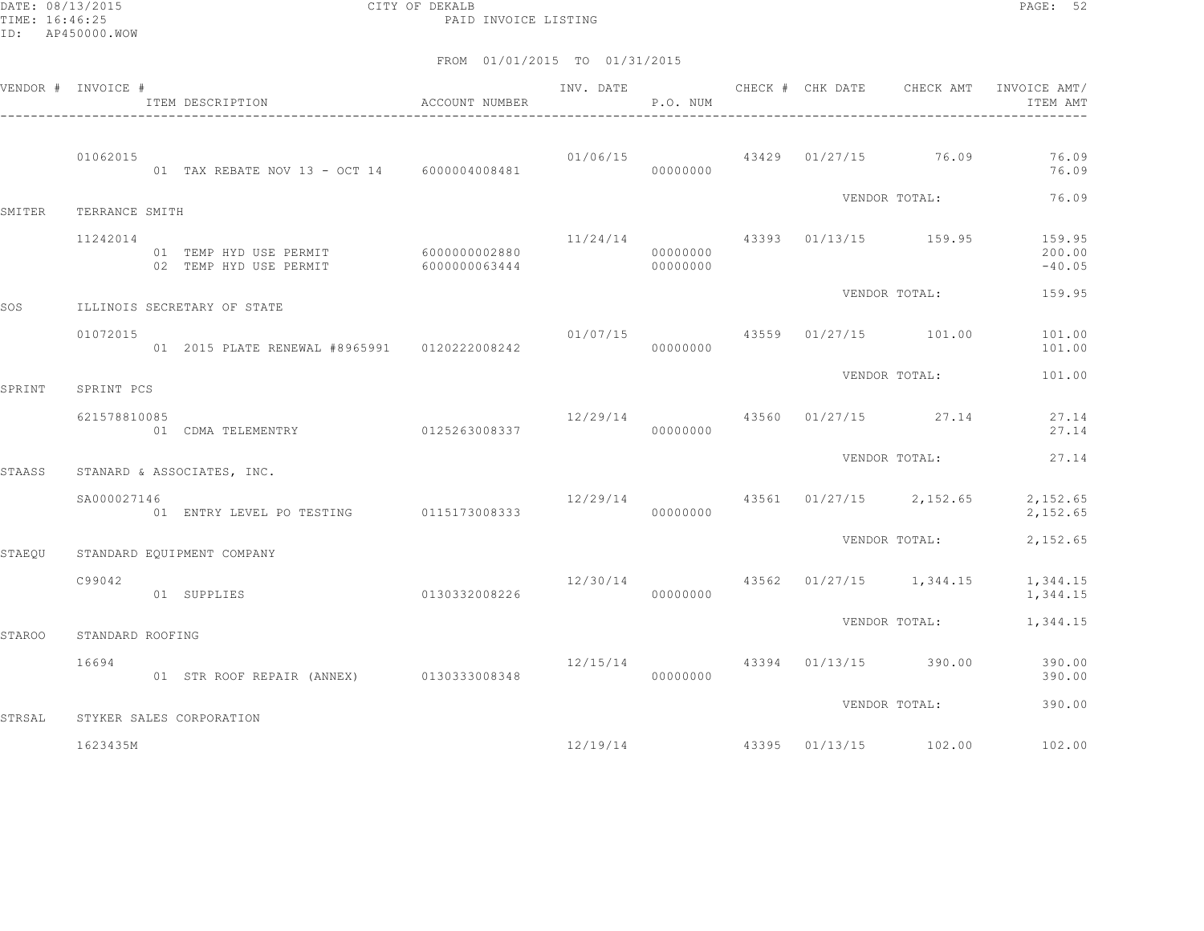CITY OF DEKALB

PAID INVOICE LISTING

FROM 01/01/2015 TO 01/31/2015

| VENDOR # | INVOICE # / ITEM DESCRIPTION | ACCOUNT NUMBER | INV. DATE | P.O. NUM | CHECK # | CHK DATE | CHECK AMT | INVOICE AMT/ ITEM AMT |
|---|---|---|---|---|---|---|---|---|
| | 01062015 | | 01/06/15 | | 43429 | 01/27/15 | 76.09 | 76.09 |
| | 01 TAX REBATE NOV 13 - OCT 14 | 6000004008481 | | 00000000 | | | | 76.09 |
| | | | | | | VENDOR TOTAL: | | 76.09 |
| SMITER | TERRANCE SMITH | | | | | | | |
| | 11242014 | | 11/24/14 | | 43393 | 01/13/15 | 159.95 | 159.95 |
| | 01 TEMP HYD USE PERMIT | 6000000002880 | | 00000000 | | | | 200.00 |
| | 02 TEMP HYD USE PERMIT | 6000000063444 | | 00000000 | | | | -40.05 |
| | | | | | | VENDOR TOTAL: | | 159.95 |
| SOS | ILLINOIS SECRETARY OF STATE | | | | | | | |
| | 01072015 | | 01/07/15 | | 43559 | 01/27/15 | 101.00 | 101.00 |
| | 01 2015 PLATE RENEWAL #8965991 | 0120222008242 | | 00000000 | | | | 101.00 |
| | | | | | | VENDOR TOTAL: | | 101.00 |
| SPRINT | SPRINT PCS | | | | | | | |
| | 621578810085 | | 12/29/14 | | 43560 | 01/27/15 | 27.14 | 27.14 |
| | 01 CDMA TELEMENTRY | 0125263008337 | | 00000000 | | | | 27.14 |
| | | | | | | VENDOR TOTAL: | | 27.14 |
| STAASS | STANARD & ASSOCIATES, INC. | | | | | | | |
| | SA000027146 | | 12/29/14 | | 43561 | 01/27/15 | 2,152.65 | 2,152.65 |
| | 01 ENTRY LEVEL PO TESTING | 0115173008333 | | 00000000 | | | | 2,152.65 |
| | | | | | | VENDOR TOTAL: | | 2,152.65 |
| STAEQU | STANDARD EQUIPMENT COMPANY | | | | | | | |
| | C99042 | | 12/30/14 | | 43562 | 01/27/15 | 1,344.15 | 1,344.15 |
| | 01 SUPPLIES | 0130332008226 | | 00000000 | | | | 1,344.15 |
| | | | | | | VENDOR TOTAL: | | 1,344.15 |
| STAROO | STANDARD ROOFING | | | | | | | |
| | 16694 | | 12/15/14 | | 43394 | 01/13/15 | 390.00 | 390.00 |
| | 01 STR ROOF REPAIR (ANNEX) | 0130333008348 | | 00000000 | | | | 390.00 |
| | | | | | | VENDOR TOTAL: | | 390.00 |
| STRSAL | STYKER SALES CORPORATION | | | | | | | |
| | 1623435M | | 12/19/14 | | 43395 | 01/13/15 | 102.00 | 102.00 |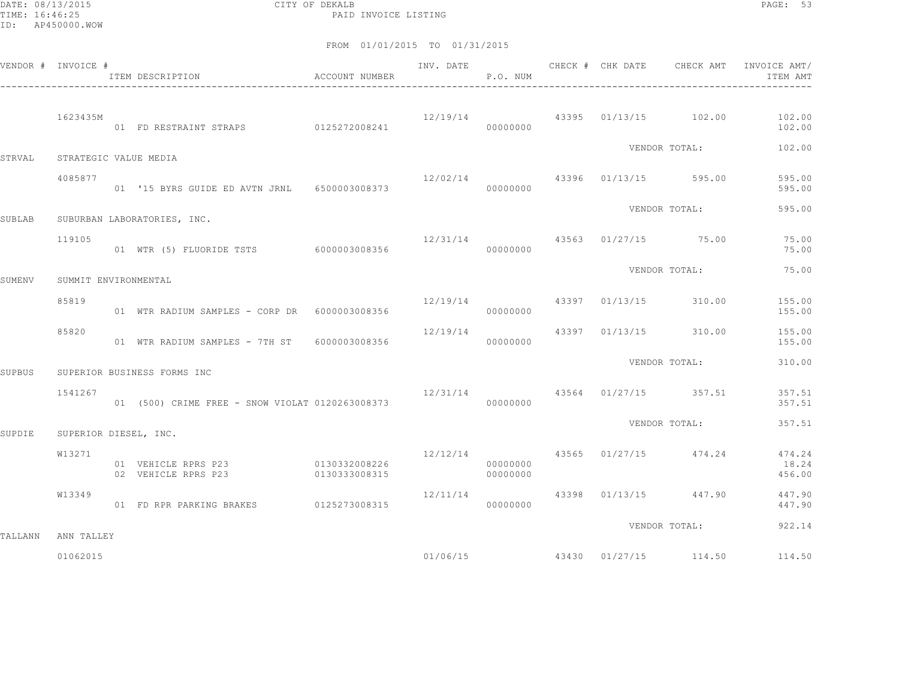CITY OF DEKALB
PAID INVOICE LISTING

FROM 01/01/2015 TO 01/31/2015

| VENDOR # | INVOICE # / ITEM DESCRIPTION | ACCOUNT NUMBER | INV. DATE | P.O. NUM | CHECK # | CHK DATE | CHECK AMT | INVOICE AMT/ ITEM AMT |
|---|---|---|---|---|---|---|---|---|
| | 1623435M | | 12/19/14 | | 43395 | 01/13/15 | 102.00 | 102.00 |
| | 01 FD RESTRAINT STRAPS | 0125272008241 | | 00000000 | | | | 102.00 |
| | | | | | | VENDOR TOTAL: | | 102.00 |
| STRVAL | STRATEGIC VALUE MEDIA | | | | | | | |
| | 4085877 | | 12/02/14 | | 43396 | 01/13/15 | 595.00 | 595.00 |
| | 01 '15 BYRS GUIDE ED AVTN JRNL | 6500003008373 | | 00000000 | | | | 595.00 |
| | | | | | | VENDOR TOTAL: | | 595.00 |
| SUBLAB | SUBURBAN LABORATORIES, INC. | | | | | | | |
| | 119105 | | 12/31/14 | | 43563 | 01/27/15 | 75.00 | 75.00 |
| | 01 WTR (5) FLUORIDE TSTS | 6000003008356 | | 00000000 | | | | 75.00 |
| | | | | | | VENDOR TOTAL: | | 75.00 |
| SUMENV | SUMMIT ENVIRONMENTAL | | | | | | | |
| | 85819 | | 12/19/14 | | 43397 | 01/13/15 | 310.00 | 155.00 |
| | 01 WTR RADIUM SAMPLES - CORP DR | 6000003008356 | | 00000000 | | | | 155.00 |
| | 85820 | | 12/19/14 | | 43397 | 01/13/15 | 310.00 | 155.00 |
| | 01 WTR RADIUM SAMPLES - 7TH ST | 6000003008356 | | 00000000 | | | | 155.00 |
| | | | | | | VENDOR TOTAL: | | 310.00 |
| SUPBUS | SUPERIOR BUSINESS FORMS INC | | | | | | | |
| | 1541267 | | 12/31/14 | | 43564 | 01/27/15 | 357.51 | 357.51 |
| | 01 (500) CRIME FREE - SNOW VIOLAT | 0120263008373 | | 00000000 | | | | 357.51 |
| | | | | | | VENDOR TOTAL: | | 357.51 |
| SUPDIE | SUPERIOR DIESEL, INC. | | | | | | | |
| | W13271 | | 12/12/14 | | 43565 | 01/27/15 | 474.24 | 474.24 |
| | 01 VEHICLE RPRS P23 | 0130332008226 | | 00000000 | | | | 18.24 |
| | 02 VEHICLE RPRS P23 | 0130333008315 | | 00000000 | | | | 456.00 |
| | W13349 | | 12/11/14 | | 43398 | 01/13/15 | 447.90 | 447.90 |
| | 01 FD RPR PARKING BRAKES | 0125273008315 | | 00000000 | | | | 447.90 |
| | | | | | | VENDOR TOTAL: | | 922.14 |
| TALLANN | ANN TALLEY | | | | | | | |
| | 01062015 | | 01/06/15 | | 43430 | 01/27/15 | 114.50 | 114.50 |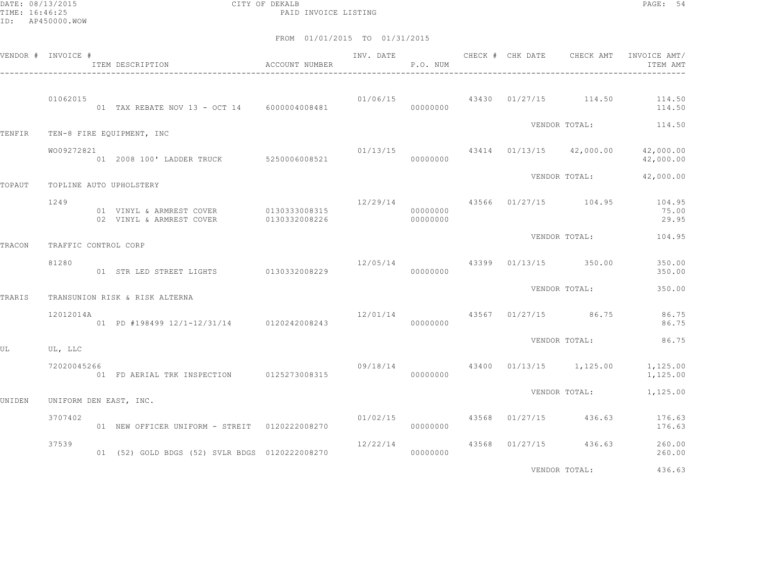CITY OF DEKALB
PAID INVOICE LISTING

DATE: 08/13/2015
TIME: 16:46:25
ID: AP450000.WOW

FROM 01/01/2015 TO 01/31/2015

| VENDOR # | INVOICE # / ITEM DESCRIPTION | ACCOUNT NUMBER | INV. DATE | P.O. NUM | CHECK # | CHK DATE | CHECK AMT | INVOICE AMT/ ITEM AMT |
|---|---|---|---|---|---|---|---|---|
| | 01062015 | | 01/06/15 | | 43430 | 01/27/15 | 114.50 | 114.50 |
| | 01 TAX REBATE NOV 13 - OCT 14 | 6000004008481 | | 00000000 | | | | 114.50 |
| | | | | | | VENDOR TOTAL: | | 114.50 |
| TENFIR | TEN-8 FIRE EQUIPMENT, INC | | | | | | | |
| | WO09272821 | | 01/13/15 | | 43414 | 01/13/15 | 42,000.00 | 42,000.00 |
| | 01 2008 100' LADDER TRUCK | 5250006008521 | | 00000000 | | | | 42,000.00 |
| | | | | | | VENDOR TOTAL: | | 42,000.00 |
| TOPAUT | TOPLINE AUTO UPHOLSTERY | | | | | | | |
| | 1249 | | 12/29/14 | | 43566 | 01/27/15 | 104.95 | 104.95 |
| | 01 VINYL & ARMREST COVER | 0130333008315 | | 00000000 | | | | 75.00 |
| | 02 VINYL & ARMREST COVER | 0130332008226 | | 00000000 | | | | 29.95 |
| | | | | | | VENDOR TOTAL: | | 104.95 |
| TRACON | TRAFFIC CONTROL CORP | | | | | | | |
| | 81280 | | 12/05/14 | | 43399 | 01/13/15 | 350.00 | 350.00 |
| | 01 STR LED STREET LIGHTS | 0130332008229 | | 00000000 | | | | 350.00 |
| | | | | | | VENDOR TOTAL: | | 350.00 |
| TRARIS | TRANSUNION RISK & RISK ALTERNA | | | | | | | |
| | 12012014A | | 12/01/14 | | 43567 | 01/27/15 | 86.75 | 86.75 |
| | 01 PD #198499 12/1-12/31/14 | 0120242008243 | | 00000000 | | | | 86.75 |
| | | | | | | VENDOR TOTAL: | | 86.75 |
| UL | UL, LLC | | | | | | | |
| | 72020045266 | | 09/18/14 | | 43400 | 01/13/15 | 1,125.00 | 1,125.00 |
| | 01 FD AERIAL TRK INSPECTION | 0125273008315 | | 00000000 | | | | 1,125.00 |
| | | | | | | VENDOR TOTAL: | | 1,125.00 |
| UNIDEN | UNIFORM DEN EAST, INC. | | | | | | | |
| | 3707402 | | 01/02/15 | | 43568 | 01/27/15 | 436.63 | 176.63 |
| | 01 NEW OFFICER UNIFORM - STREIT | 0120222008270 | | 00000000 | | | | 176.63 |
| | 37539 | | 12/22/14 | | 43568 | 01/27/15 | 436.63 | 260.00 |
| | 01 (52) GOLD BDGS (52) SVLR BDGS | 0120222008270 | | 00000000 | | | | 260.00 |
| | | | | | | VENDOR TOTAL: | | 436.63 |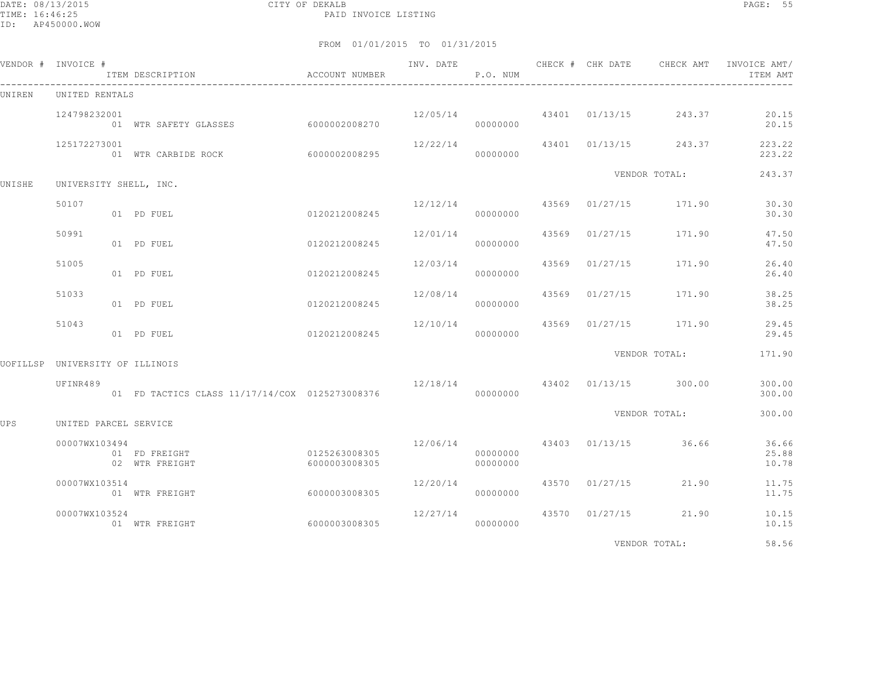CITY OF DEKALB

PAID INVOICE LISTING

FROM 01/01/2015 TO 01/31/2015

| VENDOR # | INVOICE # / ITEM DESCRIPTION | ACCOUNT NUMBER | INV. DATE | P.O. NUM | CHECK # | CHK DATE | CHECK AMT | INVOICE AMT/ ITEM AMT |
|---|---|---|---|---|---|---|---|---|
| UNIREN | UNITED RENTALS | | | | | | | |
| | 124798232001 | | 12/05/14 | | 43401 | 01/13/15 | 243.37 | 20.15 |
| | 01 WTR SAFETY GLASSES | 6000002008270 | | 00000000 | | | | 20.15 |
| | 125172273001 | | 12/22/14 | | 43401 | 01/13/15 | 243.37 | 223.22 |
| | 01 WTR CARBIDE ROCK | 6000002008295 | | 00000000 | | | | 223.22 |
| | | | | | | VENDOR TOTAL: | | 243.37 |
| UNISHE | UNIVERSITY SHELL, INC. | | | | | | | |
| | 50107 | | 12/12/14 | | 43569 | 01/27/15 | 171.90 | 30.30 |
| | 01 PD FUEL | 0120212008245 | | 00000000 | | | | 30.30 |
| | 50991 | | 12/01/14 | | 43569 | 01/27/15 | 171.90 | 47.50 |
| | 01 PD FUEL | 0120212008245 | | 00000000 | | | | 47.50 |
| | 51005 | | 12/03/14 | | 43569 | 01/27/15 | 171.90 | 26.40 |
| | 01 PD FUEL | 0120212008245 | | 00000000 | | | | 26.40 |
| | 51033 | | 12/08/14 | | 43569 | 01/27/15 | 171.90 | 38.25 |
| | 01 PD FUEL | 0120212008245 | | 00000000 | | | | 38.25 |
| | 51043 | | 12/10/14 | | 43569 | 01/27/15 | 171.90 | 29.45 |
| | 01 PD FUEL | 0120212008245 | | 00000000 | | | | 29.45 |
| | | | | | | VENDOR TOTAL: | | 171.90 |
| UOFILLSP | UNIVERSITY OF ILLINOIS | | | | | | | |
| | UFINR489 | | 12/18/14 | | 43402 | 01/13/15 | 300.00 | 300.00 |
| | 01 FD TACTICS CLASS 11/17/14/COX | 0125273008376 | | 00000000 | | | | 300.00 |
| | | | | | | VENDOR TOTAL: | | 300.00 |
| UPS | UNITED PARCEL SERVICE | | | | | | | |
| | 00007WX103494 | | 12/06/14 | | 43403 | 01/13/15 | 36.66 | 36.66 |
| | 01 FD FREIGHT | 0125263008305 | | 00000000 | | | | 25.88 |
| | 02 WTR FREIGHT | 6000003008305 | | 00000000 | | | | 10.78 |
| | 00007WX103514 | | 12/20/14 | | 43570 | 01/27/15 | 21.90 | 11.75 |
| | 01 WTR FREIGHT | 6000003008305 | | 00000000 | | | | 11.75 |
| | 00007WX103524 | | 12/27/14 | | 43570 | 01/27/15 | 21.90 | 10.15 |
| | 01 WTR FREIGHT | 6000003008305 | | 00000000 | | | | 10.15 |
| | | | | | | VENDOR TOTAL: | | 58.56 |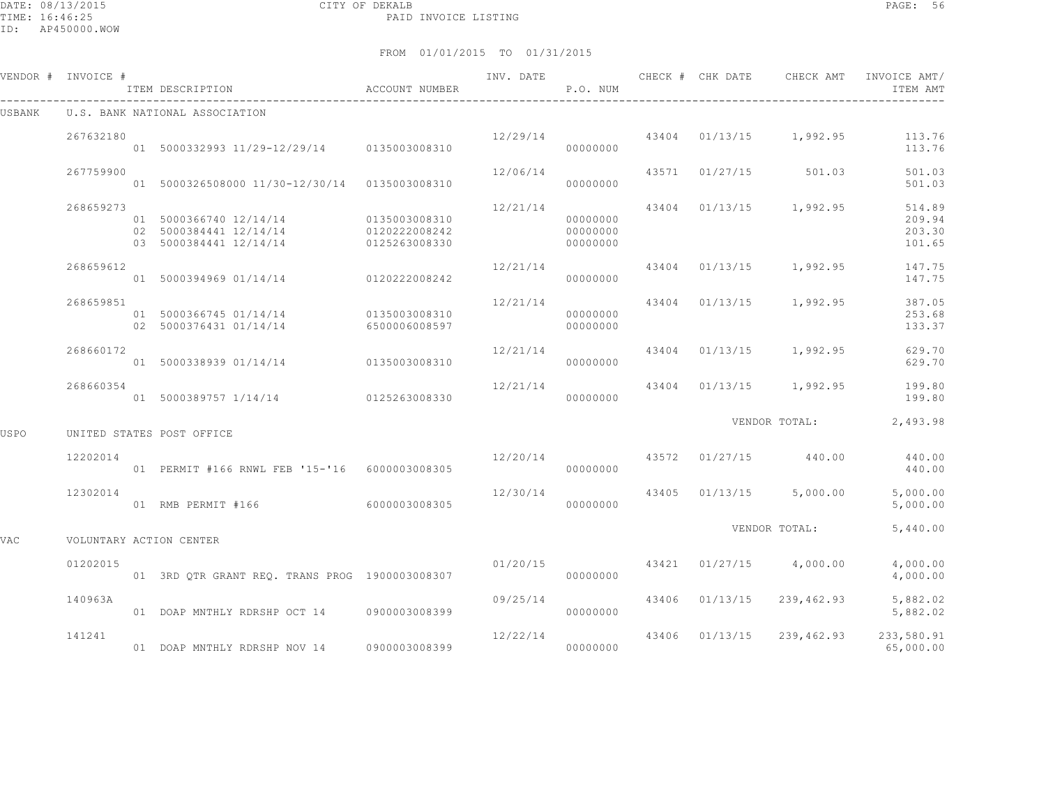CITY OF DEKALB
PAID INVOICE LISTING

DATE: 08/13/2015
TIME: 16:46:25
ID: AP450000.WOW

FROM 01/01/2015 TO 01/31/2015

| VENDOR # | INVOICE # | ITEM DESCRIPTION | ACCOUNT NUMBER | INV. DATE | P.O. NUM | CHECK # | CHK DATE | CHECK AMT | INVOICE AMT/ ITEM AMT |
|---|---|---|---|---|---|---|---|---|---|
| USBANK | U.S. BANK NATIONAL ASSOCIATION | | | | | | | | |
| | 267632180 | | | 12/29/14 | | 43404 | 01/13/15 | 1,992.95 | 113.76 |
| | | 01 5000332993 11/29-12/29/14 | 0135003008310 | | 00000000 | | | | 113.76 |
| | 267759900 | | | 12/06/14 | | 43571 | 01/27/15 | 501.03 | 501.03 |
| | | 01 5000326508000 11/30-12/30/14 | 0135003008310 | | 00000000 | | | | 501.03 |
| | 268659273 | | | 12/21/14 | | 43404 | 01/13/15 | 1,992.95 | 514.89 |
| | | 01 5000366740 12/14/14 | 0135003008310 | | 00000000 | | | | 209.94 |
| | | 02 5000384441 12/14/14 | 0120222008242 | | 00000000 | | | | 203.30 |
| | | 03 5000384441 12/14/14 | 0125263008330 | | 00000000 | | | | 101.65 |
| | 268659612 | | | 12/21/14 | | 43404 | 01/13/15 | 1,992.95 | 147.75 |
| | | 01 5000394969 01/14/14 | 0120222008242 | | 00000000 | | | | 147.75 |
| | 268659851 | | | 12/21/14 | | 43404 | 01/13/15 | 1,992.95 | 387.05 |
| | | 01 5000366745 01/14/14 | 0135003008310 | | 00000000 | | | | 253.68 |
| | | 02 5000376431 01/14/14 | 6500006008597 | | 00000000 | | | | 133.37 |
| | 268660172 | | | 12/21/14 | | 43404 | 01/13/15 | 1,992.95 | 629.70 |
| | | 01 5000338939 01/14/14 | 0135003008310 | | 00000000 | | | | 629.70 |
| | 268660354 | | | 12/21/14 | | 43404 | 01/13/15 | 1,992.95 | 199.80 |
| | | 01 5000389757 1/14/14 | 0125263008330 | | 00000000 | | | | 199.80 |
| | | | | | | | | VENDOR TOTAL: | 2,493.98 |
| USPO | UNITED STATES POST OFFICE | | | | | | | | |
| | 12202014 | | | 12/20/14 | | 43572 | 01/27/15 | 440.00 | 440.00 |
| | | 01 PERMIT #166 RNWL FEB '15-'16 | 6000003008305 | | 00000000 | | | | 440.00 |
| | 12302014 | | | 12/30/14 | | 43405 | 01/13/15 | 5,000.00 | 5,000.00 |
| | | 01 RMB PERMIT #166 | 6000003008305 | | 00000000 | | | | 5,000.00 |
| | | | | | | | | VENDOR TOTAL: | 5,440.00 |
| VAC | VOLUNTARY ACTION CENTER | | | | | | | | |
| | 01202015 | | | 01/20/15 | | 43421 | 01/27/15 | 4,000.00 | 4,000.00 |
| | | 01 3RD QTR GRANT REQ. TRANS PROG | 1900003008307 | | 00000000 | | | | 4,000.00 |
| | 140963A | | | 09/25/14 | | 43406 | 01/13/15 | 239,462.93 | 5,882.02 |
| | | 01 DOAP MNTHLY RDRSHP OCT 14 | 0900003008399 | | 00000000 | | | | 5,882.02 |
| | 141241 | | | 12/22/14 | | 43406 | 01/13/15 | 239,462.93 | 233,580.91 |
| | | 01 DOAP MNTHLY RDRSHP NOV 14 | 0900003008399 | | 00000000 | | | | 65,000.00 |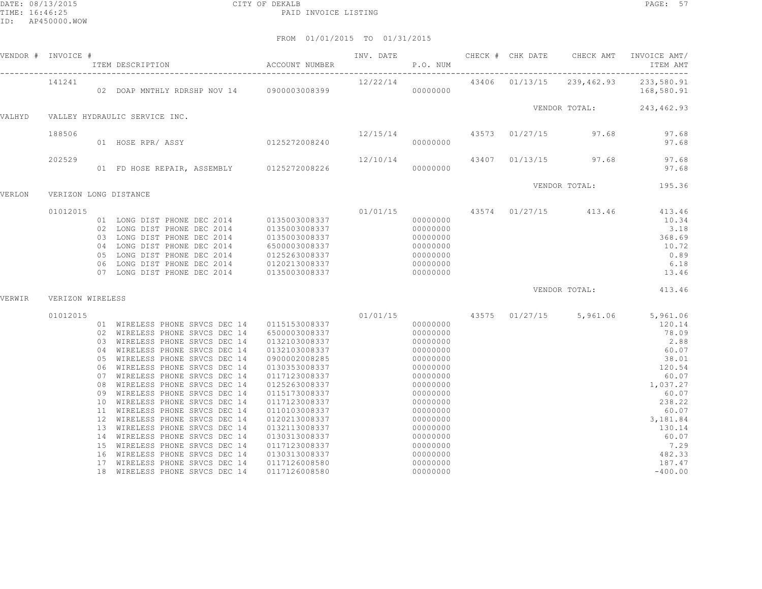CITY OF DEKALB

PAID INVOICE LISTING

DATE: 08/13/2015
TIME: 16:46:25
ID: AP450000.WOW

FROM 01/01/2015 TO 01/31/2015

| VENDOR # | INVOICE # | ITEM DESCRIPTION | ACCOUNT NUMBER | INV. DATE | P.O. NUM | CHECK # | CHK DATE | CHECK AMT | INVOICE AMT/ ITEM AMT |
|---|---|---|---|---|---|---|---|---|---|
| | 141241 | | | 12/22/14 | | 43406 | 01/13/15 | 239,462.93 | 233,580.91 |
| | | 02 DOAP MNTHLY RDRSHP NOV 14 | 0900003008399 | | 00000000 | | | | 168,580.91 |
| | | | | | | | | VENDOR TOTAL: | 243,462.93 |
| VALHYD | VALLEY HYDRAULIC SERVICE INC. | | | | | | | | |
| | 188506 | | | 12/15/14 | | 43573 | 01/27/15 | 97.68 | 97.68 |
| | | 01 HOSE RPR/ ASSY | 0125272008240 | | 00000000 | | | | 97.68 |
| | 202529 | | | 12/10/14 | | 43407 | 01/13/15 | 97.68 | 97.68 |
| | | 01 FD HOSE REPAIR, ASSEMBLY | 0125272008226 | | 00000000 | | | | 97.68 |
| | | | | | | | | VENDOR TOTAL: | 195.36 |
| VERLON | VERIZON LONG DISTANCE | | | | | | | | |
| | 01012015 | | | 01/01/15 | | 43574 | 01/27/15 | 413.46 | 413.46 |
| | | 01 LONG DIST PHONE DEC 2014 | 0135003008337 | | 00000000 | | | | 10.34 |
| | | 02 LONG DIST PHONE DEC 2014 | 0135003008337 | | 00000000 | | | | 3.18 |
| | | 03 LONG DIST PHONE DEC 2014 | 0135003008337 | | 00000000 | | | | 368.69 |
| | | 04 LONG DIST PHONE DEC 2014 | 6500003008337 | | 00000000 | | | | 10.72 |
| | | 05 LONG DIST PHONE DEC 2014 | 0125263008337 | | 00000000 | | | | 0.89 |
| | | 06 LONG DIST PHONE DEC 2014 | 0120213008337 | | 00000000 | | | | 6.18 |
| | | 07 LONG DIST PHONE DEC 2014 | 0135003008337 | | 00000000 | | | | 13.46 |
| | | | | | | | | VENDOR TOTAL: | 413.46 |
| VERWIR | VERIZON WIRELESS | | | | | | | | |
| | 01012015 | | | 01/01/15 | | 43575 | 01/27/15 | 5,961.06 | 5,961.06 |
| | | 01 WIRELESS PHONE SRVCS DEC 14 | 0115153008337 | | 00000000 | | | | 120.14 |
| | | 02 WIRELESS PHONE SRVCS DEC 14 | 6500003008337 | | 00000000 | | | | 78.09 |
| | | 03 WIRELESS PHONE SRVCS DEC 14 | 0132103008337 | | 00000000 | | | | 2.88 |
| | | 04 WIRELESS PHONE SRVCS DEC 14 | 0132103008337 | | 00000000 | | | | 60.07 |
| | | 05 WIRELESS PHONE SRVCS DEC 14 | 0900002008285 | | 00000000 | | | | 38.01 |
| | | 06 WIRELESS PHONE SRVCS DEC 14 | 0130353008337 | | 00000000 | | | | 120.54 |
| | | 07 WIRELESS PHONE SRVCS DEC 14 | 0117123008337 | | 00000000 | | | | 60.07 |
| | | 08 WIRELESS PHONE SRVCS DEC 14 | 0125263008337 | | 00000000 | | | | 1,037.27 |
| | | 09 WIRELESS PHONE SRVCS DEC 14 | 0115173008337 | | 00000000 | | | | 60.07 |
| | | 10 WIRELESS PHONE SRVCS DEC 14 | 0117123008337 | | 00000000 | | | | 238.22 |
| | | 11 WIRELESS PHONE SRVCS DEC 14 | 0110103008337 | | 00000000 | | | | 60.07 |
| | | 12 WIRELESS PHONE SRVCS DEC 14 | 0120213008337 | | 00000000 | | | | 3,181.84 |
| | | 13 WIRELESS PHONE SRVCS DEC 14 | 0132113008337 | | 00000000 | | | | 130.14 |
| | | 14 WIRELESS PHONE SRVCS DEC 14 | 0130313008337 | | 00000000 | | | | 60.07 |
| | | 15 WIRELESS PHONE SRVCS DEC 14 | 0117123008337 | | 00000000 | | | | 7.29 |
| | | 16 WIRELESS PHONE SRVCS DEC 14 | 0130313008337 | | 00000000 | | | | 482.33 |
| | | 17 WIRELESS PHONE SRVCS DEC 14 | 0117126008580 | | 00000000 | | | | 187.47 |
| | | 18 WIRELESS PHONE SRVCS DEC 14 | 0117126008580 | | 00000000 | | | | -400.00 |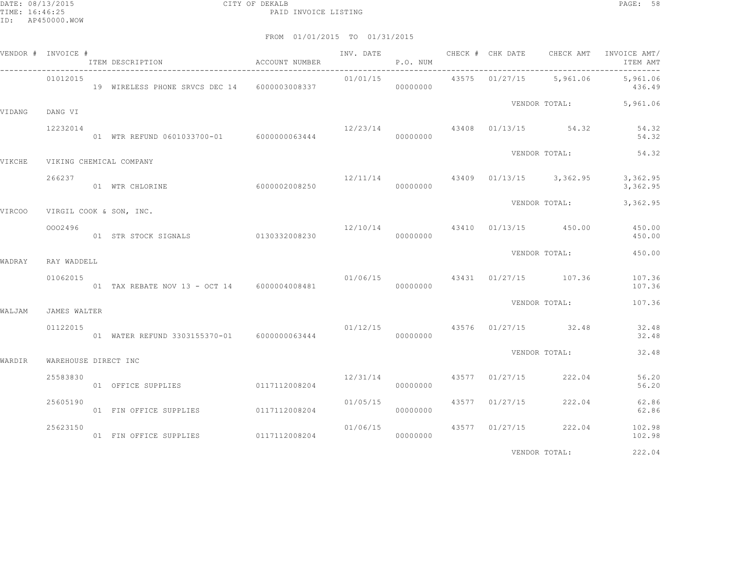CITY OF DEKALB
PAID INVOICE LISTING

DATE: 08/13/2015
TIME: 16:46:25
ID: AP450000.WOW

FROM 01/01/2015 TO 01/31/2015

| VENDOR # | INVOICE # | ITEM DESCRIPTION | ACCOUNT NUMBER | INV. DATE | P.O. NUM | CHECK # | CHK DATE | CHECK AMT | INVOICE AMT/ ITEM AMT |
|---|---|---|---|---|---|---|---|---|---|
| | 01012015 | | | 01/01/15 | | 43575 | 01/27/15 | 5,961.06 | 5,961.06 |
| | | 19 WIRELESS PHONE SRVCS DEC 14 | 6000003008337 | | 00000000 | | | | 436.49 |
| | | | | | | | VENDOR TOTAL: | | 5,961.06 |
| VIDANG | DANG VI | | | | | | | | |
| | 12232014 | | | 12/23/14 | | 43408 | 01/13/15 | 54.32 | 54.32 |
| | | 01 WTR REFUND 0601033700-01 | 6000000063444 | | 00000000 | | | | 54.32 |
| | | | | | | | VENDOR TOTAL: | | 54.32 |
| VIKCHE | VIKING CHEMICAL COMPANY | | | | | | | | |
| | 266237 | | | 12/11/14 | | 43409 | 01/13/15 | 3,362.95 | 3,362.95 |
| | | 01 WTR CHLORINE | 6000002008250 | | 00000000 | | | | 3,362.95 |
| | | | | | | | VENDOR TOTAL: | | 3,362.95 |
| VIRCOO | VIRGIL COOK & SON, INC. | | | | | | | | |
| | 0002496 | | | 12/10/14 | | 43410 | 01/13/15 | 450.00 | 450.00 |
| | | 01 STR STOCK SIGNALS | 0130332008230 | | 00000000 | | | | 450.00 |
| | | | | | | | VENDOR TOTAL: | | 450.00 |
| WADRAY | RAY WADDELL | | | | | | | | |
| | 01062015 | | | 01/06/15 | | 43431 | 01/27/15 | 107.36 | 107.36 |
| | | 01 TAX REBATE NOV 13 - OCT 14 | 6000004008481 | | 00000000 | | | | 107.36 |
| | | | | | | | VENDOR TOTAL: | | 107.36 |
| WALJAM | JAMES WALTER | | | | | | | | |
| | 01122015 | | | 01/12/15 | | 43576 | 01/27/15 | 32.48 | 32.48 |
| | | 01 WATER REFUND 3303155370-01 | 6000000063444 | | 00000000 | | | | 32.48 |
| | | | | | | | VENDOR TOTAL: | | 32.48 |
| WARDIR | WAREHOUSE DIRECT INC | | | | | | | | |
| | 25583830 | | | 12/31/14 | | 43577 | 01/27/15 | 222.04 | 56.20 |
| | | 01 OFFICE SUPPLIES | 0117112008204 | | 00000000 | | | | 56.20 |
| | 25605190 | | | 01/05/15 | | 43577 | 01/27/15 | 222.04 | 62.86 |
| | | 01 FIN OFFICE SUPPLIES | 0117112008204 | | 00000000 | | | | 62.86 |
| | 25623150 | | | 01/06/15 | | 43577 | 01/27/15 | 222.04 | 102.98 |
| | | 01 FIN OFFICE SUPPLIES | 0117112008204 | | 00000000 | | | | 102.98 |
| | | | | | | | VENDOR TOTAL: | | 222.04 |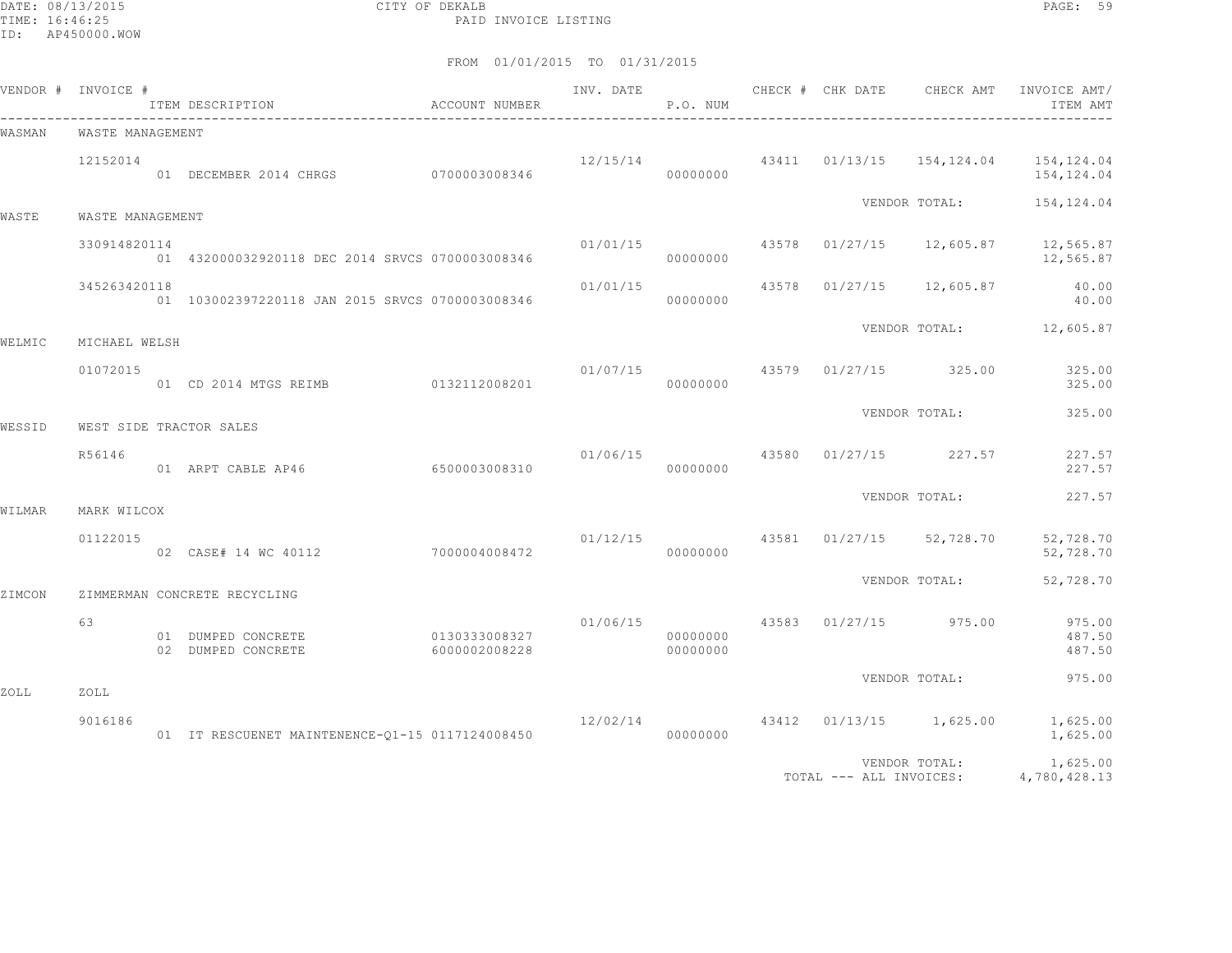DATE: 08/13/2015 CITY OF DEKALB
TIME: 16:46:25 PAID INVOICE LISTING
ID: AP450000.WOW

FROM 01/01/2015 TO 01/31/2015

| VENDOR # | INVOICE # / ITEM DESCRIPTION | ACCOUNT NUMBER | INV. DATE | P.O. NUM | CHECK # | CHK DATE | CHECK AMT | INVOICE AMT/ ITEM AMT |
|---|---|---|---|---|---|---|---|---|
| WASMAN | WASTE MANAGEMENT | | | | | | | |
| | 12152014 | | 12/15/14 | | 43411 | 01/13/15 | 154,124.04 | 154,124.04 |
| | 01 DECEMBER 2014 CHRGS | 0700003008346 | | 00000000 | | | | 154,124.04 |
| | | | | | | | VENDOR TOTAL: | 154,124.04 |
| WASTE | WASTE MANAGEMENT | | | | | | | |
| | 330914820114 | | 01/01/15 | | 43578 | 01/27/15 | 12,605.87 | 12,565.87 |
| | 01 432000032920118 DEC 2014 SRVCS | 0700003008346 | | 00000000 | | | | 12,565.87 |
| | 345263420118 | | 01/01/15 | | 43578 | 01/27/15 | 12,605.87 | 40.00 |
| | 01 103002397220118 JAN 2015 SRVCS | 0700003008346 | | 00000000 | | | | 40.00 |
| | | | | | | | VENDOR TOTAL: | 12,605.87 |
| WELMIC | MICHAEL WELSH | | | | | | | |
| | 01072015 | | 01/07/15 | | 43579 | 01/27/15 | 325.00 | 325.00 |
| | 01 CD 2014 MTGS REIMB | 0132112008201 | | 00000000 | | | | 325.00 |
| | | | | | | | VENDOR TOTAL: | 325.00 |
| WESSID | WEST SIDE TRACTOR SALES | | | | | | | |
| | R56146 | | 01/06/15 | | 43580 | 01/27/15 | 227.57 | 227.57 |
| | 01 ARPT CABLE AP46 | 6500003008310 | | 00000000 | | | | 227.57 |
| | | | | | | | VENDOR TOTAL: | 227.57 |
| WILMAR | MARK WILCOX | | | | | | | |
| | 01122015 | | 01/12/15 | | 43581 | 01/27/15 | 52,728.70 | 52,728.70 |
| | 02 CASE# 14 WC 40112 | 7000004008472 | | 00000000 | | | | 52,728.70 |
| | | | | | | | VENDOR TOTAL: | 52,728.70 |
| ZIMCON | ZIMMERMAN CONCRETE RECYCLING | | | | | | | |
| | 63 | | 01/06/15 | | 43583 | 01/27/15 | 975.00 | 975.00 |
| | 01 DUMPED CONCRETE | 0130333008327 | | 00000000 | | | | 487.50 |
| | 02 DUMPED CONCRETE | 6000002008228 | | 00000000 | | | | 487.50 |
| | | | | | | | VENDOR TOTAL: | 975.00 |
| ZOLL | ZOLL | | | | | | | |
| | 9016186 | | 12/02/14 | | 43412 | 01/13/15 | 1,625.00 | 1,625.00 |
| | 01 IT RESCUENET MAINTENENCE-Q1-15 | 0117124008450 | | 00000000 | | | | 1,625.00 |
| | | | | | | | VENDOR TOTAL: | 1,625.00 |
| | | | | | | TOTAL --- ALL INVOICES: | | 4,780,428.13 |